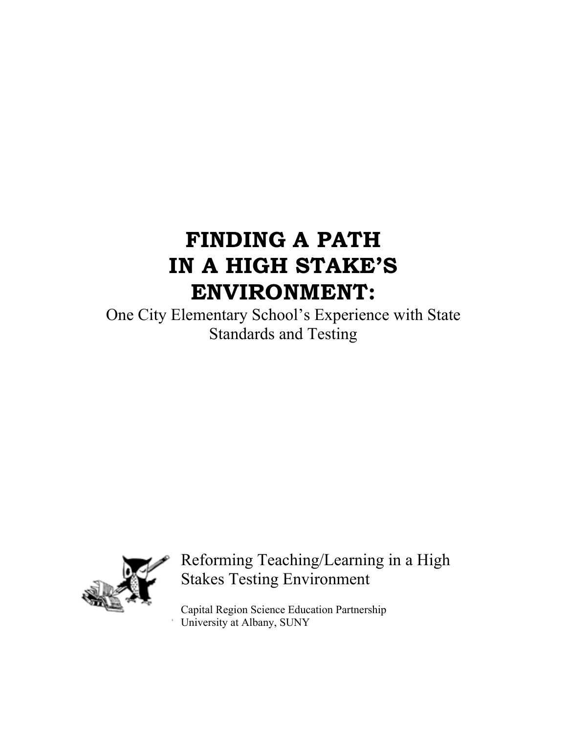# FINDING A PATH IN A HIGH STAKE'S ENVIRONMENT:

One City Elementary School's Experience with State Standards and Testing

Reforming Teaching/Learning in a High Stakes Testing Environment

Capital Region Science Education Partnership
University at Albany, SUNY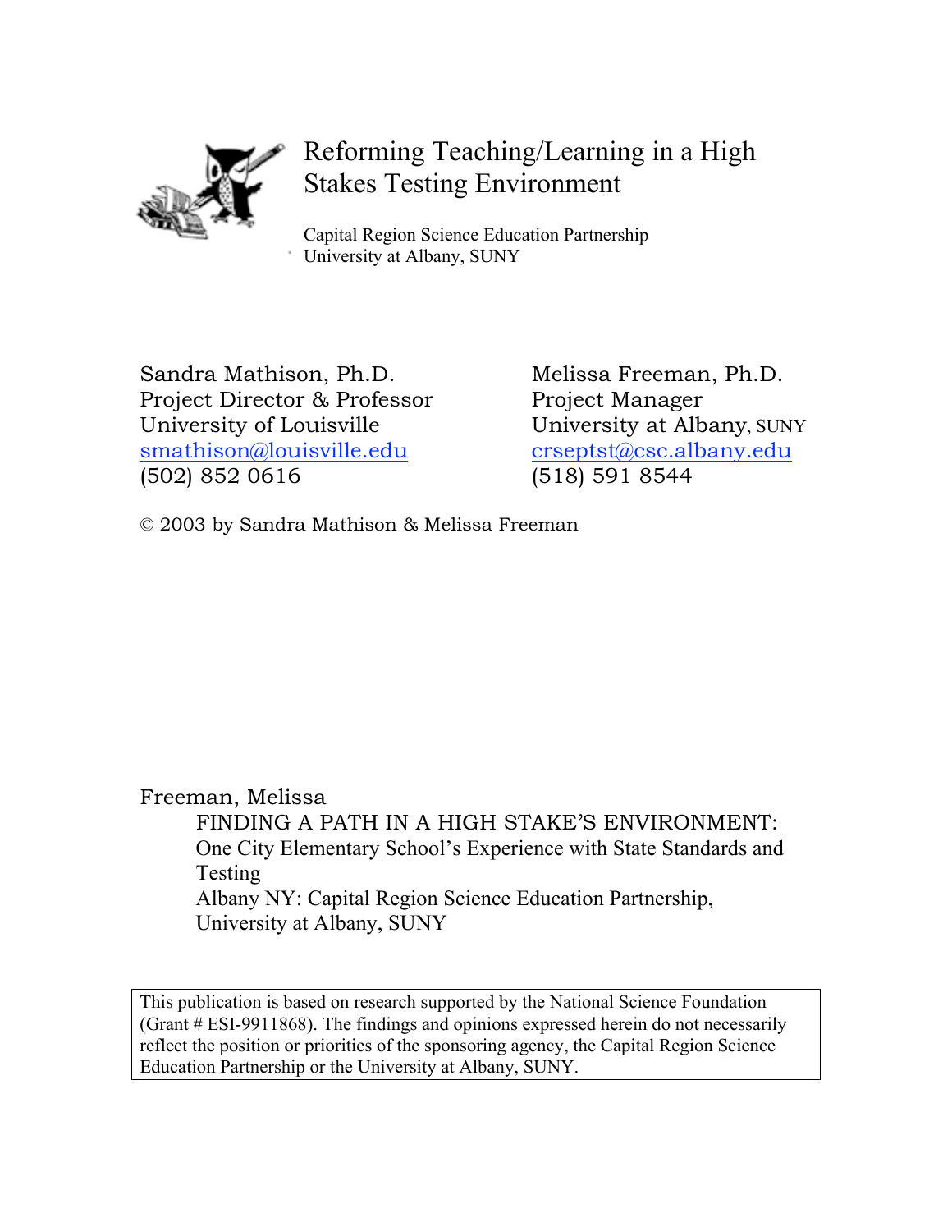# Reforming Teaching/Learning in a High Stakes Testing Environment

Capital Region Science Education Partnership
University at Albany, SUNY

Sandra Mathison, Ph.D.
Project Director & Professor
University of Louisville
smathison@louisville.edu
(502) 852 0616

Melissa Freeman, Ph.D.
Project Manager
University at Albany, SUNY
crseptst@csc.albany.edu
(518) 591 8544

© 2003 by Sandra Mathison & Melissa Freeman

Freeman, Melissa
FINDING A PATH IN A HIGH STAKE'S ENVIRONMENT:
One City Elementary School's Experience with State Standards and Testing
Albany NY: Capital Region Science Education Partnership, University at Albany, SUNY

This publication is based on research supported by the National Science Foundation (Grant # ESI-9911868). The findings and opinions expressed herein do not necessarily reflect the position or priorities of the sponsoring agency, the Capital Region Science Education Partnership or the University at Albany, SUNY.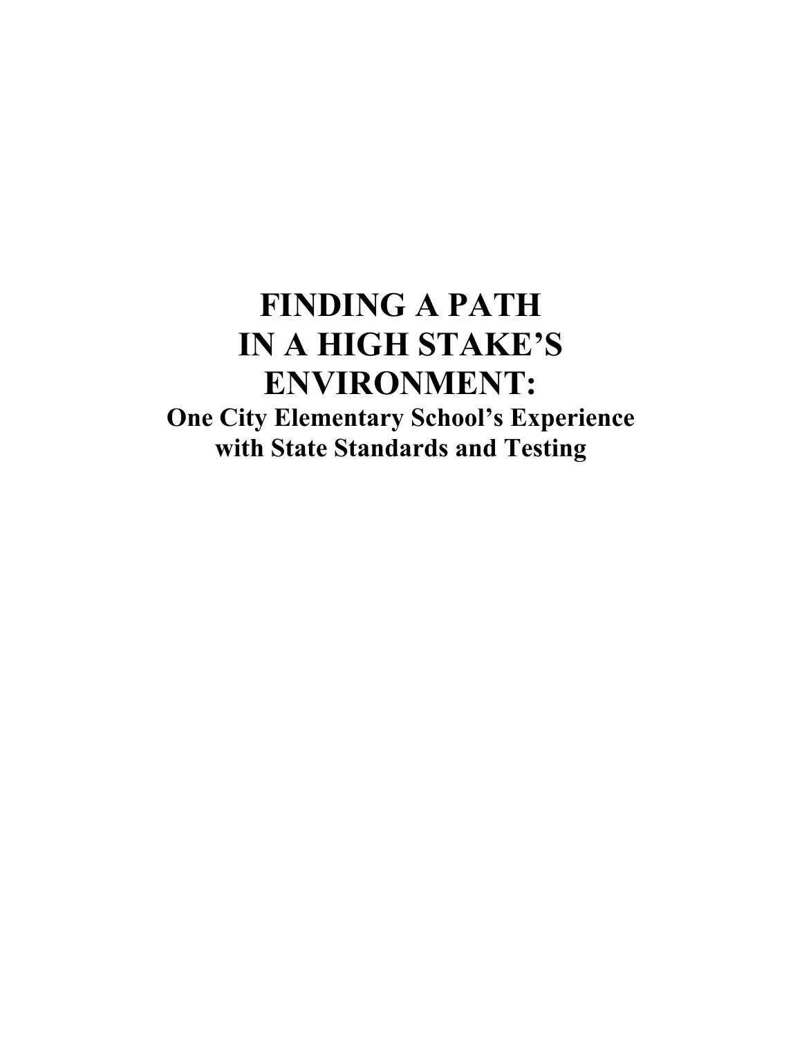# FINDING A PATH IN A HIGH STAKE'S ENVIRONMENT:

## One City Elementary School's Experience with State Standards and Testing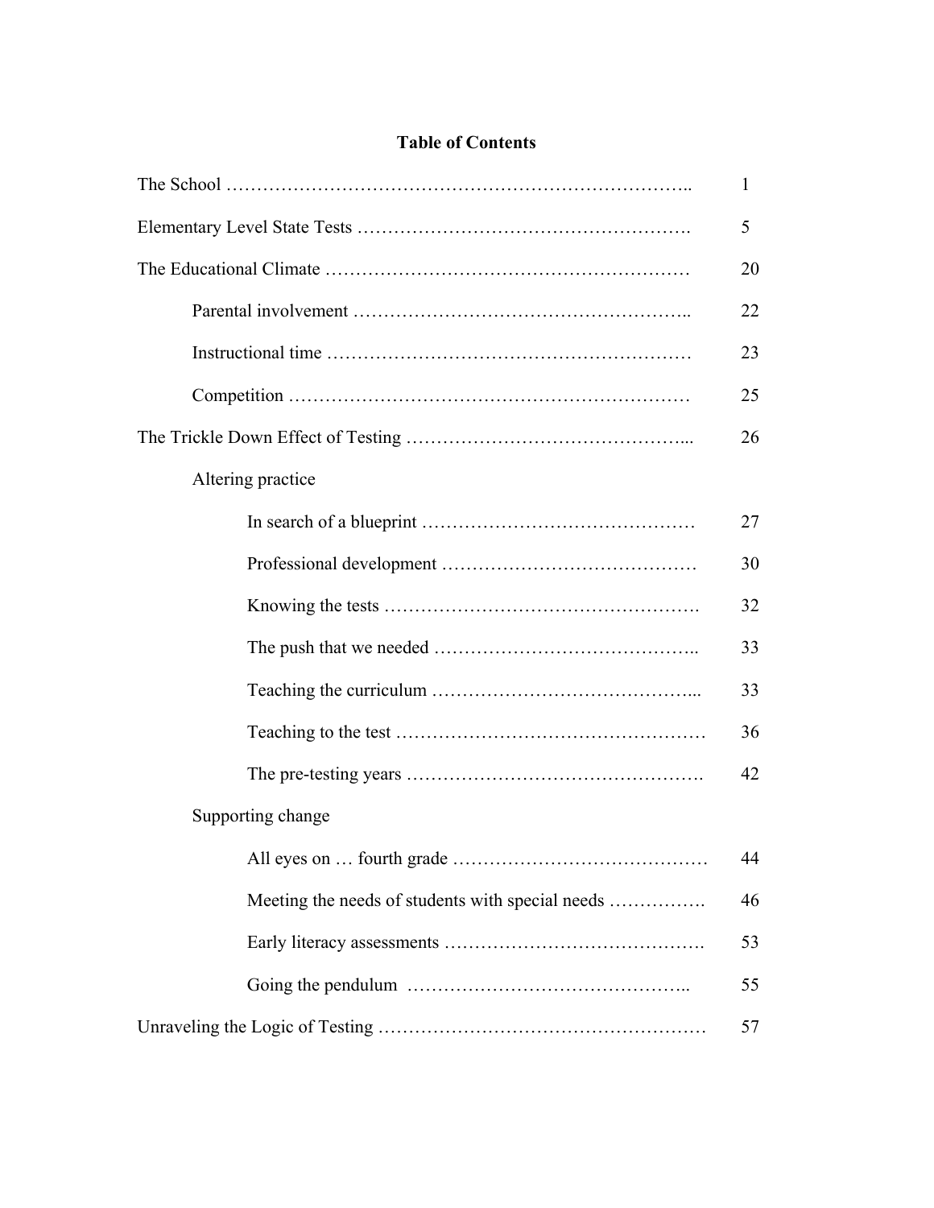# Table of Contents

The School …………………………………………………………………….. 1

Elementary Level State Tests ………………………………………………. 5

The Educational Climate …………………………………………………… 20

- Parental involvement ……………………………………………….. 22
- Instructional time …………………………………………………… 23
- Competition ………………………………………………………… 25

The Trickle Down Effect of Testing ……………………………………... 26

- Altering practice
  - In search of a blueprint ……………………………………… 27
  - Professional development …………………………………… 30
  - Knowing the tests ……………………………………………. 32
  - The push that we needed …………………………………….. 33
  - Teaching the curriculum ……………………………………... 33
  - Teaching to the test …………………………………………… 36
  - The pre-testing years …………………………………………. 42
- Supporting change
  - All eyes on … fourth grade …………………………………… 44
  - Meeting the needs of students with special needs ……………. 46
  - Early literacy assessments ……………………………………. 53
  - Going the pendulum ……………………………………….. 55

Unraveling the Logic of Testing ……………………………………………… 57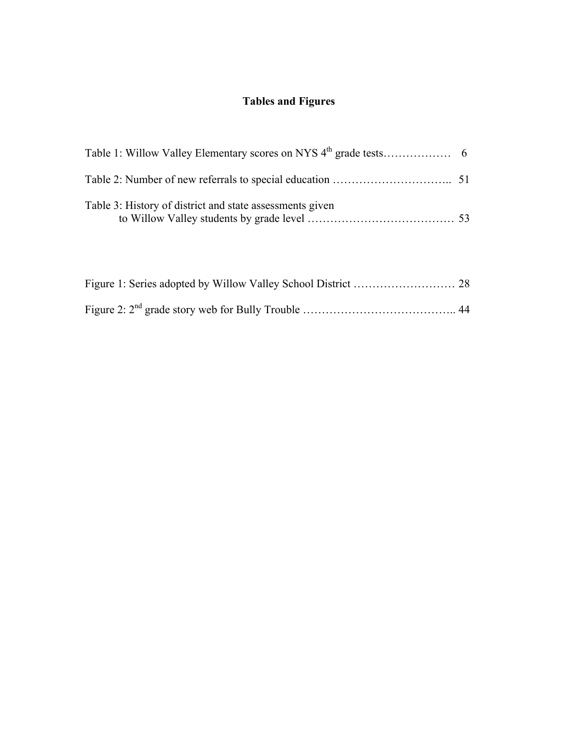# Tables and Figures

Table 1: Willow Valley Elementary scores on NYS 4th grade tests……………… 6

Table 2: Number of new referrals to special education ………………………….. 51

Table 3: History of district and state assessments given to Willow Valley students by grade level ………………………………… 53

Figure 1: Series adopted by Willow Valley School District ……………………… 28

Figure 2: 2nd grade story web for Bully Trouble ………………………………….. 44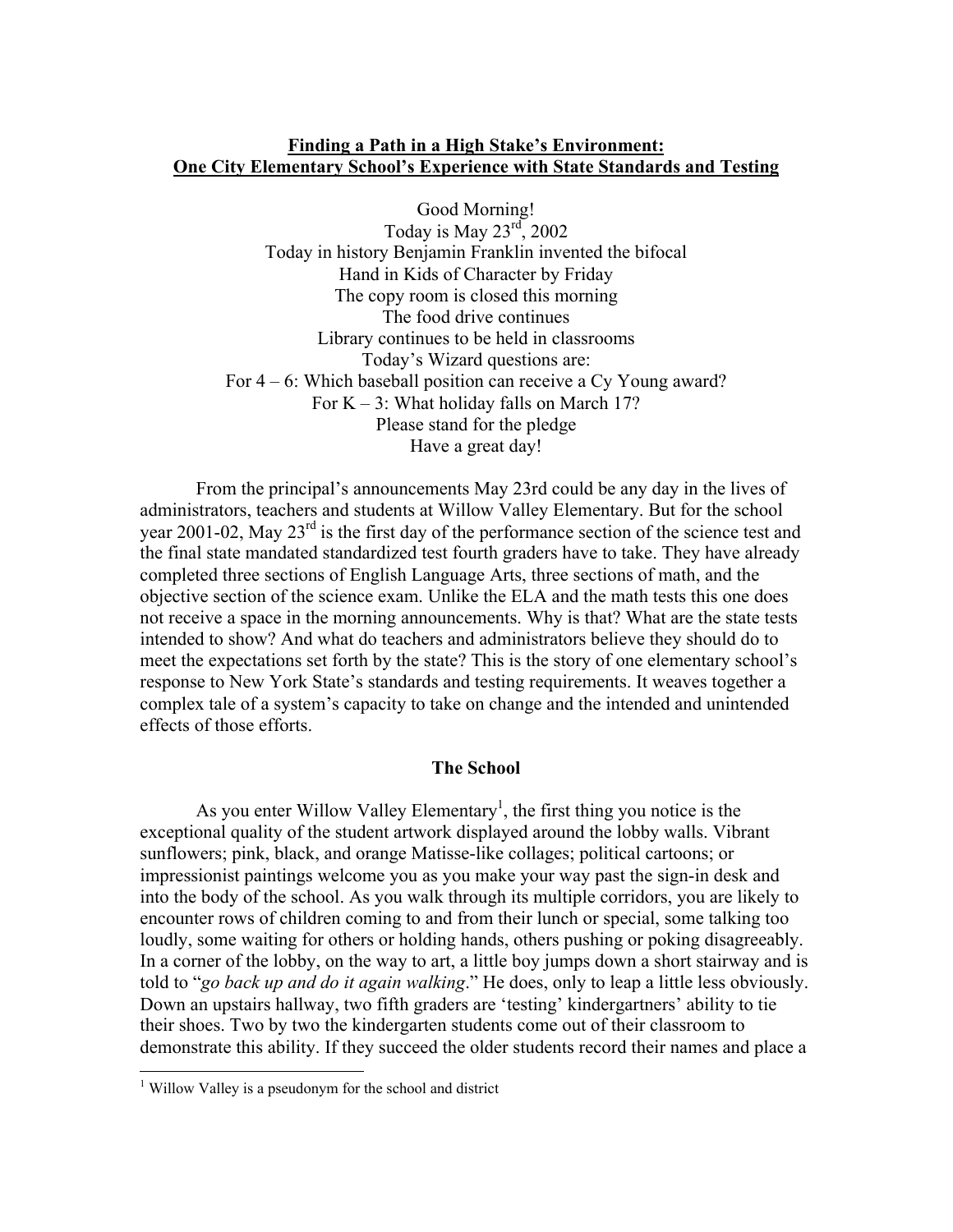**Finding a Path in a High Stake's Environment:**
**One City Elementary School's Experience with State Standards and Testing**

Good Morning!
Today is May 23rd, 2002
Today in history Benjamin Franklin invented the bifocal
Hand in Kids of Character by Friday
The copy room is closed this morning
The food drive continues
Library continues to be held in classrooms
Today's Wizard questions are:
For 4 – 6: Which baseball position can receive a Cy Young award?
For K – 3: What holiday falls on March 17?
Please stand for the pledge
Have a great day!

From the principal's announcements May 23rd could be any day in the lives of administrators, teachers and students at Willow Valley Elementary. But for the school year 2001-02, May 23rd is the first day of the performance section of the science test and the final state mandated standardized test fourth graders have to take. They have already completed three sections of English Language Arts, three sections of math, and the objective section of the science exam. Unlike the ELA and the math tests this one does not receive a space in the morning announcements. Why is that? What are the state tests intended to show? And what do teachers and administrators believe they should do to meet the expectations set forth by the state? This is the story of one elementary school's response to New York State's standards and testing requirements. It weaves together a complex tale of a system's capacity to take on change and the intended and unintended effects of those efforts.

**The School**

As you enter Willow Valley Elementary[1], the first thing you notice is the exceptional quality of the student artwork displayed around the lobby walls. Vibrant sunflowers; pink, black, and orange Matisse-like collages; political cartoons; or impressionist paintings welcome you as you make your way past the sign-in desk and into the body of the school. As you walk through its multiple corridors, you are likely to encounter rows of children coming to and from their lunch or special, some talking too loudly, some waiting for others or holding hands, others pushing or poking disagreeably. In a corner of the lobby, on the way to art, a little boy jumps down a short stairway and is told to "*go back up and do it again walking*." He does, only to leap a little less obviously. Down an upstairs hallway, two fifth graders are 'testing' kindergartners' ability to tie their shoes. Two by two the kindergarten students come out of their classroom to demonstrate this ability. If they succeed the older students record their names and place a

[1] Willow Valley is a pseudonym for the school and district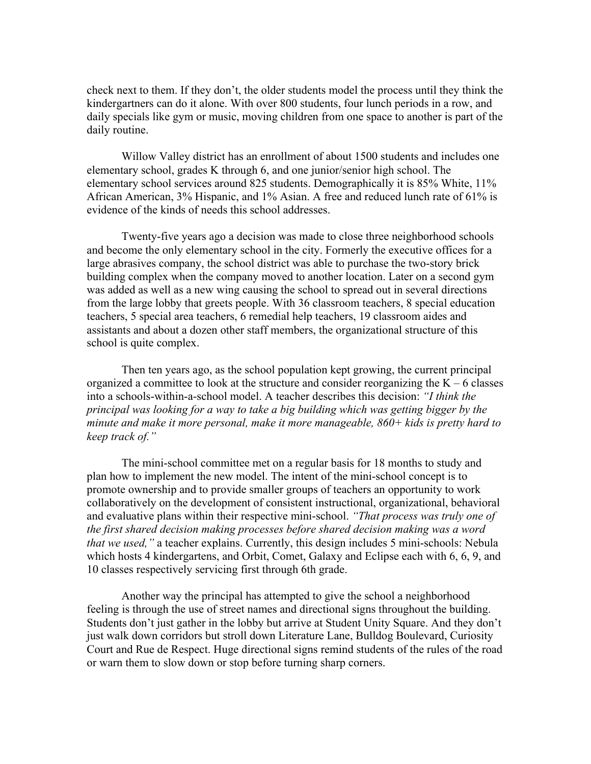check next to them. If they don't, the older students model the process until they think the kindergartners can do it alone. With over 800 students, four lunch periods in a row, and daily specials like gym or music, moving children from one space to another is part of the daily routine.

Willow Valley district has an enrollment of about 1500 students and includes one elementary school, grades K through 6, and one junior/senior high school. The elementary school services around 825 students. Demographically it is 85% White, 11% African American, 3% Hispanic, and 1% Asian. A free and reduced lunch rate of 61% is evidence of the kinds of needs this school addresses.

Twenty-five years ago a decision was made to close three neighborhood schools and become the only elementary school in the city. Formerly the executive offices for a large abrasives company, the school district was able to purchase the two-story brick building complex when the company moved to another location. Later on a second gym was added as well as a new wing causing the school to spread out in several directions from the large lobby that greets people. With 36 classroom teachers, 8 special education teachers, 5 special area teachers, 6 remedial help teachers, 19 classroom aides and assistants and about a dozen other staff members, the organizational structure of this school is quite complex.

Then ten years ago, as the school population kept growing, the current principal organized a committee to look at the structure and consider reorganizing the K – 6 classes into a schools-within-a-school model. A teacher describes this decision: *"I think the principal was looking for a way to take a big building which was getting bigger by the minute and make it more personal, make it more manageable, 860+ kids is pretty hard to keep track of."*

The mini-school committee met on a regular basis for 18 months to study and plan how to implement the new model. The intent of the mini-school concept is to promote ownership and to provide smaller groups of teachers an opportunity to work collaboratively on the development of consistent instructional, organizational, behavioral and evaluative plans within their respective mini-school. *"That process was truly one of the first shared decision making processes before shared decision making was a word that we used,"* a teacher explains. Currently, this design includes 5 mini-schools: Nebula which hosts 4 kindergartens, and Orbit, Comet, Galaxy and Eclipse each with 6, 6, 9, and 10 classes respectively servicing first through 6th grade.

Another way the principal has attempted to give the school a neighborhood feeling is through the use of street names and directional signs throughout the building. Students don't just gather in the lobby but arrive at Student Unity Square. And they don't just walk down corridors but stroll down Literature Lane, Bulldog Boulevard, Curiosity Court and Rue de Respect. Huge directional signs remind students of the rules of the road or warn them to slow down or stop before turning sharp corners.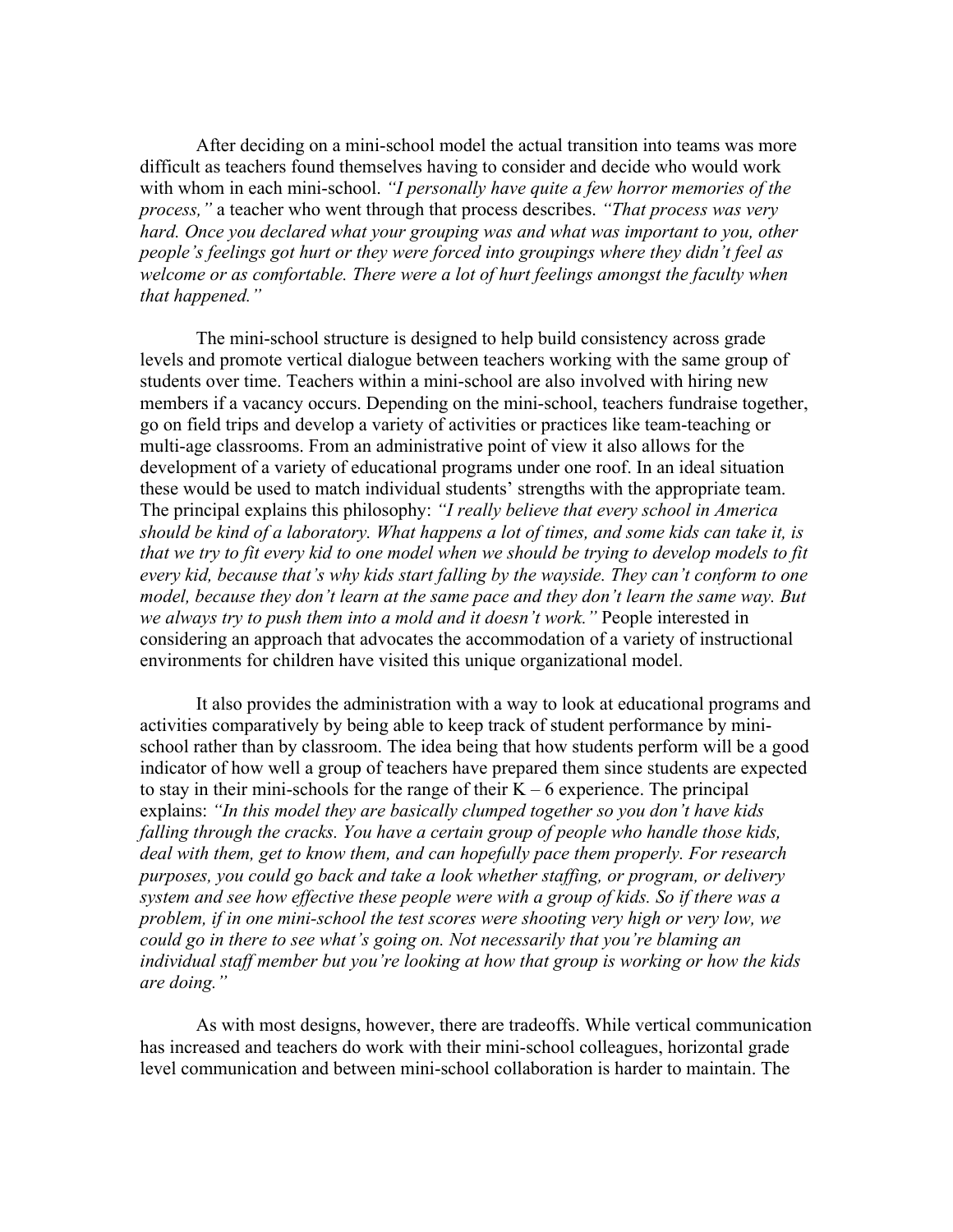After deciding on a mini-school model the actual transition into teams was more difficult as teachers found themselves having to consider and decide who would work with whom in each mini-school. *"I personally have quite a few horror memories of the process,"* a teacher who went through that process describes. *"That process was very hard. Once you declared what your grouping was and what was important to you, other people's feelings got hurt or they were forced into groupings where they didn't feel as welcome or as comfortable. There were a lot of hurt feelings amongst the faculty when that happened."*

The mini-school structure is designed to help build consistency across grade levels and promote vertical dialogue between teachers working with the same group of students over time. Teachers within a mini-school are also involved with hiring new members if a vacancy occurs. Depending on the mini-school, teachers fundraise together, go on field trips and develop a variety of activities or practices like team-teaching or multi-age classrooms. From an administrative point of view it also allows for the development of a variety of educational programs under one roof. In an ideal situation these would be used to match individual students' strengths with the appropriate team. The principal explains this philosophy: *"I really believe that every school in America should be kind of a laboratory. What happens a lot of times, and some kids can take it, is that we try to fit every kid to one model when we should be trying to develop models to fit every kid, because that's why kids start falling by the wayside. They can't conform to one model, because they don't learn at the same pace and they don't learn the same way. But we always try to push them into a mold and it doesn't work."* People interested in considering an approach that advocates the accommodation of a variety of instructional environments for children have visited this unique organizational model.

It also provides the administration with a way to look at educational programs and activities comparatively by being able to keep track of student performance by mini-school rather than by classroom. The idea being that how students perform will be a good indicator of how well a group of teachers have prepared them since students are expected to stay in their mini-schools for the range of their K – 6 experience. The principal explains: *"In this model they are basically clumped together so you don't have kids falling through the cracks. You have a certain group of people who handle those kids, deal with them, get to know them, and can hopefully pace them properly. For research purposes, you could go back and take a look whether staffing, or program, or delivery system and see how effective these people were with a group of kids. So if there was a problem, if in one mini-school the test scores were shooting very high or very low, we could go in there to see what's going on. Not necessarily that you're blaming an individual staff member but you're looking at how that group is working or how the kids are doing."*

As with most designs, however, there are tradeoffs. While vertical communication has increased and teachers do work with their mini-school colleagues, horizontal grade level communication and between mini-school collaboration is harder to maintain. The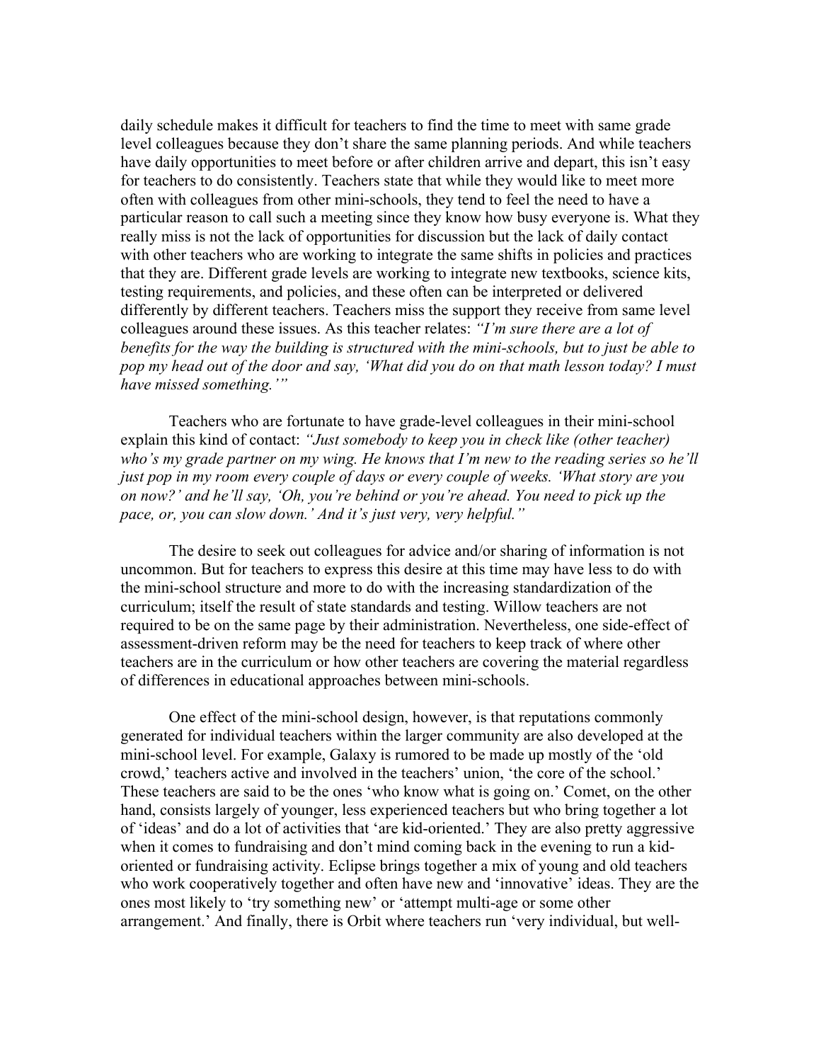daily schedule makes it difficult for teachers to find the time to meet with same grade level colleagues because they don't share the same planning periods. And while teachers have daily opportunities to meet before or after children arrive and depart, this isn't easy for teachers to do consistently. Teachers state that while they would like to meet more often with colleagues from other mini-schools, they tend to feel the need to have a particular reason to call such a meeting since they know how busy everyone is. What they really miss is not the lack of opportunities for discussion but the lack of daily contact with other teachers who are working to integrate the same shifts in policies and practices that they are. Different grade levels are working to integrate new textbooks, science kits, testing requirements, and policies, and these often can be interpreted or delivered differently by different teachers. Teachers miss the support they receive from same level colleagues around these issues. As this teacher relates: *"I'm sure there are a lot of benefits for the way the building is structured with the mini-schools, but to just be able to pop my head out of the door and say, 'What did you do on that math lesson today? I must have missed something.'"*

Teachers who are fortunate to have grade-level colleagues in their mini-school explain this kind of contact: *"Just somebody to keep you in check like (other teacher) who's my grade partner on my wing. He knows that I'm new to the reading series so he'll just pop in my room every couple of days or every couple of weeks. 'What story are you on now?' and he'll say, 'Oh, you're behind or you're ahead. You need to pick up the pace, or, you can slow down.' And it's just very, very helpful."*

The desire to seek out colleagues for advice and/or sharing of information is not uncommon. But for teachers to express this desire at this time may have less to do with the mini-school structure and more to do with the increasing standardization of the curriculum; itself the result of state standards and testing. Willow teachers are not required to be on the same page by their administration. Nevertheless, one side-effect of assessment-driven reform may be the need for teachers to keep track of where other teachers are in the curriculum or how other teachers are covering the material regardless of differences in educational approaches between mini-schools.

One effect of the mini-school design, however, is that reputations commonly generated for individual teachers within the larger community are also developed at the mini-school level. For example, Galaxy is rumored to be made up mostly of the 'old crowd,' teachers active and involved in the teachers' union, 'the core of the school.' These teachers are said to be the ones 'who know what is going on.' Comet, on the other hand, consists largely of younger, less experienced teachers but who bring together a lot of 'ideas' and do a lot of activities that 'are kid-oriented.' They are also pretty aggressive when it comes to fundraising and don't mind coming back in the evening to run a kid-oriented or fundraising activity. Eclipse brings together a mix of young and old teachers who work cooperatively together and often have new and 'innovative' ideas. They are the ones most likely to 'try something new' or 'attempt multi-age or some other arrangement.' And finally, there is Orbit where teachers run 'very individual, but well-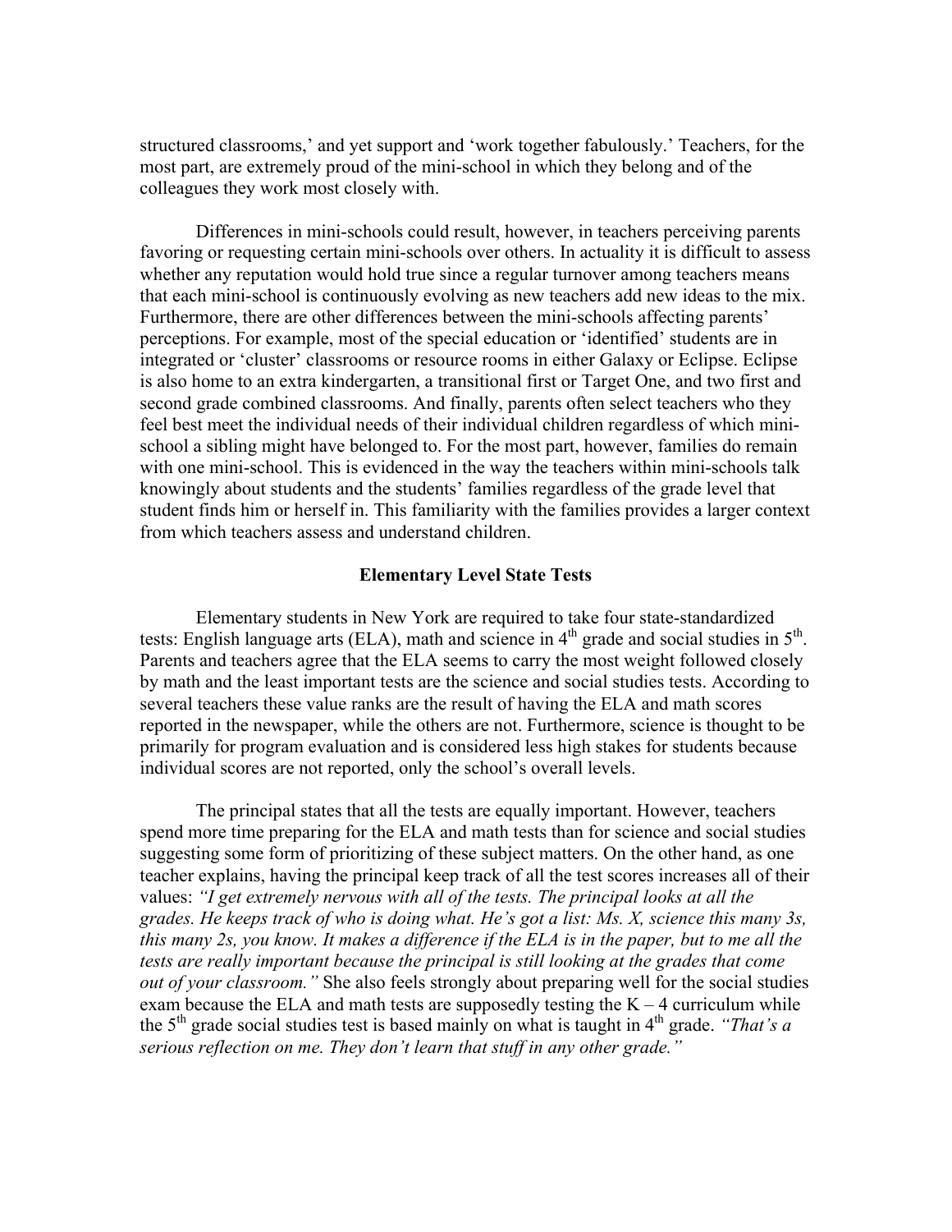structured classrooms,' and yet support and 'work together fabulously.' Teachers, for the most part, are extremely proud of the mini-school in which they belong and of the colleagues they work most closely with.

Differences in mini-schools could result, however, in teachers perceiving parents favoring or requesting certain mini-schools over others. In actuality it is difficult to assess whether any reputation would hold true since a regular turnover among teachers means that each mini-school is continuously evolving as new teachers add new ideas to the mix. Furthermore, there are other differences between the mini-schools affecting parents' perceptions. For example, most of the special education or 'identified' students are in integrated or 'cluster' classrooms or resource rooms in either Galaxy or Eclipse. Eclipse is also home to an extra kindergarten, a transitional first or Target One, and two first and second grade combined classrooms. And finally, parents often select teachers who they feel best meet the individual needs of their individual children regardless of which mini-school a sibling might have belonged to. For the most part, however, families do remain with one mini-school. This is evidenced in the way the teachers within mini-schools talk knowingly about students and the students' families regardless of the grade level that student finds him or herself in. This familiarity with the families provides a larger context from which teachers assess and understand children.

## Elementary Level State Tests

Elementary students in New York are required to take four state-standardized tests: English language arts (ELA), math and science in 4th grade and social studies in 5th. Parents and teachers agree that the ELA seems to carry the most weight followed closely by math and the least important tests are the science and social studies tests. According to several teachers these value ranks are the result of having the ELA and math scores reported in the newspaper, while the others are not. Furthermore, science is thought to be primarily for program evaluation and is considered less high stakes for students because individual scores are not reported, only the school's overall levels.

The principal states that all the tests are equally important. However, teachers spend more time preparing for the ELA and math tests than for science and social studies suggesting some form of prioritizing of these subject matters. On the other hand, as one teacher explains, having the principal keep track of all the test scores increases all of their values: *"I get extremely nervous with all of the tests. The principal looks at all the grades. He keeps track of who is doing what. He's got a list: Ms. X, science this many 3s, this many 2s, you know. It makes a difference if the ELA is in the paper, but to me all the tests are really important because the principal is still looking at the grades that come out of your classroom."* She also feels strongly about preparing well for the social studies exam because the ELA and math tests are supposedly testing the K – 4 curriculum while the 5th grade social studies test is based mainly on what is taught in 4th grade. *"That's a serious reflection on me. They don't learn that stuff in any other grade."*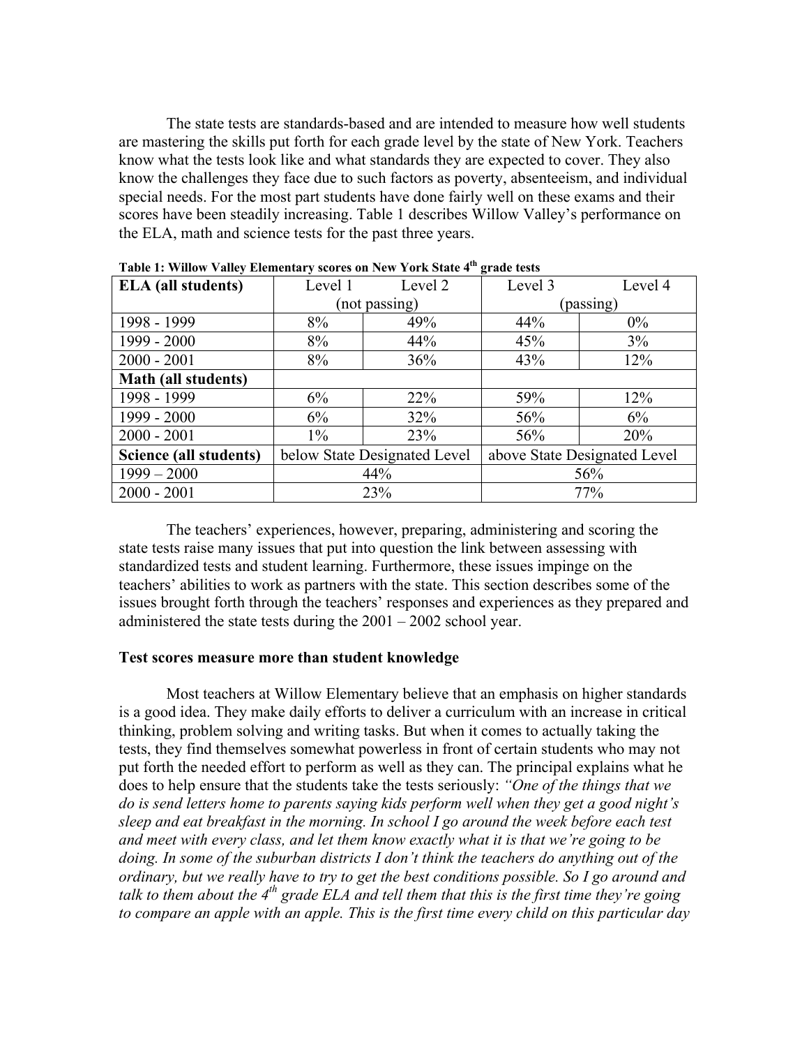The state tests are standards-based and are intended to measure how well students are mastering the skills put forth for each grade level by the state of New York. Teachers know what the tests look like and what standards they are expected to cover. They also know the challenges they face due to such factors as poverty, absenteeism, and individual special needs. For the most part students have done fairly well on these exams and their scores have been steadily increasing. Table 1 describes Willow Valley's performance on the ELA, math and science tests for the past three years.

**Table 1: Willow Valley Elementary scores on New York State 4th grade tests**

| ELA (all students) | Level 1 (not passing) | Level 2 | Level 3 (passing) | Level 4 |
|---|---|---|---|---|
| 1998 - 1999 | 8% | 49% | 44% | 0% |
| 1999 - 2000 | 8% | 44% | 45% | 3% |
| 2000 - 2001 | 8% | 36% | 43% | 12% |
| **Math (all students)** | | | | |
| 1998 - 1999 | 6% | 22% | 59% | 12% |
| 1999 - 2000 | 6% | 32% | 56% | 6% |
| 2000 - 2001 | 1% | 23% | 56% | 20% |
| **Science (all students)** | below State Designated Level | | above State Designated Level | |
| 1999 – 2000 | 44% | | 56% | |
| 2000 - 2001 | 23% | | 77% | |

The teachers' experiences, however, preparing, administering and scoring the state tests raise many issues that put into question the link between assessing with standardized tests and student learning. Furthermore, these issues impinge on the teachers' abilities to work as partners with the state. This section describes some of the issues brought forth through the teachers' responses and experiences as they prepared and administered the state tests during the 2001 – 2002 school year.

**Test scores measure more than student knowledge**

Most teachers at Willow Elementary believe that an emphasis on higher standards is a good idea. They make daily efforts to deliver a curriculum with an increase in critical thinking, problem solving and writing tasks. But when it comes to actually taking the tests, they find themselves somewhat powerless in front of certain students who may not put forth the needed effort to perform as well as they can. The principal explains what he does to help ensure that the students take the tests seriously: *"One of the things that we do is send letters home to parents saying kids perform well when they get a good night's sleep and eat breakfast in the morning. In school I go around the week before each test and meet with every class, and let them know exactly what it is that we're going to be doing. In some of the suburban districts I don't think the teachers do anything out of the ordinary, but we really have to try to get the best conditions possible. So I go around and talk to them about the 4th grade ELA and tell them that this is the first time they're going to compare an apple with an apple. This is the first time every child on this particular day*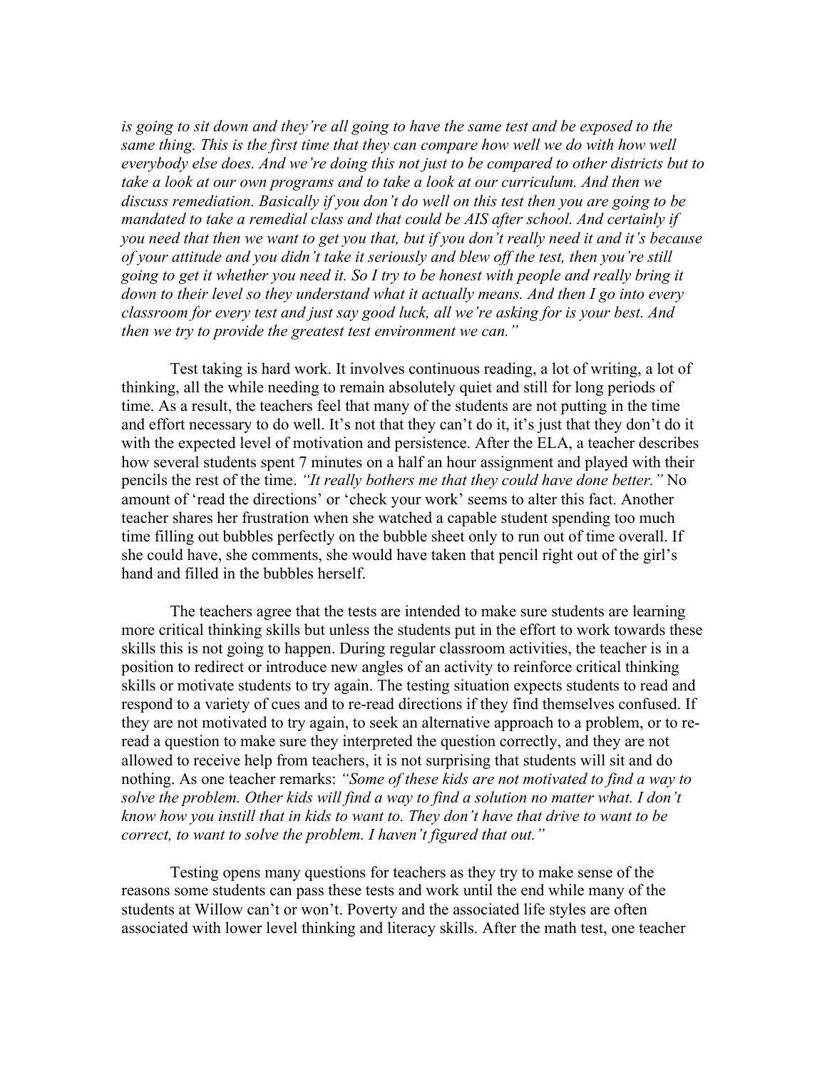*is going to sit down and they're all going to have the same test and be exposed to the same thing. This is the first time that they can compare how well we do with how well everybody else does. And we're doing this not just to be compared to other districts but to take a look at our own programs and to take a look at our curriculum. And then we discuss remediation. Basically if you don't do well on this test then you are going to be mandated to take a remedial class and that could be AIS after school. And certainly if you need that then we want to get you that, but if you don't really need it and it's because of your attitude and you didn't take it seriously and blew off the test, then you're still going to get it whether you need it. So I try to be honest with people and really bring it down to their level so they understand what it actually means. And then I go into every classroom for every test and just say good luck, all we're asking for is your best. And then we try to provide the greatest test environment we can."*

Test taking is hard work. It involves continuous reading, a lot of writing, a lot of thinking, all the while needing to remain absolutely quiet and still for long periods of time. As a result, the teachers feel that many of the students are not putting in the time and effort necessary to do well. It's not that they can't do it, it's just that they don't do it with the expected level of motivation and persistence. After the ELA, a teacher describes how several students spent 7 minutes on a half an hour assignment and played with their pencils the rest of the time. *"It really bothers me that they could have done better."* No amount of 'read the directions' or 'check your work' seems to alter this fact. Another teacher shares her frustration when she watched a capable student spending too much time filling out bubbles perfectly on the bubble sheet only to run out of time overall. If she could have, she comments, she would have taken that pencil right out of the girl's hand and filled in the bubbles herself.

The teachers agree that the tests are intended to make sure students are learning more critical thinking skills but unless the students put in the effort to work towards these skills this is not going to happen. During regular classroom activities, the teacher is in a position to redirect or introduce new angles of an activity to reinforce critical thinking skills or motivate students to try again. The testing situation expects students to read and respond to a variety of cues and to re-read directions if they find themselves confused. If they are not motivated to try again, to seek an alternative approach to a problem, or to re-read a question to make sure they interpreted the question correctly, and they are not allowed to receive help from teachers, it is not surprising that students will sit and do nothing. As one teacher remarks: *"Some of these kids are not motivated to find a way to solve the problem. Other kids will find a way to find a solution no matter what. I don't know how you instill that in kids to want to. They don't have that drive to want to be correct, to want to solve the problem. I haven't figured that out."*

Testing opens many questions for teachers as they try to make sense of the reasons some students can pass these tests and work until the end while many of the students at Willow can't or won't. Poverty and the associated life styles are often associated with lower level thinking and literacy skills. After the math test, one teacher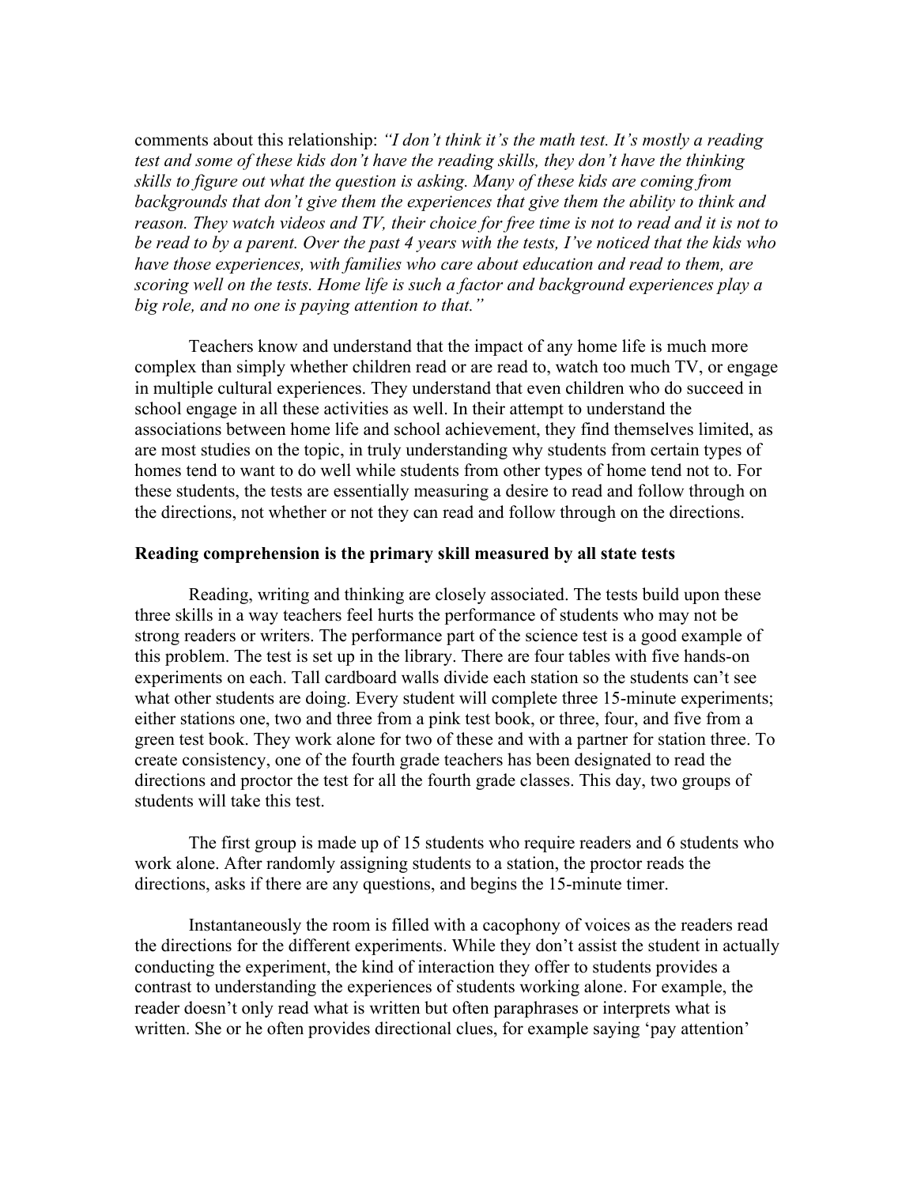comments about this relationship: *"I don't think it's the math test. It's mostly a reading test and some of these kids don't have the reading skills, they don't have the thinking skills to figure out what the question is asking. Many of these kids are coming from backgrounds that don't give them the experiences that give them the ability to think and reason. They watch videos and TV, their choice for free time is not to read and it is not to be read to by a parent. Over the past 4 years with the tests, I've noticed that the kids who have those experiences, with families who care about education and read to them, are scoring well on the tests. Home life is such a factor and background experiences play a big role, and no one is paying attention to that."*

Teachers know and understand that the impact of any home life is much more complex than simply whether children read or are read to, watch too much TV, or engage in multiple cultural experiences. They understand that even children who do succeed in school engage in all these activities as well. In their attempt to understand the associations between home life and school achievement, they find themselves limited, as are most studies on the topic, in truly understanding why students from certain types of homes tend to want to do well while students from other types of home tend not to. For these students, the tests are essentially measuring a desire to read and follow through on the directions, not whether or not they can read and follow through on the directions.

**Reading comprehension is the primary skill measured by all state tests**

Reading, writing and thinking are closely associated. The tests build upon these three skills in a way teachers feel hurts the performance of students who may not be strong readers or writers. The performance part of the science test is a good example of this problem. The test is set up in the library. There are four tables with five hands-on experiments on each. Tall cardboard walls divide each station so the students can't see what other students are doing. Every student will complete three 15-minute experiments; either stations one, two and three from a pink test book, or three, four, and five from a green test book. They work alone for two of these and with a partner for station three. To create consistency, one of the fourth grade teachers has been designated to read the directions and proctor the test for all the fourth grade classes. This day, two groups of students will take this test.

The first group is made up of 15 students who require readers and 6 students who work alone. After randomly assigning students to a station, the proctor reads the directions, asks if there are any questions, and begins the 15-minute timer.

Instantaneously the room is filled with a cacophony of voices as the readers read the directions for the different experiments. While they don't assist the student in actually conducting the experiment, the kind of interaction they offer to students provides a contrast to understanding the experiences of students working alone. For example, the reader doesn't only read what is written but often paraphrases or interprets what is written. She or he often provides directional clues, for example saying 'pay attention'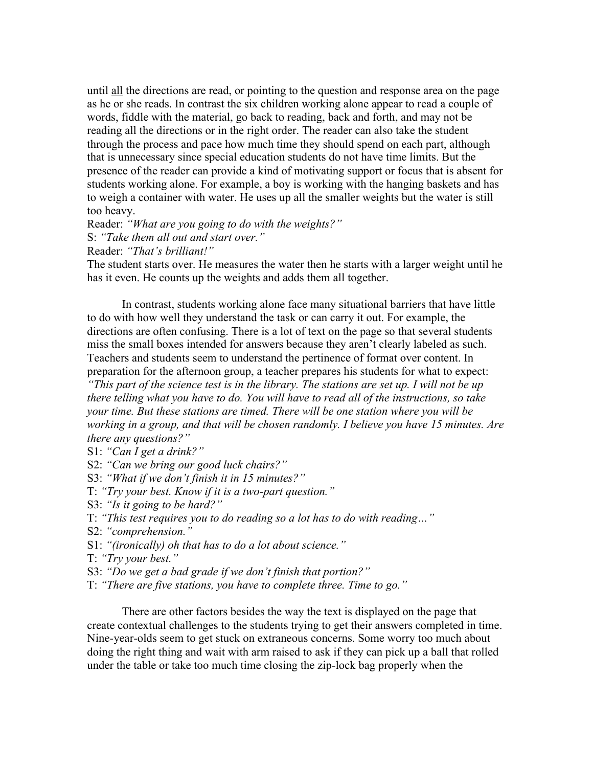until <u>all</u> the directions are read, or pointing to the question and response area on the page as he or she reads. In contrast the six children working alone appear to read a couple of words, fiddle with the material, go back to reading, back and forth, and may not be reading all the directions or in the right order. The reader can also take the student through the process and pace how much time they should spend on each part, although that is unnecessary since special education students do not have time limits. But the presence of the reader can provide a kind of motivating support or focus that is absent for students working alone. For example, a boy is working with the hanging baskets and has to weigh a container with water. He uses up all the smaller weights but the water is still too heavy.

Reader: *"What are you going to do with the weights?"*
S: *"Take them all out and start over."*
Reader: *"That's brilliant!"*
The student starts over. He measures the water then he starts with a larger weight until he has it even. He counts up the weights and adds them all together.

In contrast, students working alone face many situational barriers that have little to do with how well they understand the task or can carry it out. For example, the directions are often confusing. There is a lot of text on the page so that several students miss the small boxes intended for answers because they aren't clearly labeled as such. Teachers and students seem to understand the pertinence of format over content. In preparation for the afternoon group, a teacher prepares his students for what to expect: *"This part of the science test is in the library. The stations are set up. I will not be up there telling what you have to do. You will have to read all of the instructions, so take your time. But these stations are timed. There will be one station where you will be working in a group, and that will be chosen randomly. I believe you have 15 minutes. Are there any questions?"*

S1: *"Can I get a drink?"*
S2: *"Can we bring our good luck chairs?"*
S3: *"What if we don't finish it in 15 minutes?"*
T: *"Try your best. Know if it is a two-part question."*
S3: *"Is it going to be hard?"*
T: *"This test requires you to do reading so a lot has to do with reading…"*
S2: *"comprehension."*
S1: *"(ironically) oh that has to do a lot about science."*
T: *"Try your best."*
S3: *"Do we get a bad grade if we don't finish that portion?"*
T: *"There are five stations, you have to complete three. Time to go."*

There are other factors besides the way the text is displayed on the page that create contextual challenges to the students trying to get their answers completed in time. Nine-year-olds seem to get stuck on extraneous concerns. Some worry too much about doing the right thing and wait with arm raised to ask if they can pick up a ball that rolled under the table or take too much time closing the zip-lock bag properly when the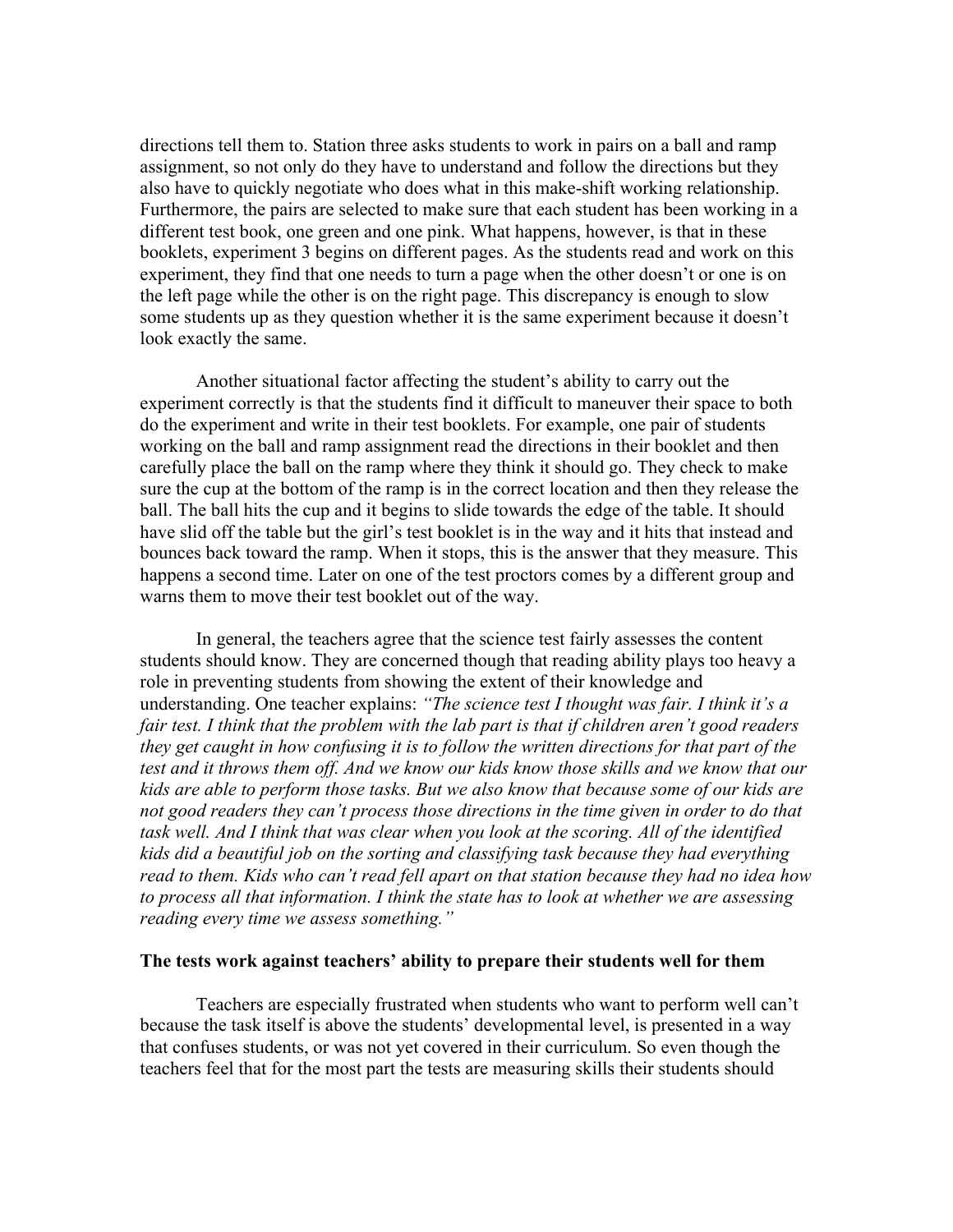directions tell them to. Station three asks students to work in pairs on a ball and ramp assignment, so not only do they have to understand and follow the directions but they also have to quickly negotiate who does what in this make-shift working relationship. Furthermore, the pairs are selected to make sure that each student has been working in a different test book, one green and one pink. What happens, however, is that in these booklets, experiment 3 begins on different pages. As the students read and work on this experiment, they find that one needs to turn a page when the other doesn't or one is on the left page while the other is on the right page. This discrepancy is enough to slow some students up as they question whether it is the same experiment because it doesn't look exactly the same.

Another situational factor affecting the student's ability to carry out the experiment correctly is that the students find it difficult to maneuver their space to both do the experiment and write in their test booklets. For example, one pair of students working on the ball and ramp assignment read the directions in their booklet and then carefully place the ball on the ramp where they think it should go. They check to make sure the cup at the bottom of the ramp is in the correct location and then they release the ball. The ball hits the cup and it begins to slide towards the edge of the table. It should have slid off the table but the girl's test booklet is in the way and it hits that instead and bounces back toward the ramp. When it stops, this is the answer that they measure. This happens a second time. Later on one of the test proctors comes by a different group and warns them to move their test booklet out of the way.

In general, the teachers agree that the science test fairly assesses the content students should know. They are concerned though that reading ability plays too heavy a role in preventing students from showing the extent of their knowledge and understanding. One teacher explains: *"The science test I thought was fair. I think it's a fair test. I think that the problem with the lab part is that if children aren't good readers they get caught in how confusing it is to follow the written directions for that part of the test and it throws them off. And we know our kids know those skills and we know that our kids are able to perform those tasks. But we also know that because some of our kids are not good readers they can't process those directions in the time given in order to do that task well. And I think that was clear when you look at the scoring. All of the identified kids did a beautiful job on the sorting and classifying task because they had everything read to them. Kids who can't read fell apart on that station because they had no idea how to process all that information. I think the state has to look at whether we are assessing reading every time we assess something."*

**The tests work against teachers' ability to prepare their students well for them**

Teachers are especially frustrated when students who want to perform well can't because the task itself is above the students' developmental level, is presented in a way that confuses students, or was not yet covered in their curriculum. So even though the teachers feel that for the most part the tests are measuring skills their students should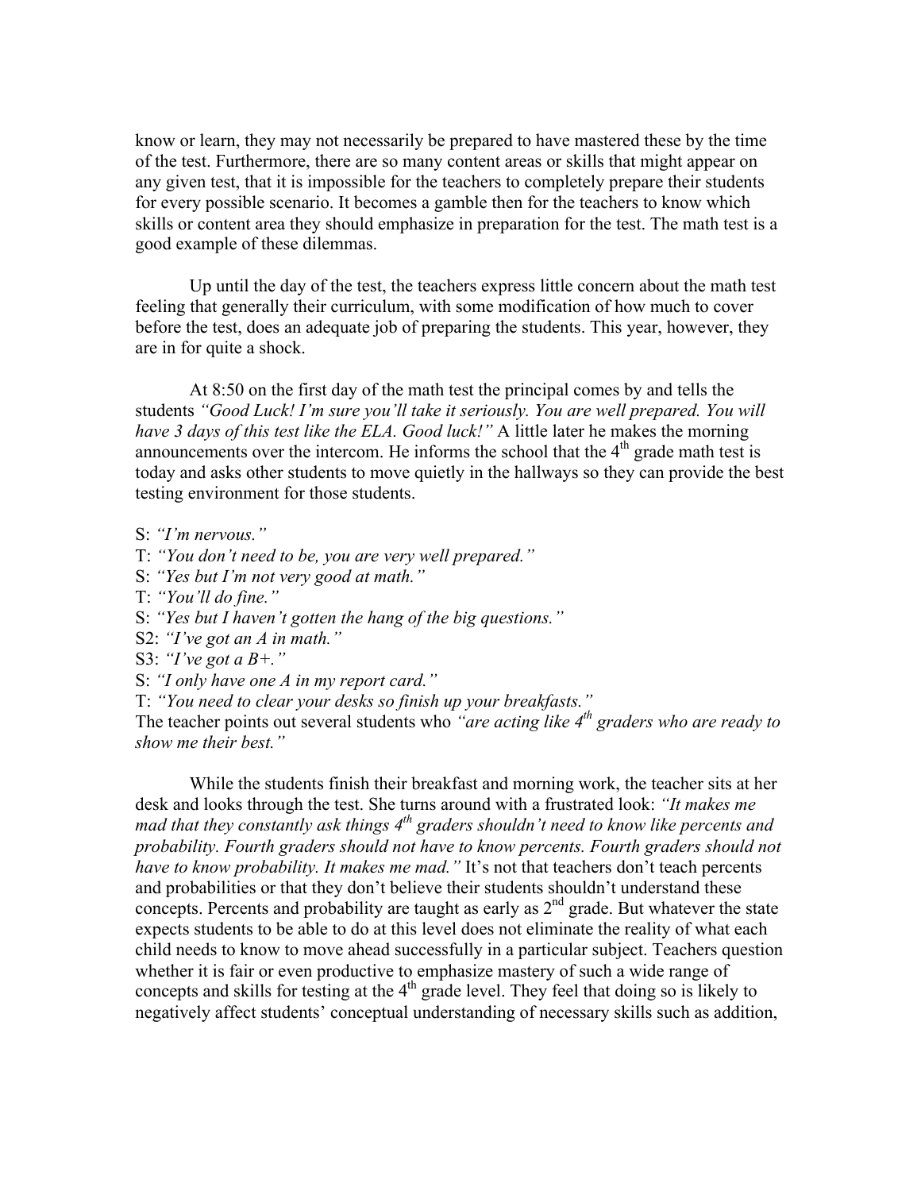know or learn, they may not necessarily be prepared to have mastered these by the time of the test. Furthermore, there are so many content areas or skills that might appear on any given test, that it is impossible for the teachers to completely prepare their students for every possible scenario. It becomes a gamble then for the teachers to know which skills or content area they should emphasize in preparation for the test. The math test is a good example of these dilemmas.

Up until the day of the test, the teachers express little concern about the math test feeling that generally their curriculum, with some modification of how much to cover before the test, does an adequate job of preparing the students. This year, however, they are in for quite a shock.

At 8:50 on the first day of the math test the principal comes by and tells the students *"Good Luck! I'm sure you'll take it seriously. You are well prepared. You will have 3 days of this test like the ELA. Good luck!"* A little later he makes the morning announcements over the intercom. He informs the school that the 4th grade math test is today and asks other students to move quietly in the hallways so they can provide the best testing environment for those students.

S: *"I'm nervous."*
T: *"You don't need to be, you are very well prepared."*
S: *"Yes but I'm not very good at math."*
T: *"You'll do fine."*
S: *"Yes but I haven't gotten the hang of the big questions."*
S2: *"I've got an A in math."*
S3: *"I've got a B+."*
S: *"I only have one A in my report card."*
T: *"You need to clear your desks so finish up your breakfasts."*
The teacher points out several students who *"are acting like 4th graders who are ready to show me their best."*

While the students finish their breakfast and morning work, the teacher sits at her desk and looks through the test. She turns around with a frustrated look: *"It makes me mad that they constantly ask things 4th graders shouldn't need to know like percents and probability. Fourth graders should not have to know percents. Fourth graders should not have to know probability. It makes me mad."* It's not that teachers don't teach percents and probabilities or that they don't believe their students shouldn't understand these concepts. Percents and probability are taught as early as 2nd grade. But whatever the state expects students to be able to do at this level does not eliminate the reality of what each child needs to know to move ahead successfully in a particular subject. Teachers question whether it is fair or even productive to emphasize mastery of such a wide range of concepts and skills for testing at the 4th grade level. They feel that doing so is likely to negatively affect students' conceptual understanding of necessary skills such as addition,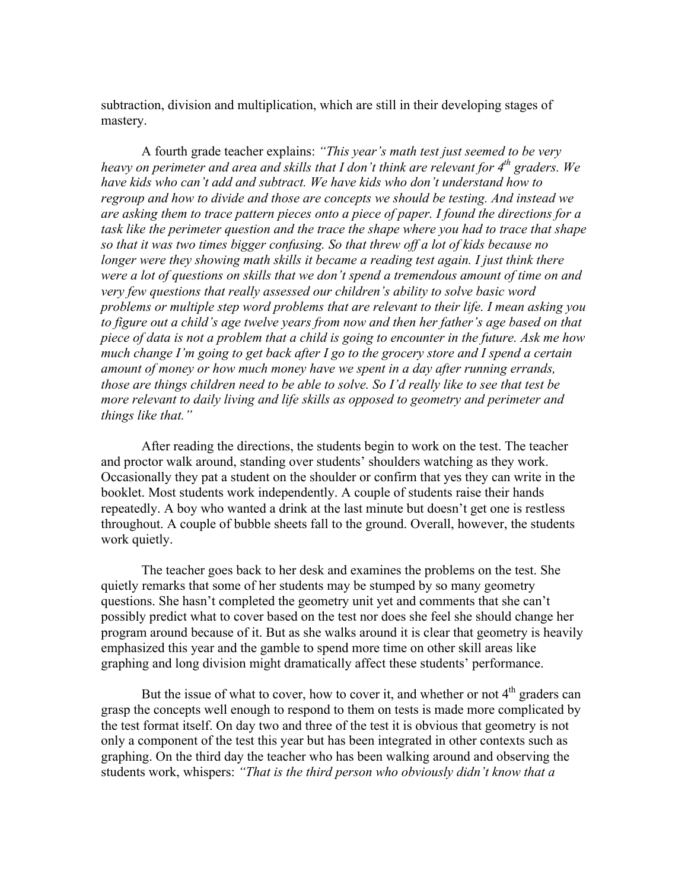subtraction, division and multiplication, which are still in their developing stages of mastery.

A fourth grade teacher explains: *"This year's math test just seemed to be very heavy on perimeter and area and skills that I don't think are relevant for 4th graders. We have kids who can't add and subtract. We have kids who don't understand how to regroup and how to divide and those are concepts we should be testing. And instead we are asking them to trace pattern pieces onto a piece of paper. I found the directions for a task like the perimeter question and the trace the shape where you had to trace that shape so that it was two times bigger confusing. So that threw off a lot of kids because no longer were they showing math skills it became a reading test again. I just think there were a lot of questions on skills that we don't spend a tremendous amount of time on and very few questions that really assessed our children's ability to solve basic word problems or multiple step word problems that are relevant to their life. I mean asking you to figure out a child's age twelve years from now and then her father's age based on that piece of data is not a problem that a child is going to encounter in the future. Ask me how much change I'm going to get back after I go to the grocery store and I spend a certain amount of money or how much money have we spent in a day after running errands, those are things children need to be able to solve. So I'd really like to see that test be more relevant to daily living and life skills as opposed to geometry and perimeter and things like that."*

After reading the directions, the students begin to work on the test. The teacher and proctor walk around, standing over students' shoulders watching as they work. Occasionally they pat a student on the shoulder or confirm that yes they can write in the booklet. Most students work independently. A couple of students raise their hands repeatedly. A boy who wanted a drink at the last minute but doesn't get one is restless throughout. A couple of bubble sheets fall to the ground. Overall, however, the students work quietly.

The teacher goes back to her desk and examines the problems on the test. She quietly remarks that some of her students may be stumped by so many geometry questions. She hasn't completed the geometry unit yet and comments that she can't possibly predict what to cover based on the test nor does she feel she should change her program around because of it. But as she walks around it is clear that geometry is heavily emphasized this year and the gamble to spend more time on other skill areas like graphing and long division might dramatically affect these students' performance.

But the issue of what to cover, how to cover it, and whether or not 4th graders can grasp the concepts well enough to respond to them on tests is made more complicated by the test format itself. On day two and three of the test it is obvious that geometry is not only a component of the test this year but has been integrated in other contexts such as graphing. On the third day the teacher who has been walking around and observing the students work, whispers: *"That is the third person who obviously didn't know that a*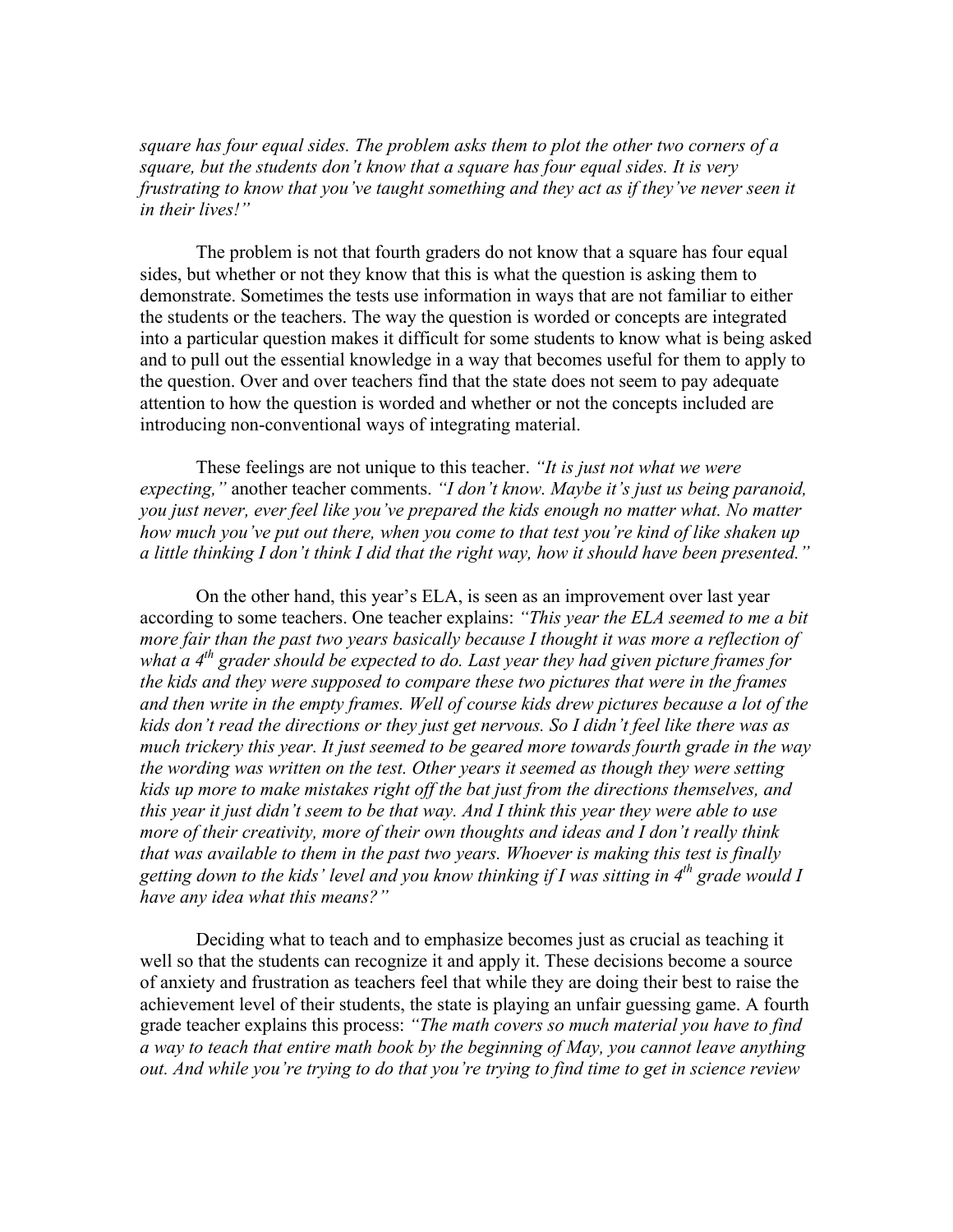*square has four equal sides. The problem asks them to plot the other two corners of a square, but the students don't know that a square has four equal sides. It is very frustrating to know that you've taught something and they act as if they've never seen it in their lives!"*

The problem is not that fourth graders do not know that a square has four equal sides, but whether or not they know that this is what the question is asking them to demonstrate. Sometimes the tests use information in ways that are not familiar to either the students or the teachers. The way the question is worded or concepts are integrated into a particular question makes it difficult for some students to know what is being asked and to pull out the essential knowledge in a way that becomes useful for them to apply to the question. Over and over teachers find that the state does not seem to pay adequate attention to how the question is worded and whether or not the concepts included are introducing non-conventional ways of integrating material.

These feelings are not unique to this teacher. *"It is just not what we were expecting,"* another teacher comments. *"I don't know. Maybe it's just us being paranoid, you just never, ever feel like you've prepared the kids enough no matter what. No matter how much you've put out there, when you come to that test you're kind of like shaken up a little thinking I don't think I did that the right way, how it should have been presented."*

On the other hand, this year's ELA, is seen as an improvement over last year according to some teachers. One teacher explains: *"This year the ELA seemed to me a bit more fair than the past two years basically because I thought it was more a reflection of what a 4th grader should be expected to do. Last year they had given picture frames for the kids and they were supposed to compare these two pictures that were in the frames and then write in the empty frames. Well of course kids drew pictures because a lot of the kids don't read the directions or they just get nervous. So I didn't feel like there was as much trickery this year. It just seemed to be geared more towards fourth grade in the way the wording was written on the test. Other years it seemed as though they were setting kids up more to make mistakes right off the bat just from the directions themselves, and this year it just didn't seem to be that way. And I think this year they were able to use more of their creativity, more of their own thoughts and ideas and I don't really think that was available to them in the past two years. Whoever is making this test is finally getting down to the kids' level and you know thinking if I was sitting in 4th grade would I have any idea what this means?"*

Deciding what to teach and to emphasize becomes just as crucial as teaching it well so that the students can recognize it and apply it. These decisions become a source of anxiety and frustration as teachers feel that while they are doing their best to raise the achievement level of their students, the state is playing an unfair guessing game. A fourth grade teacher explains this process: *"The math covers so much material you have to find a way to teach that entire math book by the beginning of May, you cannot leave anything out. And while you're trying to do that you're trying to find time to get in science review*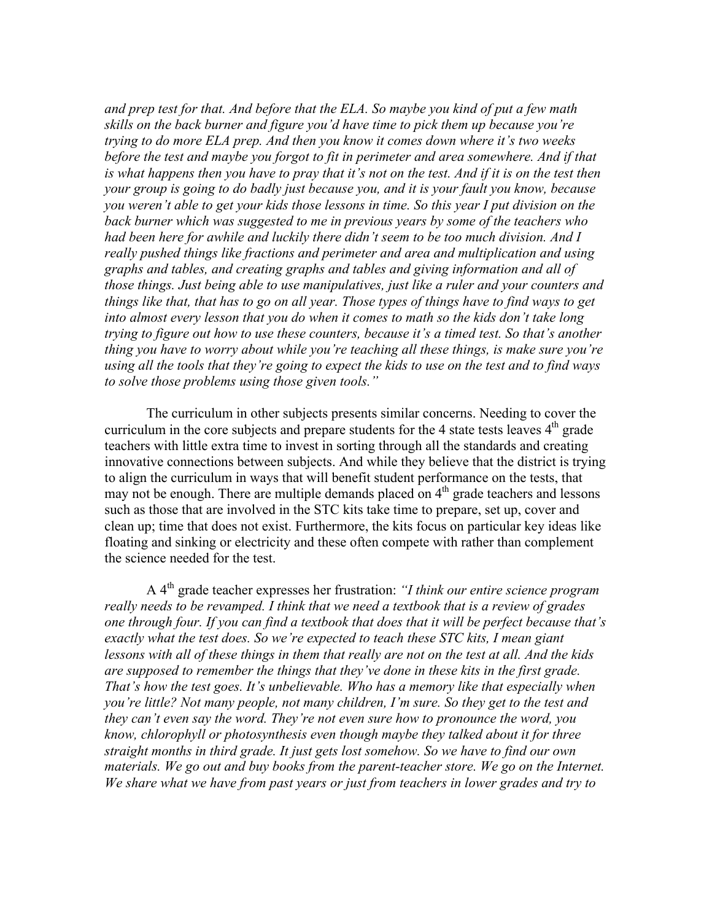*and prep test for that. And before that the ELA. So maybe you kind of put a few math skills on the back burner and figure you'd have time to pick them up because you're trying to do more ELA prep. And then you know it comes down where it's two weeks before the test and maybe you forgot to fit in perimeter and area somewhere. And if that is what happens then you have to pray that it's not on the test. And if it is on the test then your group is going to do badly just because you, and it is your fault you know, because you weren't able to get your kids those lessons in time. So this year I put division on the back burner which was suggested to me in previous years by some of the teachers who had been here for awhile and luckily there didn't seem to be too much division. And I really pushed things like fractions and perimeter and area and multiplication and using graphs and tables, and creating graphs and tables and giving information and all of those things. Just being able to use manipulatives, just like a ruler and your counters and things like that, that has to go on all year. Those types of things have to find ways to get into almost every lesson that you do when it comes to math so the kids don't take long trying to figure out how to use these counters, because it's a timed test. So that's another thing you have to worry about while you're teaching all these things, is make sure you're using all the tools that they're going to expect the kids to use on the test and to find ways to solve those problems using those given tools."*

The curriculum in other subjects presents similar concerns. Needing to cover the curriculum in the core subjects and prepare students for the 4 state tests leaves 4th grade teachers with little extra time to invest in sorting through all the standards and creating innovative connections between subjects. And while they believe that the district is trying to align the curriculum in ways that will benefit student performance on the tests, that may not be enough. There are multiple demands placed on 4th grade teachers and lessons such as those that are involved in the STC kits take time to prepare, set up, cover and clean up; time that does not exist. Furthermore, the kits focus on particular key ideas like floating and sinking or electricity and these often compete with rather than complement the science needed for the test.

A 4th grade teacher expresses her frustration: *"I think our entire science program really needs to be revamped. I think that we need a textbook that is a review of grades one through four. If you can find a textbook that does that it will be perfect because that's exactly what the test does. So we're expected to teach these STC kits, I mean giant lessons with all of these things in them that really are not on the test at all. And the kids are supposed to remember the things that they've done in these kits in the first grade. That's how the test goes. It's unbelievable. Who has a memory like that especially when you're little? Not many people, not many children, I'm sure. So they get to the test and they can't even say the word. They're not even sure how to pronounce the word, you know, chlorophyll or photosynthesis even though maybe they talked about it for three straight months in third grade. It just gets lost somehow. So we have to find our own materials. We go out and buy books from the parent-teacher store. We go on the Internet. We share what we have from past years or just from teachers in lower grades and try to*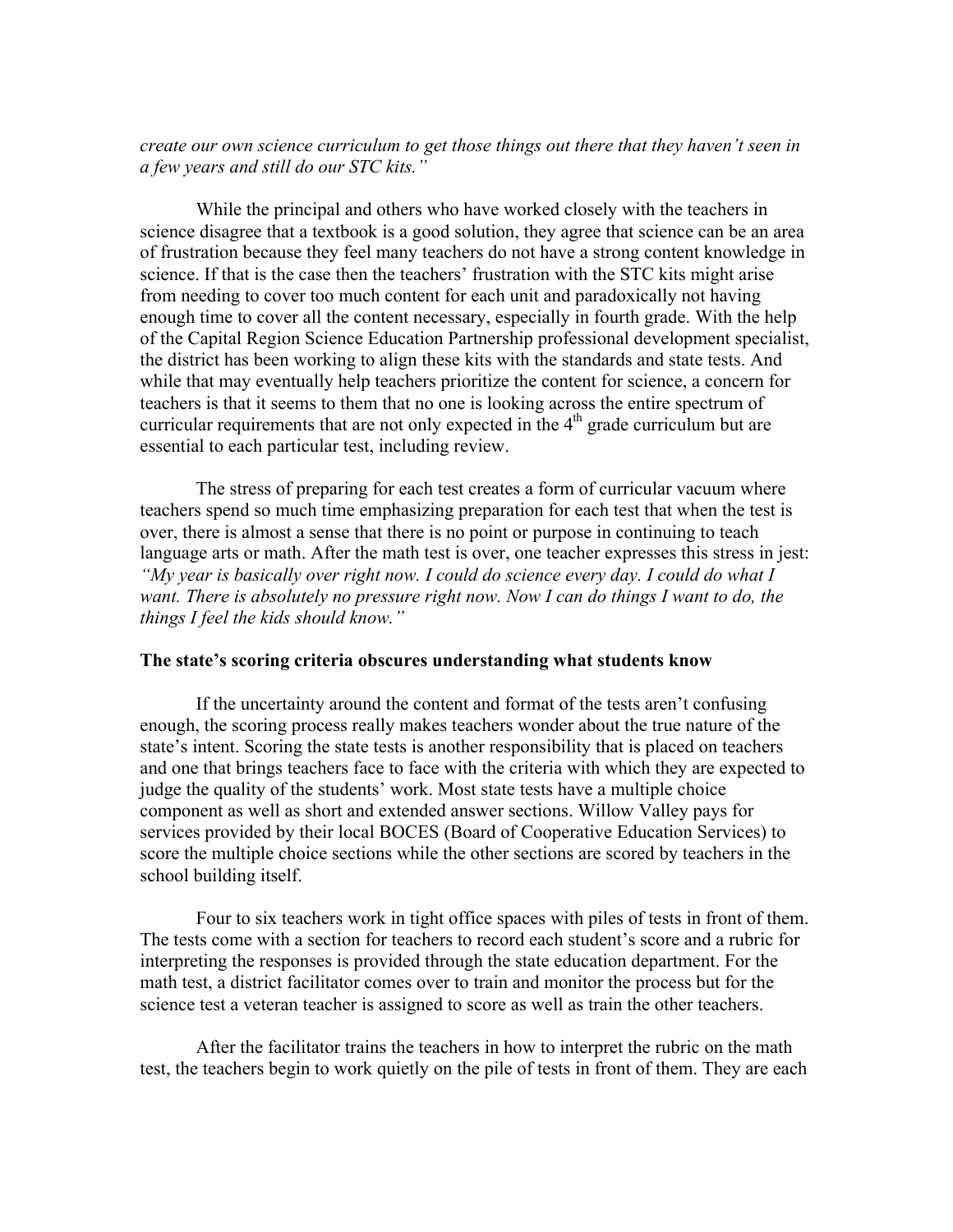*create our own science curriculum to get those things out there that they haven't seen in a few years and still do our STC kits."*

While the principal and others who have worked closely with the teachers in science disagree that a textbook is a good solution, they agree that science can be an area of frustration because they feel many teachers do not have a strong content knowledge in science. If that is the case then the teachers' frustration with the STC kits might arise from needing to cover too much content for each unit and paradoxically not having enough time to cover all the content necessary, especially in fourth grade. With the help of the Capital Region Science Education Partnership professional development specialist, the district has been working to align these kits with the standards and state tests. And while that may eventually help teachers prioritize the content for science, a concern for teachers is that it seems to them that no one is looking across the entire spectrum of curricular requirements that are not only expected in the 4th grade curriculum but are essential to each particular test, including review.

The stress of preparing for each test creates a form of curricular vacuum where teachers spend so much time emphasizing preparation for each test that when the test is over, there is almost a sense that there is no point or purpose in continuing to teach language arts or math. After the math test is over, one teacher expresses this stress in jest: *"My year is basically over right now. I could do science every day. I could do what I want. There is absolutely no pressure right now. Now I can do things I want to do, the things I feel the kids should know."*

**The state's scoring criteria obscures understanding what students know**

If the uncertainty around the content and format of the tests aren't confusing enough, the scoring process really makes teachers wonder about the true nature of the state's intent. Scoring the state tests is another responsibility that is placed on teachers and one that brings teachers face to face with the criteria with which they are expected to judge the quality of the students' work. Most state tests have a multiple choice component as well as short and extended answer sections. Willow Valley pays for services provided by their local BOCES (Board of Cooperative Education Services) to score the multiple choice sections while the other sections are scored by teachers in the school building itself.

Four to six teachers work in tight office spaces with piles of tests in front of them. The tests come with a section for teachers to record each student's score and a rubric for interpreting the responses is provided through the state education department. For the math test, a district facilitator comes over to train and monitor the process but for the science test a veteran teacher is assigned to score as well as train the other teachers.

After the facilitator trains the teachers in how to interpret the rubric on the math test, the teachers begin to work quietly on the pile of tests in front of them. They are each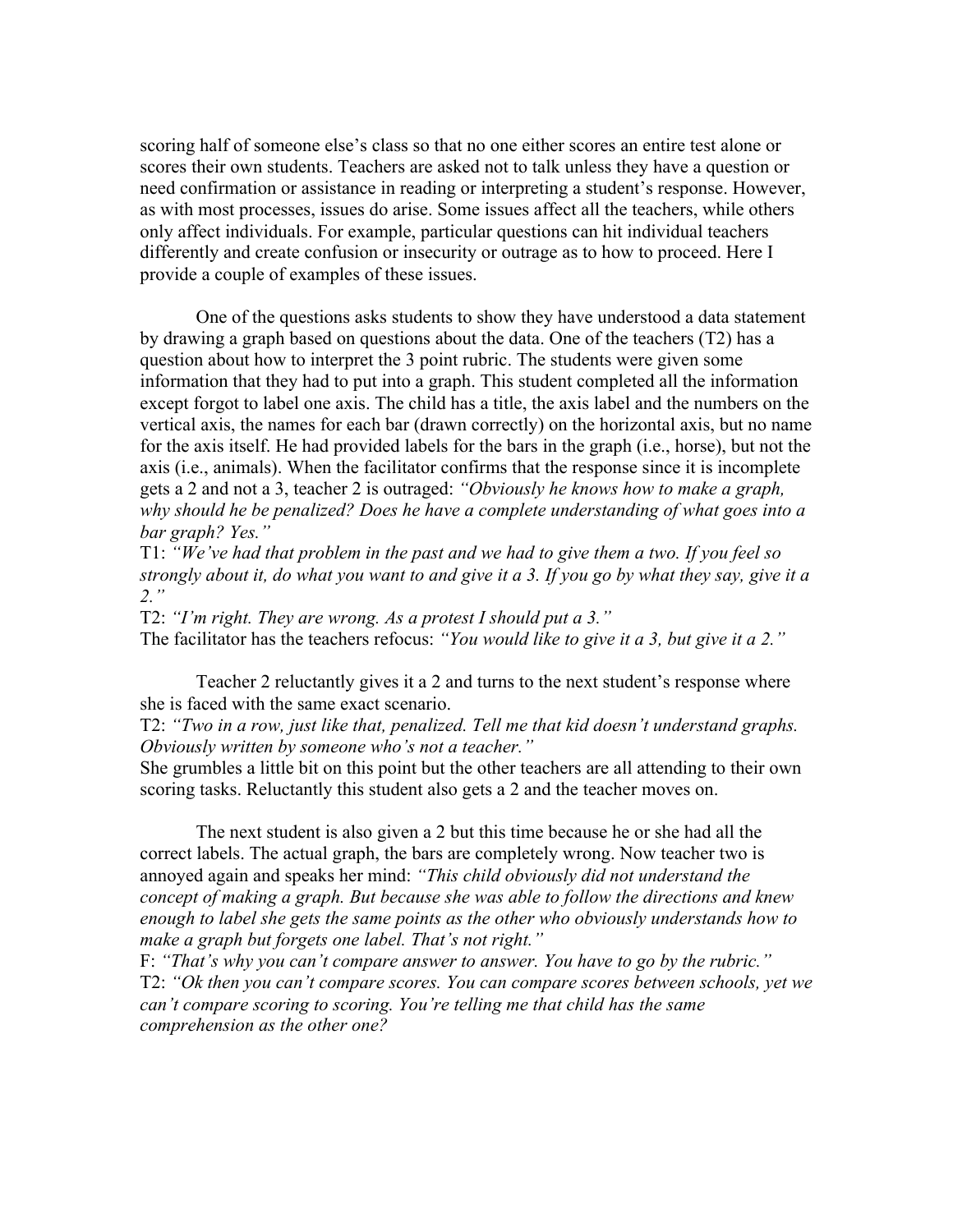scoring half of someone else's class so that no one either scores an entire test alone or scores their own students. Teachers are asked not to talk unless they have a question or need confirmation or assistance in reading or interpreting a student's response. However, as with most processes, issues do arise. Some issues affect all the teachers, while others only affect individuals. For example, particular questions can hit individual teachers differently and create confusion or insecurity or outrage as to how to proceed. Here I provide a couple of examples of these issues.

One of the questions asks students to show they have understood a data statement by drawing a graph based on questions about the data. One of the teachers (T2) has a question about how to interpret the 3 point rubric. The students were given some information that they had to put into a graph. This student completed all the information except forgot to label one axis. The child has a title, the axis label and the numbers on the vertical axis, the names for each bar (drawn correctly) on the horizontal axis, but no name for the axis itself. He had provided labels for the bars in the graph (i.e., horse), but not the axis (i.e., animals). When the facilitator confirms that the response since it is incomplete gets a 2 and not a 3, teacher 2 is outraged: *"Obviously he knows how to make a graph, why should he be penalized? Does he have a complete understanding of what goes into a bar graph? Yes."*

T1: *"We've had that problem in the past and we had to give them a two. If you feel so strongly about it, do what you want to and give it a 3. If you go by what they say, give it a 2."*

T2: *"I'm right. They are wrong. As a protest I should put a 3."*

The facilitator has the teachers refocus: *"You would like to give it a 3, but give it a 2."*

Teacher 2 reluctantly gives it a 2 and turns to the next student's response where she is faced with the same exact scenario.

T2: *"Two in a row, just like that, penalized. Tell me that kid doesn't understand graphs. Obviously written by someone who's not a teacher."*

She grumbles a little bit on this point but the other teachers are all attending to their own scoring tasks. Reluctantly this student also gets a 2 and the teacher moves on.

The next student is also given a 2 but this time because he or she had all the correct labels. The actual graph, the bars are completely wrong. Now teacher two is annoyed again and speaks her mind: *"This child obviously did not understand the concept of making a graph. But because she was able to follow the directions and knew enough to label she gets the same points as the other who obviously understands how to make a graph but forgets one label. That's not right."*

F: *"That's why you can't compare answer to answer. You have to go by the rubric."*

T2: *"Ok then you can't compare scores. You can compare scores between schools, yet we can't compare scoring to scoring. You're telling me that child has the same comprehension as the other one?*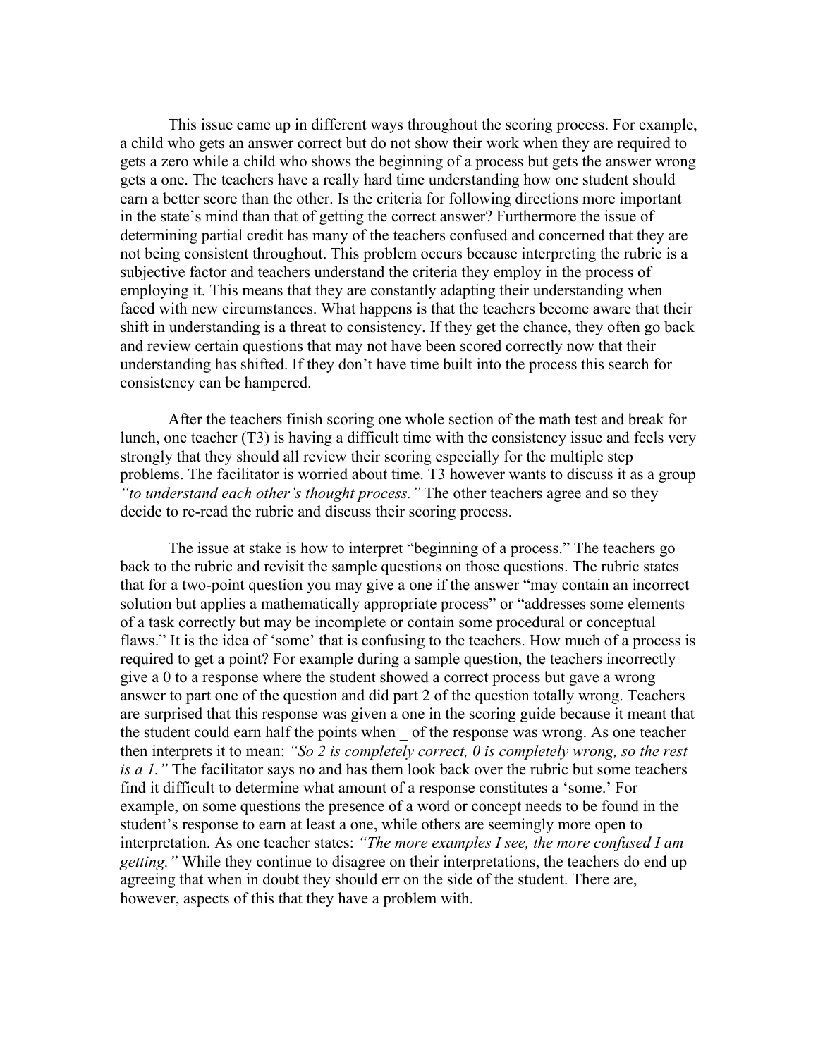This issue came up in different ways throughout the scoring process. For example, a child who gets an answer correct but do not show their work when they are required to gets a zero while a child who shows the beginning of a process but gets the answer wrong gets a one. The teachers have a really hard time understanding how one student should earn a better score than the other. Is the criteria for following directions more important in the state's mind than that of getting the correct answer? Furthermore the issue of determining partial credit has many of the teachers confused and concerned that they are not being consistent throughout. This problem occurs because interpreting the rubric is a subjective factor and teachers understand the criteria they employ in the process of employing it. This means that they are constantly adapting their understanding when faced with new circumstances. What happens is that the teachers become aware that their shift in understanding is a threat to consistency. If they get the chance, they often go back and review certain questions that may not have been scored correctly now that their understanding has shifted. If they don't have time built into the process this search for consistency can be hampered.

After the teachers finish scoring one whole section of the math test and break for lunch, one teacher (T3) is having a difficult time with the consistency issue and feels very strongly that they should all review their scoring especially for the multiple step problems. The facilitator is worried about time. T3 however wants to discuss it as a group *"to understand each other's thought process."* The other teachers agree and so they decide to re-read the rubric and discuss their scoring process.

The issue at stake is how to interpret "beginning of a process." The teachers go back to the rubric and revisit the sample questions on those questions. The rubric states that for a two-point question you may give a one if the answer "may contain an incorrect solution but applies a mathematically appropriate process" or "addresses some elements of a task correctly but may be incomplete or contain some procedural or conceptual flaws." It is the idea of 'some' that is confusing to the teachers. How much of a process is required to get a point? For example during a sample question, the teachers incorrectly give a 0 to a response where the student showed a correct process but gave a wrong answer to part one of the question and did part 2 of the question totally wrong. Teachers are surprised that this response was given a one in the scoring guide because it meant that the student could earn half the points when _ of the response was wrong. As one teacher then interprets it to mean: *"So 2 is completely correct, 0 is completely wrong, so the rest is a 1."* The facilitator says no and has them look back over the rubric but some teachers find it difficult to determine what amount of a response constitutes a 'some.' For example, on some questions the presence of a word or concept needs to be found in the student's response to earn at least a one, while others are seemingly more open to interpretation. As one teacher states: *"The more examples I see, the more confused I am getting."* While they continue to disagree on their interpretations, the teachers do end up agreeing that when in doubt they should err on the side of the student. There are, however, aspects of this that they have a problem with.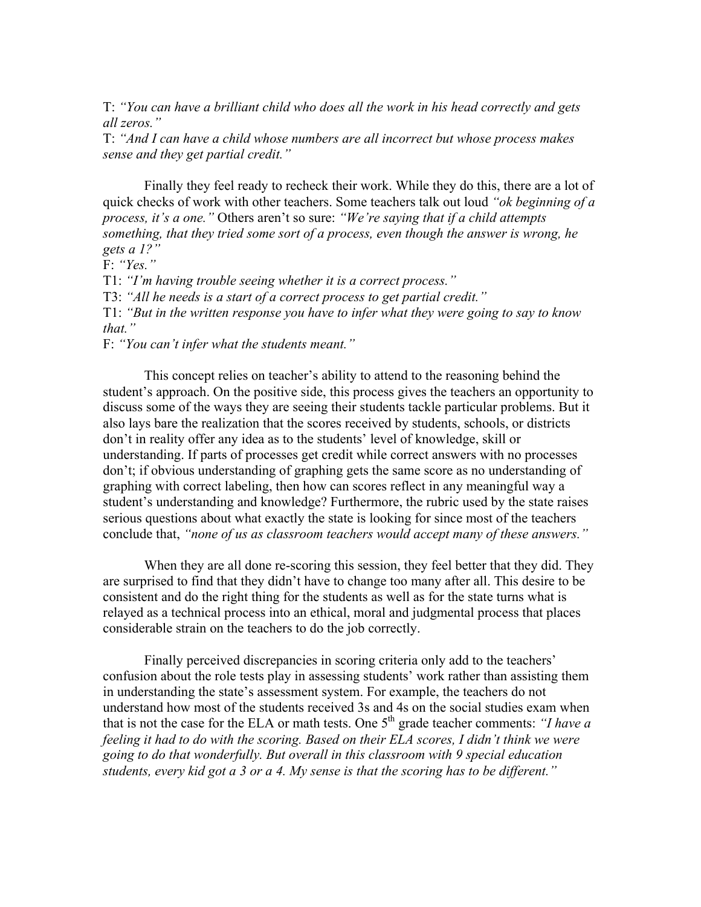T: *"You can have a brilliant child who does all the work in his head correctly and gets all zeros."*
T: *"And I can have a child whose numbers are all incorrect but whose process makes sense and they get partial credit."*

Finally they feel ready to recheck their work. While they do this, there are a lot of quick checks of work with other teachers. Some teachers talk out loud *"ok beginning of a process, it's a one."* Others aren't so sure: *"We're saying that if a child attempts something, that they tried some sort of a process, even though the answer is wrong, he gets a 1?"*
F: *"Yes."*
T1: *"I'm having trouble seeing whether it is a correct process."*
T3: *"All he needs is a start of a correct process to get partial credit."*
T1: *"But in the written response you have to infer what they were going to say to know that."*
F: *"You can't infer what the students meant."*

This concept relies on teacher's ability to attend to the reasoning behind the student's approach. On the positive side, this process gives the teachers an opportunity to discuss some of the ways they are seeing their students tackle particular problems. But it also lays bare the realization that the scores received by students, schools, or districts don't in reality offer any idea as to the students' level of knowledge, skill or understanding. If parts of processes get credit while correct answers with no processes don't; if obvious understanding of graphing gets the same score as no understanding of graphing with correct labeling, then how can scores reflect in any meaningful way a student's understanding and knowledge? Furthermore, the rubric used by the state raises serious questions about what exactly the state is looking for since most of the teachers conclude that, *"none of us as classroom teachers would accept many of these answers."*

When they are all done re-scoring this session, they feel better that they did. They are surprised to find that they didn't have to change too many after all. This desire to be consistent and do the right thing for the students as well as for the state turns what is relayed as a technical process into an ethical, moral and judgmental process that places considerable strain on the teachers to do the job correctly.

Finally perceived discrepancies in scoring criteria only add to the teachers' confusion about the role tests play in assessing students' work rather than assisting them in understanding the state's assessment system. For example, the teachers do not understand how most of the students received 3s and 4s on the social studies exam when that is not the case for the ELA or math tests. One 5th grade teacher comments: *"I have a feeling it had to do with the scoring. Based on their ELA scores, I didn't think we were going to do that wonderfully. But overall in this classroom with 9 special education students, every kid got a 3 or a 4. My sense is that the scoring has to be different."*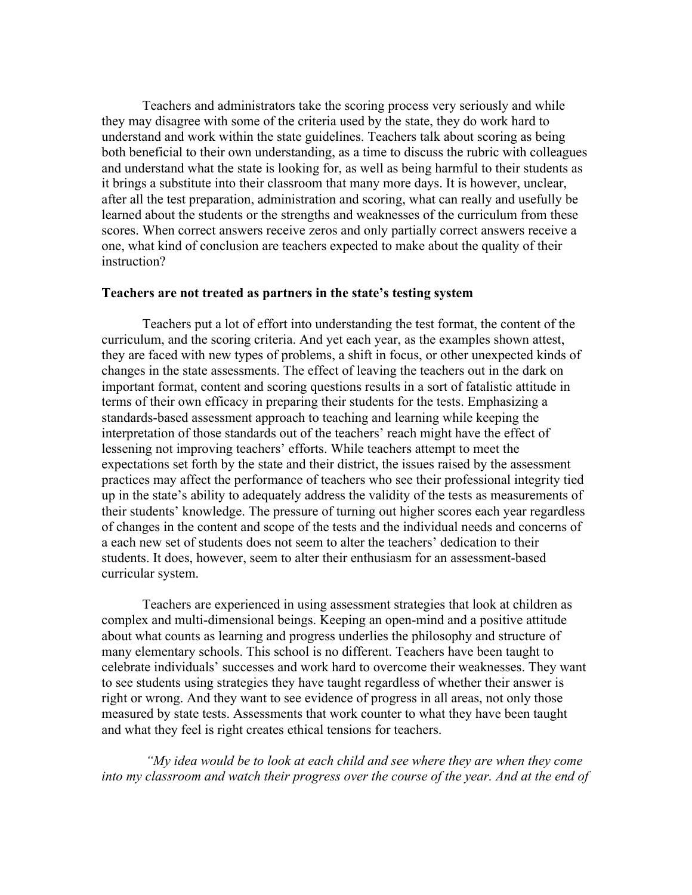Teachers and administrators take the scoring process very seriously and while they may disagree with some of the criteria used by the state, they do work hard to understand and work within the state guidelines. Teachers talk about scoring as being both beneficial to their own understanding, as a time to discuss the rubric with colleagues and understand what the state is looking for, as well as being harmful to their students as it brings a substitute into their classroom that many more days. It is however, unclear, after all the test preparation, administration and scoring, what can really and usefully be learned about the students or the strengths and weaknesses of the curriculum from these scores. When correct answers receive zeros and only partially correct answers receive a one, what kind of conclusion are teachers expected to make about the quality of their instruction?

**Teachers are not treated as partners in the state's testing system**

Teachers put a lot of effort into understanding the test format, the content of the curriculum, and the scoring criteria. And yet each year, as the examples shown attest, they are faced with new types of problems, a shift in focus, or other unexpected kinds of changes in the state assessments. The effect of leaving the teachers out in the dark on important format, content and scoring questions results in a sort of fatalistic attitude in terms of their own efficacy in preparing their students for the tests. Emphasizing a standards-based assessment approach to teaching and learning while keeping the interpretation of those standards out of the teachers' reach might have the effect of lessening not improving teachers' efforts. While teachers attempt to meet the expectations set forth by the state and their district, the issues raised by the assessment practices may affect the performance of teachers who see their professional integrity tied up in the state's ability to adequately address the validity of the tests as measurements of their students' knowledge. The pressure of turning out higher scores each year regardless of changes in the content and scope of the tests and the individual needs and concerns of a each new set of students does not seem to alter the teachers' dedication to their students. It does, however, seem to alter their enthusiasm for an assessment-based curricular system.

Teachers are experienced in using assessment strategies that look at children as complex and multi-dimensional beings. Keeping an open-mind and a positive attitude about what counts as learning and progress underlies the philosophy and structure of many elementary schools. This school is no different. Teachers have been taught to celebrate individuals' successes and work hard to overcome their weaknesses. They want to see students using strategies they have taught regardless of whether their answer is right or wrong. And they want to see evidence of progress in all areas, not only those measured by state tests. Assessments that work counter to what they have been taught and what they feel is right creates ethical tensions for teachers.

*"My idea would be to look at each child and see where they are when they come into my classroom and watch their progress over the course of the year. And at the end of*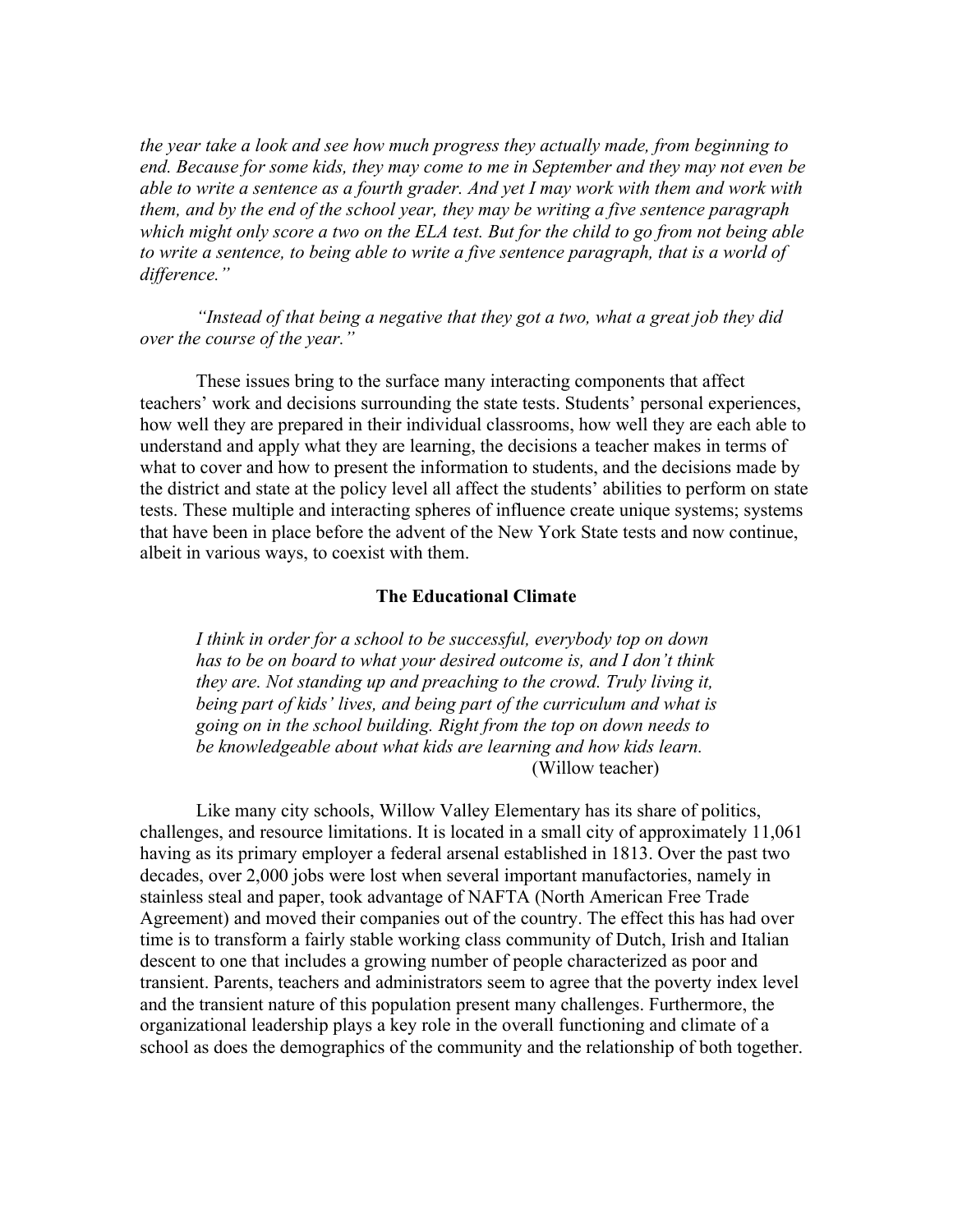*the year take a look and see how much progress they actually made, from beginning to end. Because for some kids, they may come to me in September and they may not even be able to write a sentence as a fourth grader. And yet I may work with them and work with them, and by the end of the school year, they may be writing a five sentence paragraph which might only score a two on the ELA test. But for the child to go from not being able to write a sentence, to being able to write a five sentence paragraph, that is a world of difference."*

*"Instead of that being a negative that they got a two, what a great job they did over the course of the year."*

These issues bring to the surface many interacting components that affect teachers' work and decisions surrounding the state tests. Students' personal experiences, how well they are prepared in their individual classrooms, how well they are each able to understand and apply what they are learning, the decisions a teacher makes in terms of what to cover and how to present the information to students, and the decisions made by the district and state at the policy level all affect the students' abilities to perform on state tests. These multiple and interacting spheres of influence create unique systems; systems that have been in place before the advent of the New York State tests and now continue, albeit in various ways, to coexist with them.

**The Educational Climate**

> *I think in order for a school to be successful, everybody top on down has to be on board to what your desired outcome is, and I don't think they are. Not standing up and preaching to the crowd. Truly living it, being part of kids' lives, and being part of the curriculum and what is going on in the school building. Right from the top on down needs to be knowledgeable about what kids are learning and how kids learn.*
>
> (Willow teacher)

Like many city schools, Willow Valley Elementary has its share of politics, challenges, and resource limitations. It is located in a small city of approximately 11,061 having as its primary employer a federal arsenal established in 1813. Over the past two decades, over 2,000 jobs were lost when several important manufactories, namely in stainless steal and paper, took advantage of NAFTA (North American Free Trade Agreement) and moved their companies out of the country. The effect this has had over time is to transform a fairly stable working class community of Dutch, Irish and Italian descent to one that includes a growing number of people characterized as poor and transient. Parents, teachers and administrators seem to agree that the poverty index level and the transient nature of this population present many challenges. Furthermore, the organizational leadership plays a key role in the overall functioning and climate of a school as does the demographics of the community and the relationship of both together.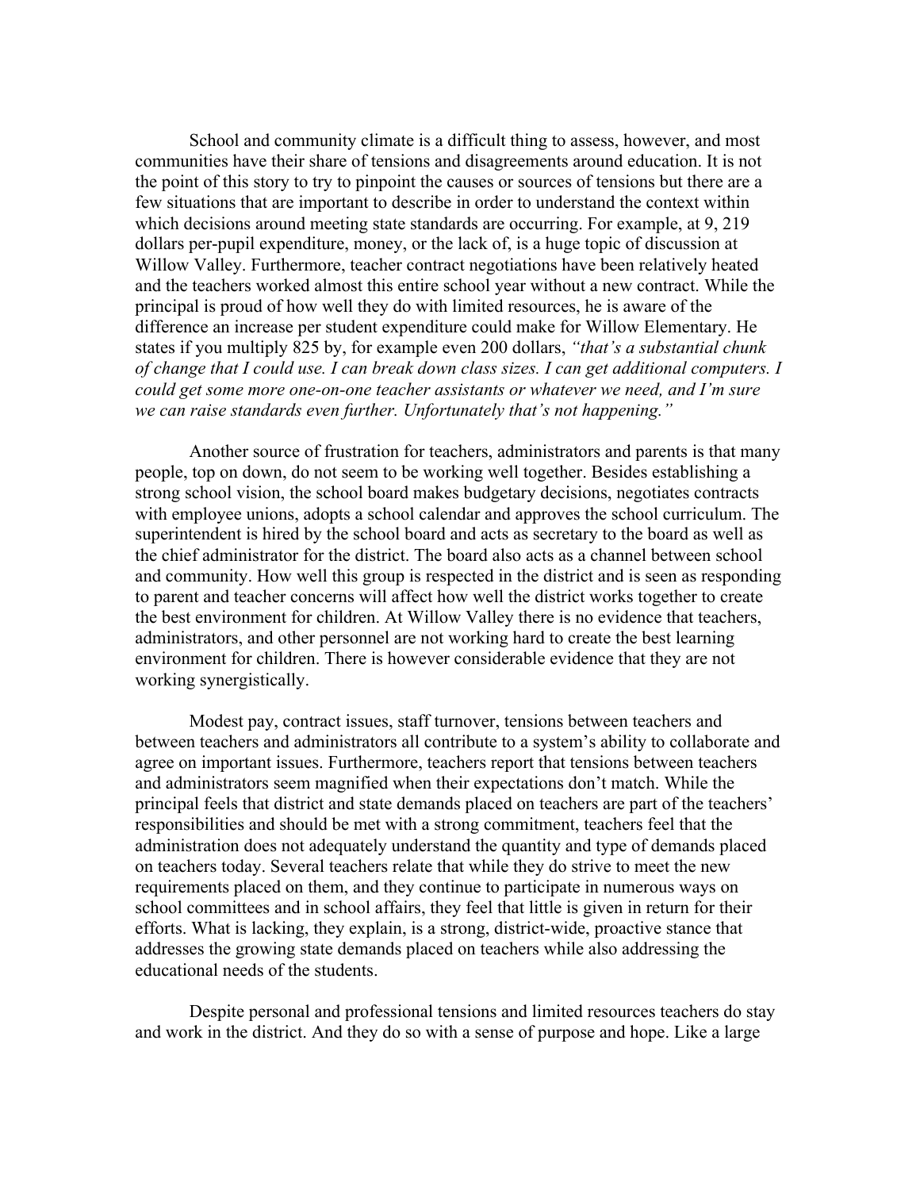School and community climate is a difficult thing to assess, however, and most communities have their share of tensions and disagreements around education. It is not the point of this story to try to pinpoint the causes or sources of tensions but there are a few situations that are important to describe in order to understand the context within which decisions around meeting state standards are occurring. For example, at 9, 219 dollars per-pupil expenditure, money, or the lack of, is a huge topic of discussion at Willow Valley. Furthermore, teacher contract negotiations have been relatively heated and the teachers worked almost this entire school year without a new contract. While the principal is proud of how well they do with limited resources, he is aware of the difference an increase per student expenditure could make for Willow Elementary. He states if you multiply 825 by, for example even 200 dollars, *"that's a substantial chunk of change that I could use. I can break down class sizes. I can get additional computers. I could get some more one-on-one teacher assistants or whatever we need, and I'm sure we can raise standards even further. Unfortunately that's not happening."*

Another source of frustration for teachers, administrators and parents is that many people, top on down, do not seem to be working well together. Besides establishing a strong school vision, the school board makes budgetary decisions, negotiates contracts with employee unions, adopts a school calendar and approves the school curriculum. The superintendent is hired by the school board and acts as secretary to the board as well as the chief administrator for the district. The board also acts as a channel between school and community. How well this group is respected in the district and is seen as responding to parent and teacher concerns will affect how well the district works together to create the best environment for children. At Willow Valley there is no evidence that teachers, administrators, and other personnel are not working hard to create the best learning environment for children. There is however considerable evidence that they are not working synergistically.

Modest pay, contract issues, staff turnover, tensions between teachers and between teachers and administrators all contribute to a system's ability to collaborate and agree on important issues. Furthermore, teachers report that tensions between teachers and administrators seem magnified when their expectations don't match. While the principal feels that district and state demands placed on teachers are part of the teachers' responsibilities and should be met with a strong commitment, teachers feel that the administration does not adequately understand the quantity and type of demands placed on teachers today. Several teachers relate that while they do strive to meet the new requirements placed on them, and they continue to participate in numerous ways on school committees and in school affairs, they feel that little is given in return for their efforts. What is lacking, they explain, is a strong, district-wide, proactive stance that addresses the growing state demands placed on teachers while also addressing the educational needs of the students.

Despite personal and professional tensions and limited resources teachers do stay and work in the district. And they do so with a sense of purpose and hope. Like a large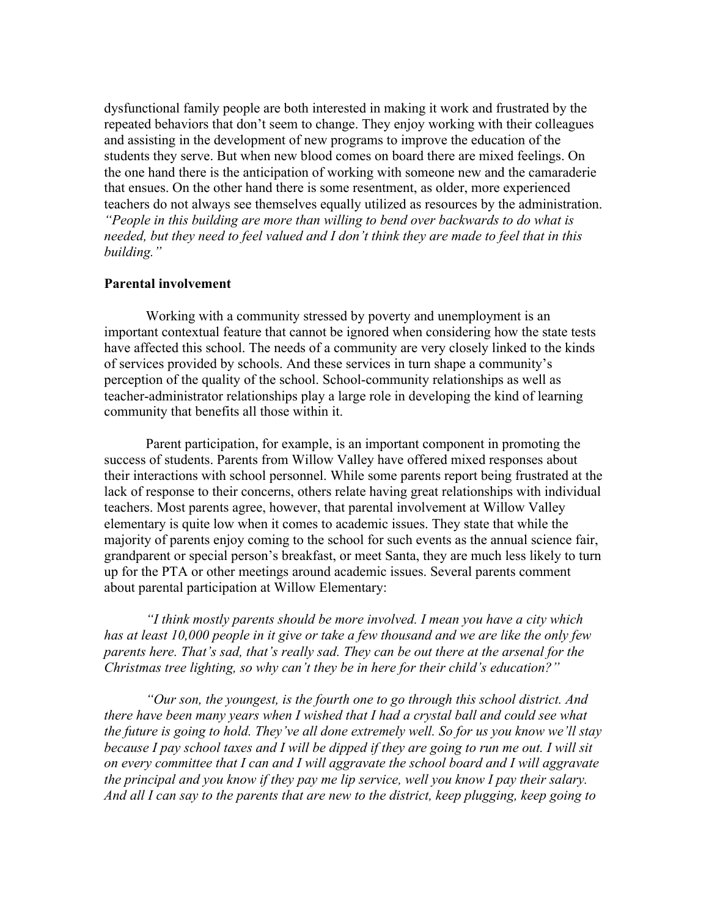dysfunctional family people are both interested in making it work and frustrated by the repeated behaviors that don't seem to change. They enjoy working with their colleagues and assisting in the development of new programs to improve the education of the students they serve. But when new blood comes on board there are mixed feelings. On the one hand there is the anticipation of working with someone new and the camaraderie that ensues. On the other hand there is some resentment, as older, more experienced teachers do not always see themselves equally utilized as resources by the administration. *"People in this building are more than willing to bend over backwards to do what is needed, but they need to feel valued and I don't think they are made to feel that in this building."*

**Parental involvement**

Working with a community stressed by poverty and unemployment is an important contextual feature that cannot be ignored when considering how the state tests have affected this school. The needs of a community are very closely linked to the kinds of services provided by schools. And these services in turn shape a community's perception of the quality of the school. School-community relationships as well as teacher-administrator relationships play a large role in developing the kind of learning community that benefits all those within it.

Parent participation, for example, is an important component in promoting the success of students. Parents from Willow Valley have offered mixed responses about their interactions with school personnel. While some parents report being frustrated at the lack of response to their concerns, others relate having great relationships with individual teachers. Most parents agree, however, that parental involvement at Willow Valley elementary is quite low when it comes to academic issues. They state that while the majority of parents enjoy coming to the school for such events as the annual science fair, grandparent or special person's breakfast, or meet Santa, they are much less likely to turn up for the PTA or other meetings around academic issues. Several parents comment about parental participation at Willow Elementary:

*"I think mostly parents should be more involved. I mean you have a city which has at least 10,000 people in it give or take a few thousand and we are like the only few parents here. That's sad, that's really sad. They can be out there at the arsenal for the Christmas tree lighting, so why can't they be in here for their child's education?"*

*"Our son, the youngest, is the fourth one to go through this school district. And there have been many years when I wished that I had a crystal ball and could see what the future is going to hold. They've all done extremely well. So for us you know we'll stay because I pay school taxes and I will be dipped if they are going to run me out. I will sit on every committee that I can and I will aggravate the school board and I will aggravate the principal and you know if they pay me lip service, well you know I pay their salary. And all I can say to the parents that are new to the district, keep plugging, keep going to*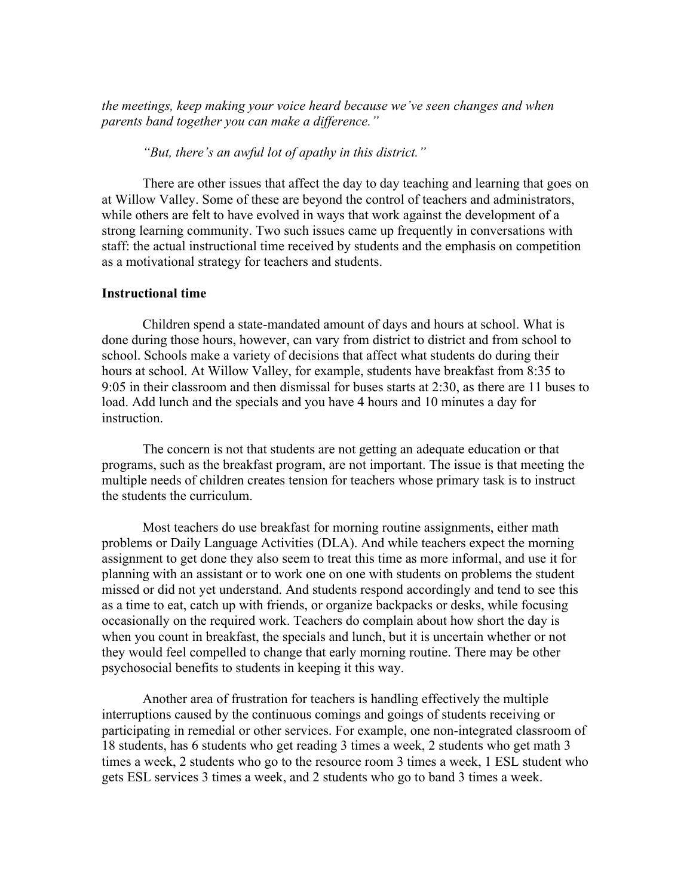*the meetings, keep making your voice heard because we've seen changes and when parents band together you can make a difference."*

*"But, there's an awful lot of apathy in this district."*

There are other issues that affect the day to day teaching and learning that goes on at Willow Valley. Some of these are beyond the control of teachers and administrators, while others are felt to have evolved in ways that work against the development of a strong learning community. Two such issues came up frequently in conversations with staff: the actual instructional time received by students and the emphasis on competition as a motivational strategy for teachers and students.

**Instructional time**

Children spend a state-mandated amount of days and hours at school. What is done during those hours, however, can vary from district to district and from school to school. Schools make a variety of decisions that affect what students do during their hours at school. At Willow Valley, for example, students have breakfast from 8:35 to 9:05 in their classroom and then dismissal for buses starts at 2:30, as there are 11 buses to load. Add lunch and the specials and you have 4 hours and 10 minutes a day for instruction.

The concern is not that students are not getting an adequate education or that programs, such as the breakfast program, are not important. The issue is that meeting the multiple needs of children creates tension for teachers whose primary task is to instruct the students the curriculum.

Most teachers do use breakfast for morning routine assignments, either math problems or Daily Language Activities (DLA). And while teachers expect the morning assignment to get done they also seem to treat this time as more informal, and use it for planning with an assistant or to work one on one with students on problems the student missed or did not yet understand. And students respond accordingly and tend to see this as a time to eat, catch up with friends, or organize backpacks or desks, while focusing occasionally on the required work. Teachers do complain about how short the day is when you count in breakfast, the specials and lunch, but it is uncertain whether or not they would feel compelled to change that early morning routine. There may be other psychosocial benefits to students in keeping it this way.

Another area of frustration for teachers is handling effectively the multiple interruptions caused by the continuous comings and goings of students receiving or participating in remedial or other services. For example, one non-integrated classroom of 18 students, has 6 students who get reading 3 times a week, 2 students who get math 3 times a week, 2 students who go to the resource room 3 times a week, 1 ESL student who gets ESL services 3 times a week, and 2 students who go to band 3 times a week.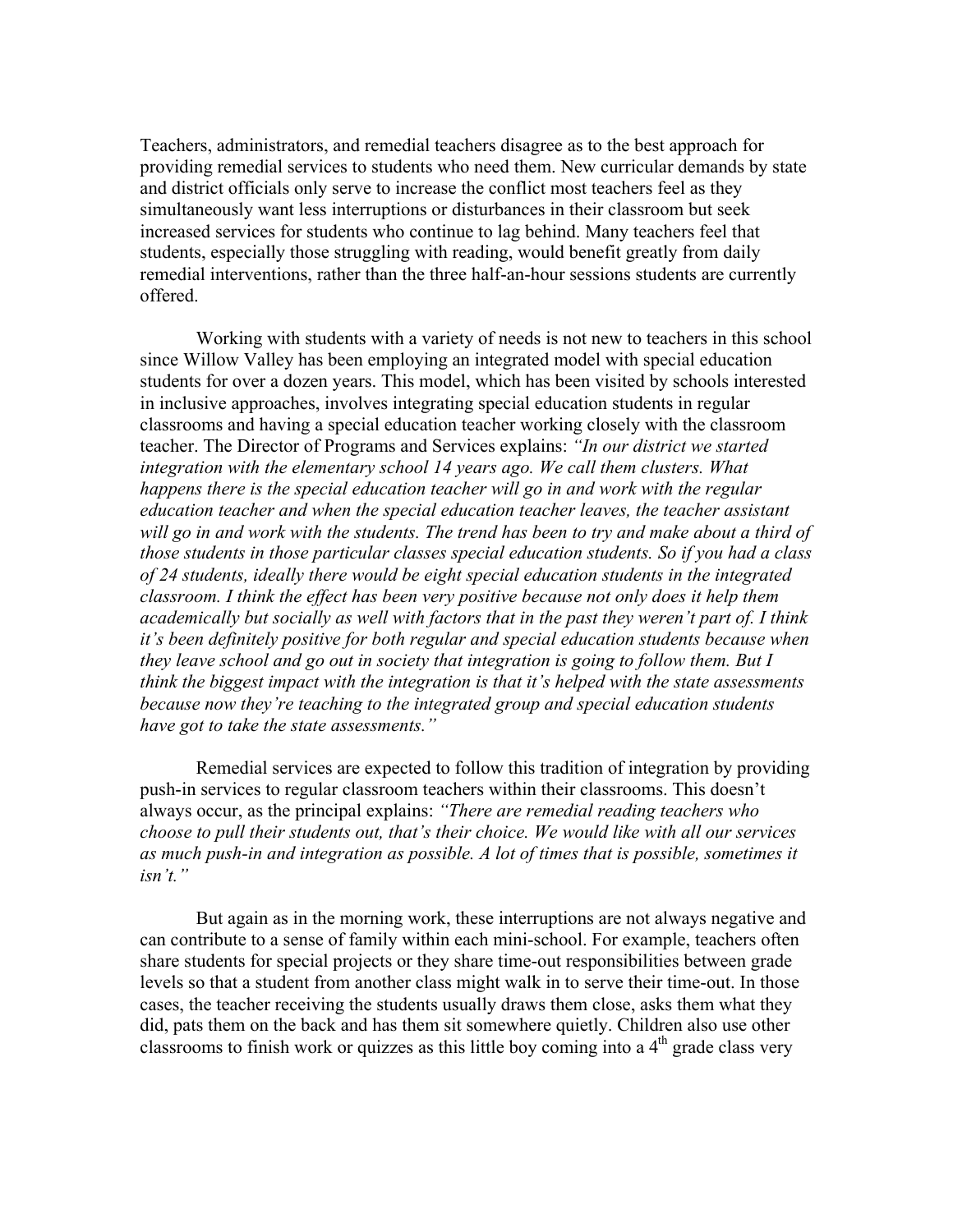Teachers, administrators, and remedial teachers disagree as to the best approach for providing remedial services to students who need them. New curricular demands by state and district officials only serve to increase the conflict most teachers feel as they simultaneously want less interruptions or disturbances in their classroom but seek increased services for students who continue to lag behind. Many teachers feel that students, especially those struggling with reading, would benefit greatly from daily remedial interventions, rather than the three half-an-hour sessions students are currently offered.

Working with students with a variety of needs is not new to teachers in this school since Willow Valley has been employing an integrated model with special education students for over a dozen years. This model, which has been visited by schools interested in inclusive approaches, involves integrating special education students in regular classrooms and having a special education teacher working closely with the classroom teacher. The Director of Programs and Services explains: *"In our district we started integration with the elementary school 14 years ago. We call them clusters. What happens there is the special education teacher will go in and work with the regular education teacher and when the special education teacher leaves, the teacher assistant will go in and work with the students. The trend has been to try and make about a third of those students in those particular classes special education students. So if you had a class of 24 students, ideally there would be eight special education students in the integrated classroom. I think the effect has been very positive because not only does it help them academically but socially as well with factors that in the past they weren't part of. I think it's been definitely positive for both regular and special education students because when they leave school and go out in society that integration is going to follow them. But I think the biggest impact with the integration is that it's helped with the state assessments because now they're teaching to the integrated group and special education students have got to take the state assessments."*

Remedial services are expected to follow this tradition of integration by providing push-in services to regular classroom teachers within their classrooms. This doesn't always occur, as the principal explains: *"There are remedial reading teachers who choose to pull their students out, that's their choice. We would like with all our services as much push-in and integration as possible. A lot of times that is possible, sometimes it isn't."*

But again as in the morning work, these interruptions are not always negative and can contribute to a sense of family within each mini-school. For example, teachers often share students for special projects or they share time-out responsibilities between grade levels so that a student from another class might walk in to serve their time-out. In those cases, the teacher receiving the students usually draws them close, asks them what they did, pats them on the back and has them sit somewhere quietly. Children also use other classrooms to finish work or quizzes as this little boy coming into a 4th grade class very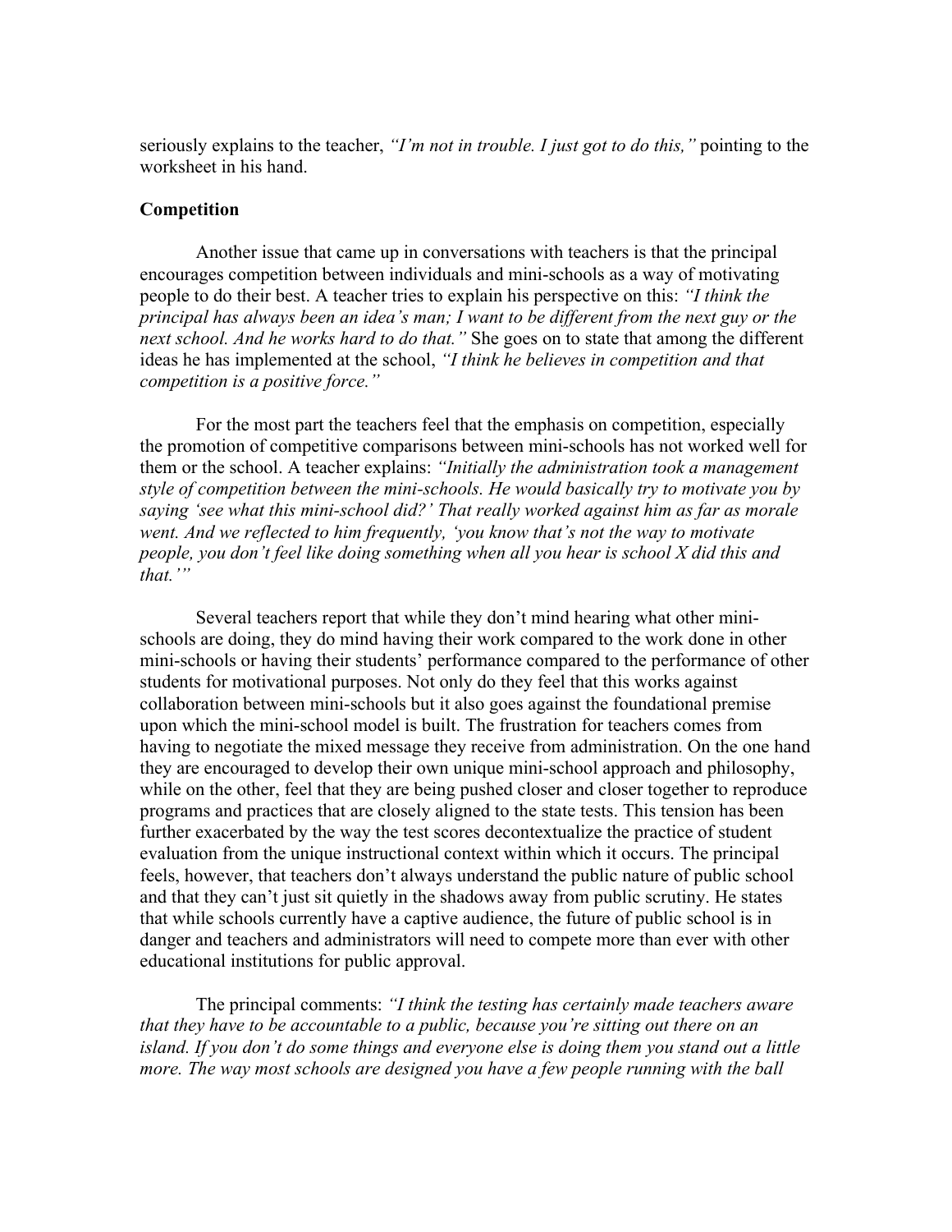seriously explains to the teacher, *"I'm not in trouble. I just got to do this,"* pointing to the worksheet in his hand.

**Competition**

Another issue that came up in conversations with teachers is that the principal encourages competition between individuals and mini-schools as a way of motivating people to do their best. A teacher tries to explain his perspective on this: *"I think the principal has always been an idea's man; I want to be different from the next guy or the next school. And he works hard to do that."* She goes on to state that among the different ideas he has implemented at the school, *"I think he believes in competition and that competition is a positive force."*

For the most part the teachers feel that the emphasis on competition, especially the promotion of competitive comparisons between mini-schools has not worked well for them or the school. A teacher explains: *"Initially the administration took a management style of competition between the mini-schools. He would basically try to motivate you by saying 'see what this mini-school did?' That really worked against him as far as morale went. And we reflected to him frequently, 'you know that's not the way to motivate people, you don't feel like doing something when all you hear is school X did this and that.'"*

Several teachers report that while they don't mind hearing what other mini-schools are doing, they do mind having their work compared to the work done in other mini-schools or having their students' performance compared to the performance of other students for motivational purposes. Not only do they feel that this works against collaboration between mini-schools but it also goes against the foundational premise upon which the mini-school model is built. The frustration for teachers comes from having to negotiate the mixed message they receive from administration. On the one hand they are encouraged to develop their own unique mini-school approach and philosophy, while on the other, feel that they are being pushed closer and closer together to reproduce programs and practices that are closely aligned to the state tests. This tension has been further exacerbated by the way the test scores decontextualize the practice of student evaluation from the unique instructional context within which it occurs. The principal feels, however, that teachers don't always understand the public nature of public school and that they can't just sit quietly in the shadows away from public scrutiny. He states that while schools currently have a captive audience, the future of public school is in danger and teachers and administrators will need to compete more than ever with other educational institutions for public approval.

The principal comments: *"I think the testing has certainly made teachers aware that they have to be accountable to a public, because you're sitting out there on an island. If you don't do some things and everyone else is doing them you stand out a little more. The way most schools are designed you have a few people running with the ball*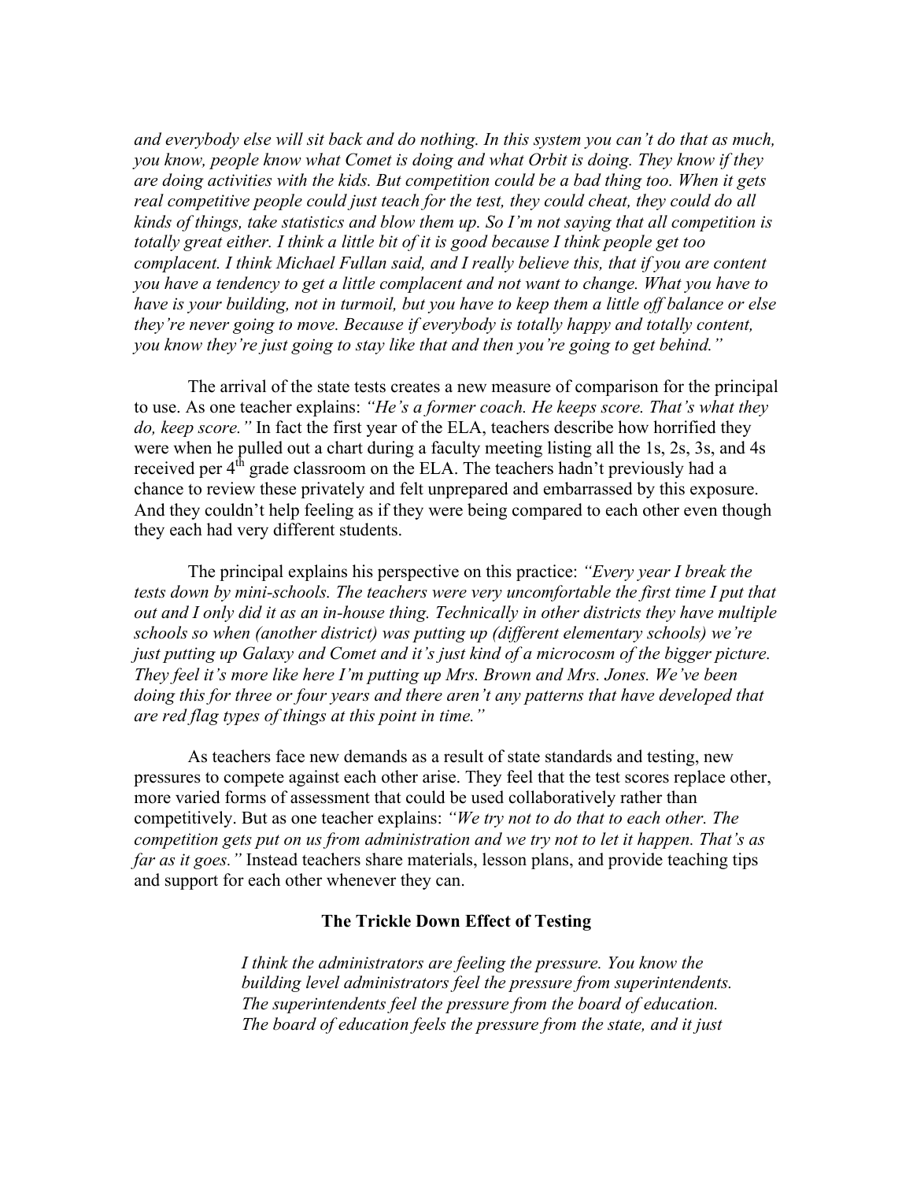*and everybody else will sit back and do nothing. In this system you can't do that as much, you know, people know what Comet is doing and what Orbit is doing. They know if they are doing activities with the kids. But competition could be a bad thing too. When it gets real competitive people could just teach for the test, they could cheat, they could do all kinds of things, take statistics and blow them up. So I'm not saying that all competition is totally great either. I think a little bit of it is good because I think people get too complacent. I think Michael Fullan said, and I really believe this, that if you are content you have a tendency to get a little complacent and not want to change. What you have to have is your building, not in turmoil, but you have to keep them a little off balance or else they're never going to move. Because if everybody is totally happy and totally content, you know they're just going to stay like that and then you're going to get behind."*

The arrival of the state tests creates a new measure of comparison for the principal to use. As one teacher explains: *"He's a former coach. He keeps score. That's what they do, keep score."* In fact the first year of the ELA, teachers describe how horrified they were when he pulled out a chart during a faculty meeting listing all the 1s, 2s, 3s, and 4s received per 4th grade classroom on the ELA. The teachers hadn't previously had a chance to review these privately and felt unprepared and embarrassed by this exposure. And they couldn't help feeling as if they were being compared to each other even though they each had very different students.

The principal explains his perspective on this practice: *"Every year I break the tests down by mini-schools. The teachers were very uncomfortable the first time I put that out and I only did it as an in-house thing. Technically in other districts they have multiple schools so when (another district) was putting up (different elementary schools) we're just putting up Galaxy and Comet and it's just kind of a microcosm of the bigger picture. They feel it's more like here I'm putting up Mrs. Brown and Mrs. Jones. We've been doing this for three or four years and there aren't any patterns that have developed that are red flag types of things at this point in time."*

As teachers face new demands as a result of state standards and testing, new pressures to compete against each other arise. They feel that the test scores replace other, more varied forms of assessment that could be used collaboratively rather than competitively. But as one teacher explains: *"We try not to do that to each other. The competition gets put on us from administration and we try not to let it happen. That's as far as it goes."* Instead teachers share materials, lesson plans, and provide teaching tips and support for each other whenever they can.

### The Trickle Down Effect of Testing

> *I think the administrators are feeling the pressure. You know the building level administrators feel the pressure from superintendents. The superintendents feel the pressure from the board of education. The board of education feels the pressure from the state, and it just*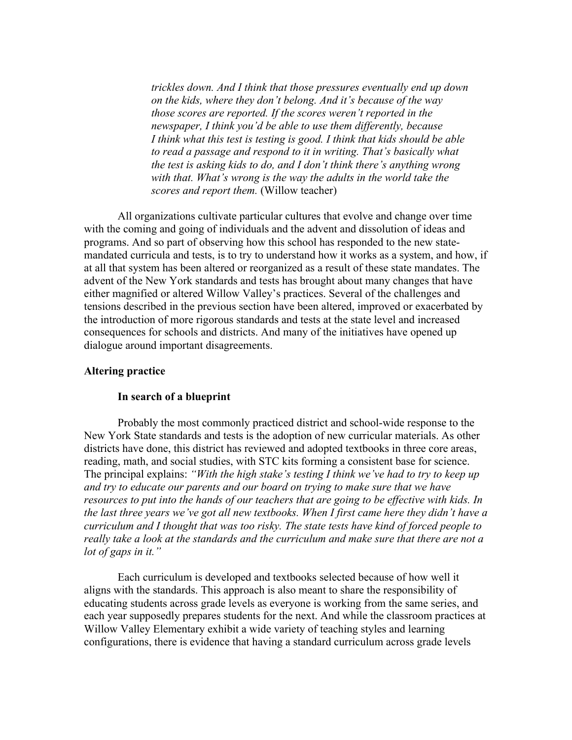> *trickles down. And I think that those pressures eventually end up down on the kids, where they don't belong. And it's because of the way those scores are reported. If the scores weren't reported in the newspaper, I think you'd be able to use them differently, because I think what this test is testing is good. I think that kids should be able to read a passage and respond to it in writing. That's basically what the test is asking kids to do, and I don't think there's anything wrong with that. What's wrong is the way the adults in the world take the scores and report them.* (Willow teacher)

All organizations cultivate particular cultures that evolve and change over time with the coming and going of individuals and the advent and dissolution of ideas and programs. And so part of observing how this school has responded to the new state-mandated curricula and tests, is to try to understand how it works as a system, and how, if at all that system has been altered or reorganized as a result of these state mandates. The advent of the New York standards and tests has brought about many changes that have either magnified or altered Willow Valley's practices. Several of the challenges and tensions described in the previous section have been altered, improved or exacerbated by the introduction of more rigorous standards and tests at the state level and increased consequences for schools and districts. And many of the initiatives have opened up dialogue around important disagreements.

**Altering practice**

**In search of a blueprint**

Probably the most commonly practiced district and school-wide response to the New York State standards and tests is the adoption of new curricular materials. As other districts have done, this district has reviewed and adopted textbooks in three core areas, reading, math, and social studies, with STC kits forming a consistent base for science. The principal explains: *"With the high stake's testing I think we've had to try to keep up and try to educate our parents and our board on trying to make sure that we have resources to put into the hands of our teachers that are going to be effective with kids. In the last three years we've got all new textbooks. When I first came here they didn't have a curriculum and I thought that was too risky. The state tests have kind of forced people to really take a look at the standards and the curriculum and make sure that there are not a lot of gaps in it."*

Each curriculum is developed and textbooks selected because of how well it aligns with the standards. This approach is also meant to share the responsibility of educating students across grade levels as everyone is working from the same series, and each year supposedly prepares students for the next. And while the classroom practices at Willow Valley Elementary exhibit a wide variety of teaching styles and learning configurations, there is evidence that having a standard curriculum across grade levels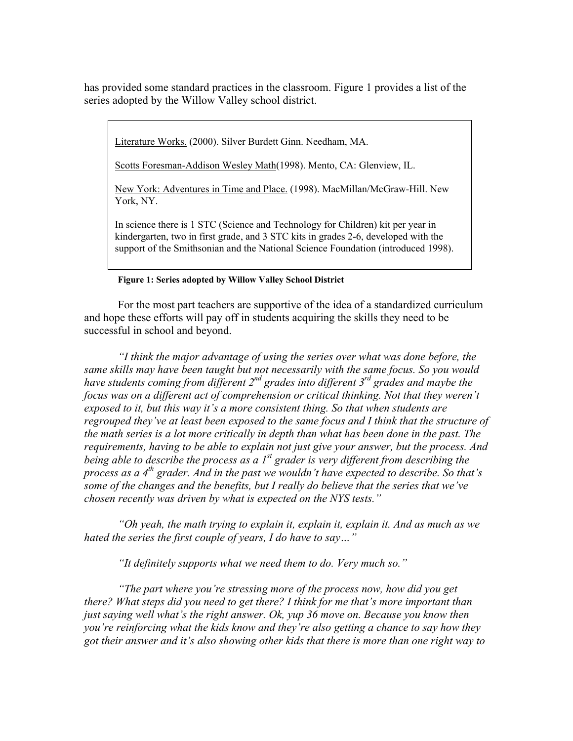has provided some standard practices in the classroom. Figure 1 provides a list of the series adopted by the Willow Valley school district.

> Literature Works. (2000). Silver Burdett Ginn. Needham, MA.
>
> Scotts Foresman-Addison Wesley Math(1998). Mento, CA: Glenview, IL.
>
> New York: Adventures in Time and Place. (1998). MacMillan/McGraw-Hill. New York, NY.
>
> In science there is 1 STC (Science and Technology for Children) kit per year in kindergarten, two in first grade, and 3 STC kits in grades 2-6, developed with the support of the Smithsonian and the National Science Foundation (introduced 1998).

**Figure 1: Series adopted by Willow Valley School District**

For the most part teachers are supportive of the idea of a standardized curriculum and hope these efforts will pay off in students acquiring the skills they need to be successful in school and beyond.

*"I think the major advantage of using the series over what was done before, the same skills may have been taught but not necessarily with the same focus. So you would have students coming from different 2nd grades into different 3rd grades and maybe the focus was on a different act of comprehension or critical thinking. Not that they weren't exposed to it, but this way it's a more consistent thing. So that when students are regrouped they've at least been exposed to the same focus and I think that the structure of the math series is a lot more critically in depth than what has been done in the past. The requirements, having to be able to explain not just give your answer, but the process. And being able to describe the process as a 1st grader is very different from describing the process as a 4th grader. And in the past we wouldn't have expected to describe. So that's some of the changes and the benefits, but I really do believe that the series that we've chosen recently was driven by what is expected on the NYS tests."*

*"Oh yeah, the math trying to explain it, explain it, explain it. And as much as we hated the series the first couple of years, I do have to say…"*

*"It definitely supports what we need them to do. Very much so."*

*"The part where you're stressing more of the process now, how did you get there? What steps did you need to get there? I think for me that's more important than just saying well what's the right answer. Ok, yup 36 move on. Because you know then you're reinforcing what the kids know and they're also getting a chance to say how they got their answer and it's also showing other kids that there is more than one right way to*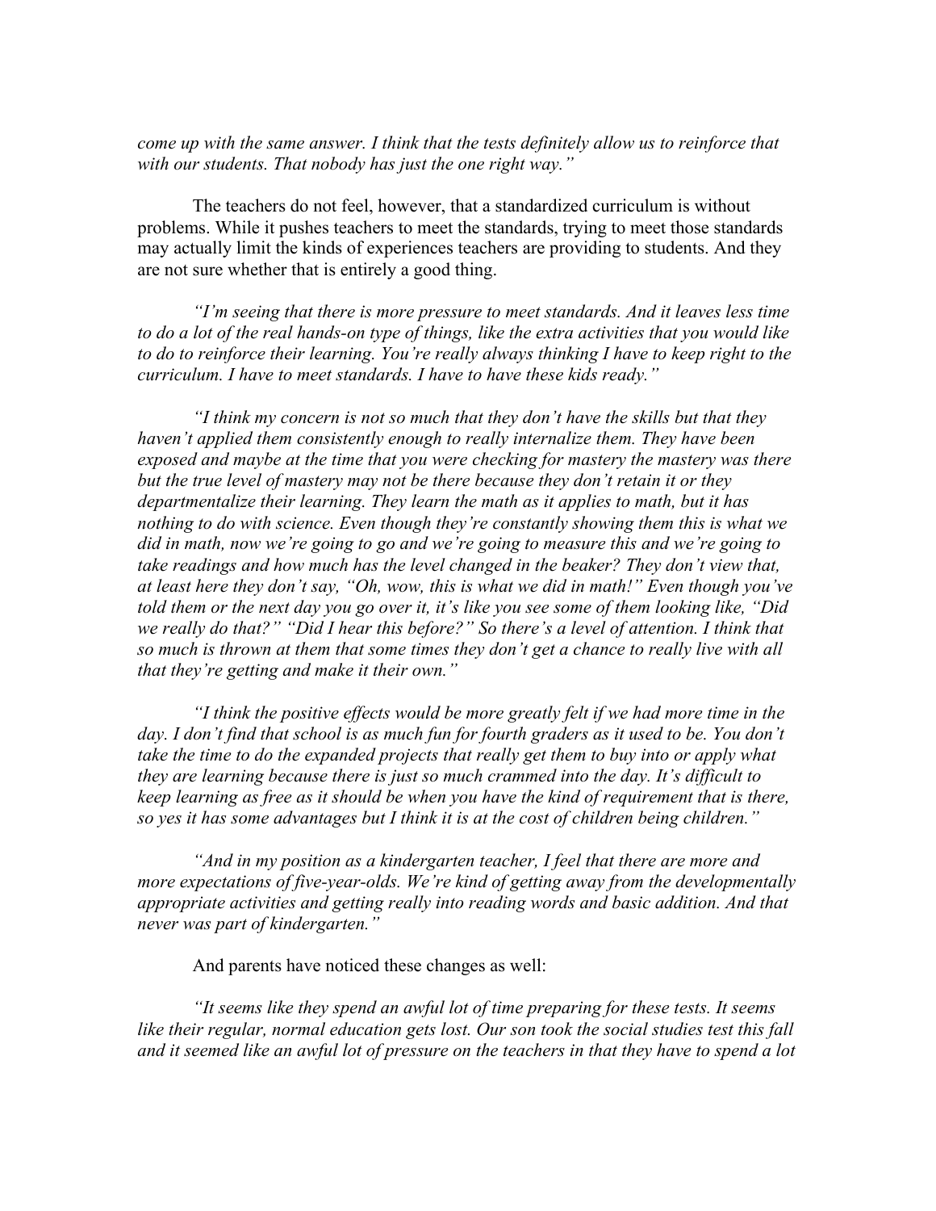*come up with the same answer. I think that the tests definitely allow us to reinforce that with our students. That nobody has just the one right way."*

The teachers do not feel, however, that a standardized curriculum is without problems. While it pushes teachers to meet the standards, trying to meet those standards may actually limit the kinds of experiences teachers are providing to students. And they are not sure whether that is entirely a good thing.

*"I'm seeing that there is more pressure to meet standards. And it leaves less time to do a lot of the real hands-on type of things, like the extra activities that you would like to do to reinforce their learning. You're really always thinking I have to keep right to the curriculum. I have to meet standards. I have to have these kids ready."*

*"I think my concern is not so much that they don't have the skills but that they haven't applied them consistently enough to really internalize them. They have been exposed and maybe at the time that you were checking for mastery the mastery was there but the true level of mastery may not be there because they don't retain it or they departmentalize their learning. They learn the math as it applies to math, but it has nothing to do with science. Even though they're constantly showing them this is what we did in math, now we're going to go and we're going to measure this and we're going to take readings and how much has the level changed in the beaker? They don't view that, at least here they don't say, "Oh, wow, this is what we did in math!" Even though you've told them or the next day you go over it, it's like you see some of them looking like, "Did we really do that?" "Did I hear this before?" So there's a level of attention. I think that so much is thrown at them that some times they don't get a chance to really live with all that they're getting and make it their own."*

*"I think the positive effects would be more greatly felt if we had more time in the day. I don't find that school is as much fun for fourth graders as it used to be. You don't take the time to do the expanded projects that really get them to buy into or apply what they are learning because there is just so much crammed into the day. It's difficult to keep learning as free as it should be when you have the kind of requirement that is there, so yes it has some advantages but I think it is at the cost of children being children."*

*"And in my position as a kindergarten teacher, I feel that there are more and more expectations of five-year-olds. We're kind of getting away from the developmentally appropriate activities and getting really into reading words and basic addition. And that never was part of kindergarten."*

And parents have noticed these changes as well:

*"It seems like they spend an awful lot of time preparing for these tests. It seems like their regular, normal education gets lost. Our son took the social studies test this fall and it seemed like an awful lot of pressure on the teachers in that they have to spend a lot*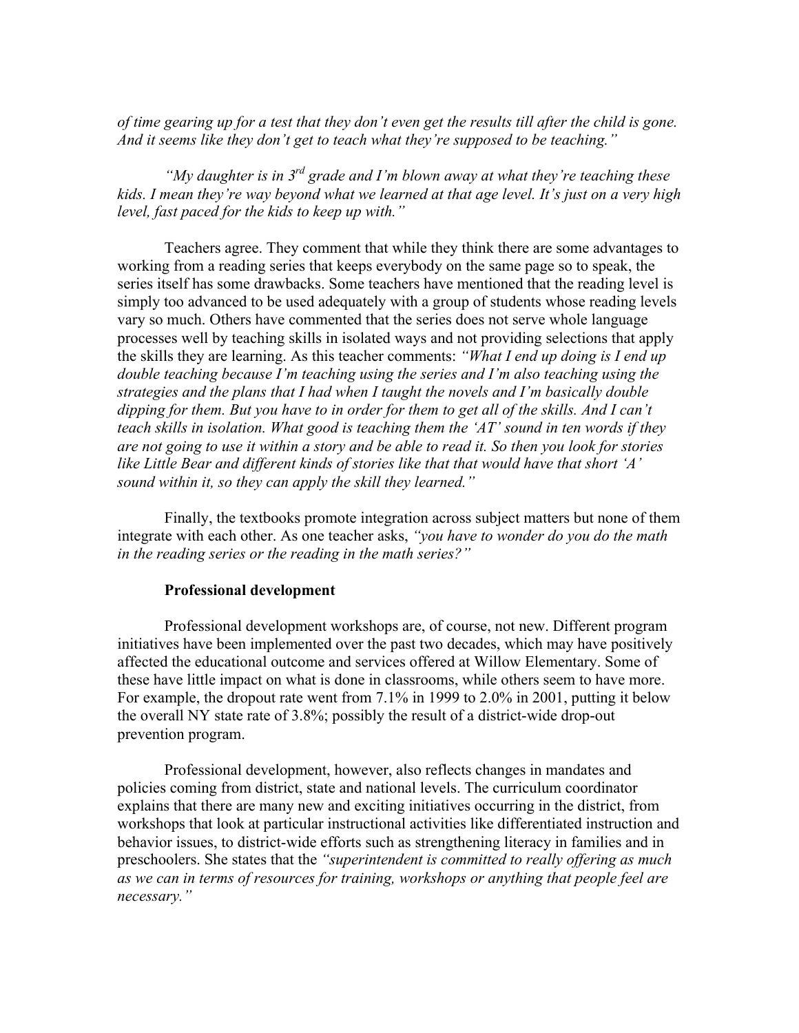*of time gearing up for a test that they don't even get the results till after the child is gone. And it seems like they don't get to teach what they're supposed to be teaching."*

*"My daughter is in 3rd grade and I'm blown away at what they're teaching these kids. I mean they're way beyond what we learned at that age level. It's just on a very high level, fast paced for the kids to keep up with."*

Teachers agree. They comment that while they think there are some advantages to working from a reading series that keeps everybody on the same page so to speak, the series itself has some drawbacks. Some teachers have mentioned that the reading level is simply too advanced to be used adequately with a group of students whose reading levels vary so much. Others have commented that the series does not serve whole language processes well by teaching skills in isolated ways and not providing selections that apply the skills they are learning. As this teacher comments: *"What I end up doing is I end up double teaching because I'm teaching using the series and I'm also teaching using the strategies and the plans that I had when I taught the novels and I'm basically double dipping for them. But you have to in order for them to get all of the skills. And I can't teach skills in isolation. What good is teaching them the 'AT' sound in ten words if they are not going to use it within a story and be able to read it. So then you look for stories like Little Bear and different kinds of stories like that that would have that short 'A' sound within it, so they can apply the skill they learned."*

Finally, the textbooks promote integration across subject matters but none of them integrate with each other. As one teacher asks, *"you have to wonder do you do the math in the reading series or the reading in the math series?"*

**Professional development**

Professional development workshops are, of course, not new. Different program initiatives have been implemented over the past two decades, which may have positively affected the educational outcome and services offered at Willow Elementary. Some of these have little impact on what is done in classrooms, while others seem to have more. For example, the dropout rate went from 7.1% in 1999 to 2.0% in 2001, putting it below the overall NY state rate of 3.8%; possibly the result of a district-wide drop-out prevention program.

Professional development, however, also reflects changes in mandates and policies coming from district, state and national levels. The curriculum coordinator explains that there are many new and exciting initiatives occurring in the district, from workshops that look at particular instructional activities like differentiated instruction and behavior issues, to district-wide efforts such as strengthening literacy in families and in preschoolers. She states that the *"superintendent is committed to really offering as much as we can in terms of resources for training, workshops or anything that people feel are necessary."*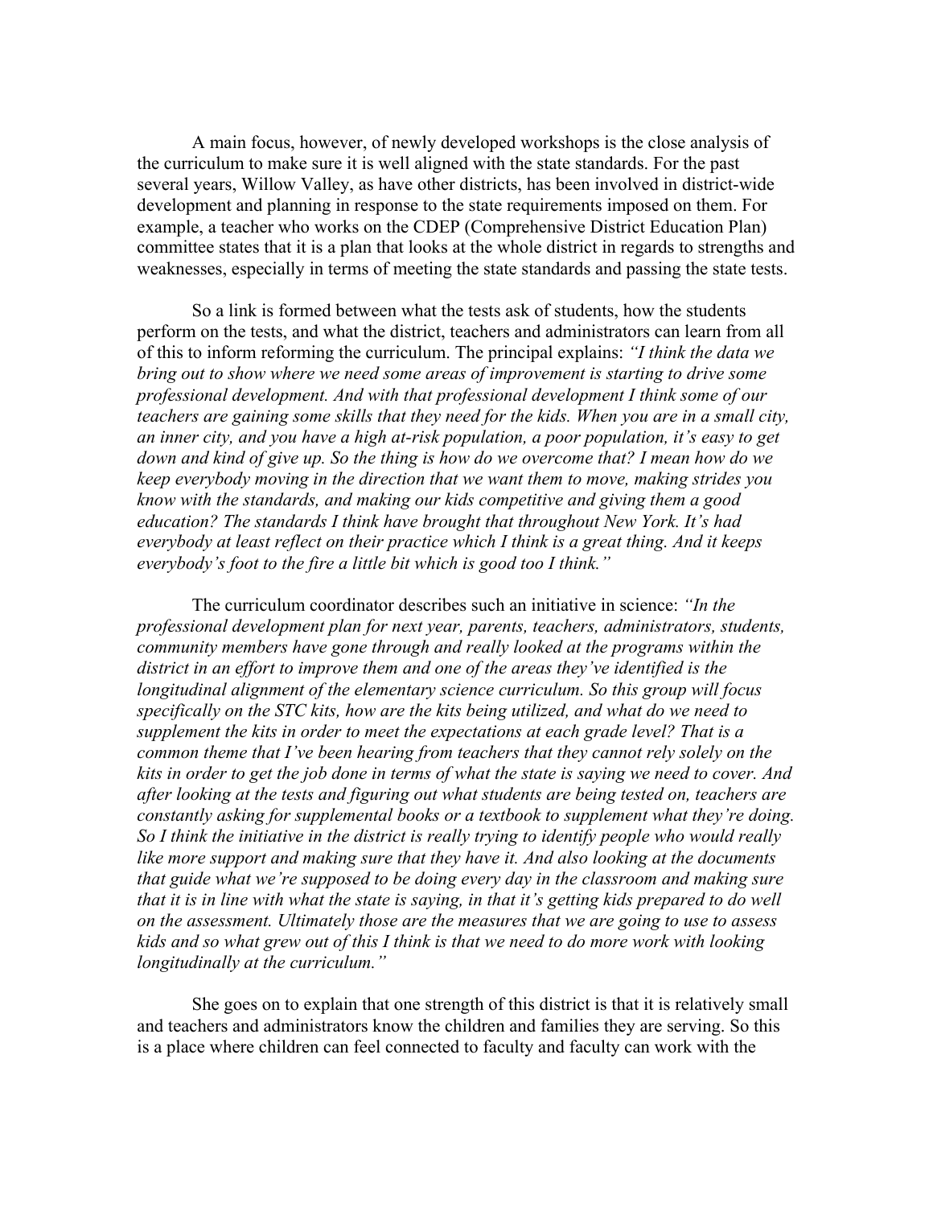A main focus, however, of newly developed workshops is the close analysis of the curriculum to make sure it is well aligned with the state standards. For the past several years, Willow Valley, as have other districts, has been involved in district-wide development and planning in response to the state requirements imposed on them. For example, a teacher who works on the CDEP (Comprehensive District Education Plan) committee states that it is a plan that looks at the whole district in regards to strengths and weaknesses, especially in terms of meeting the state standards and passing the state tests.

So a link is formed between what the tests ask of students, how the students perform on the tests, and what the district, teachers and administrators can learn from all of this to inform reforming the curriculum. The principal explains: *"I think the data we bring out to show where we need some areas of improvement is starting to drive some professional development. And with that professional development I think some of our teachers are gaining some skills that they need for the kids. When you are in a small city, an inner city, and you have a high at-risk population, a poor population, it's easy to get down and kind of give up. So the thing is how do we overcome that? I mean how do we keep everybody moving in the direction that we want them to move, making strides you know with the standards, and making our kids competitive and giving them a good education? The standards I think have brought that throughout New York. It's had everybody at least reflect on their practice which I think is a great thing. And it keeps everybody's foot to the fire a little bit which is good too I think."*

The curriculum coordinator describes such an initiative in science: *"In the professional development plan for next year, parents, teachers, administrators, students, community members have gone through and really looked at the programs within the district in an effort to improve them and one of the areas they've identified is the longitudinal alignment of the elementary science curriculum. So this group will focus specifically on the STC kits, how are the kits being utilized, and what do we need to supplement the kits in order to meet the expectations at each grade level? That is a common theme that I've been hearing from teachers that they cannot rely solely on the kits in order to get the job done in terms of what the state is saying we need to cover. And after looking at the tests and figuring out what students are being tested on, teachers are constantly asking for supplemental books or a textbook to supplement what they're doing. So I think the initiative in the district is really trying to identify people who would really like more support and making sure that they have it. And also looking at the documents that guide what we're supposed to be doing every day in the classroom and making sure that it is in line with what the state is saying, in that it's getting kids prepared to do well on the assessment. Ultimately those are the measures that we are going to use to assess kids and so what grew out of this I think is that we need to do more work with looking longitudinally at the curriculum."*

She goes on to explain that one strength of this district is that it is relatively small and teachers and administrators know the children and families they are serving. So this is a place where children can feel connected to faculty and faculty can work with the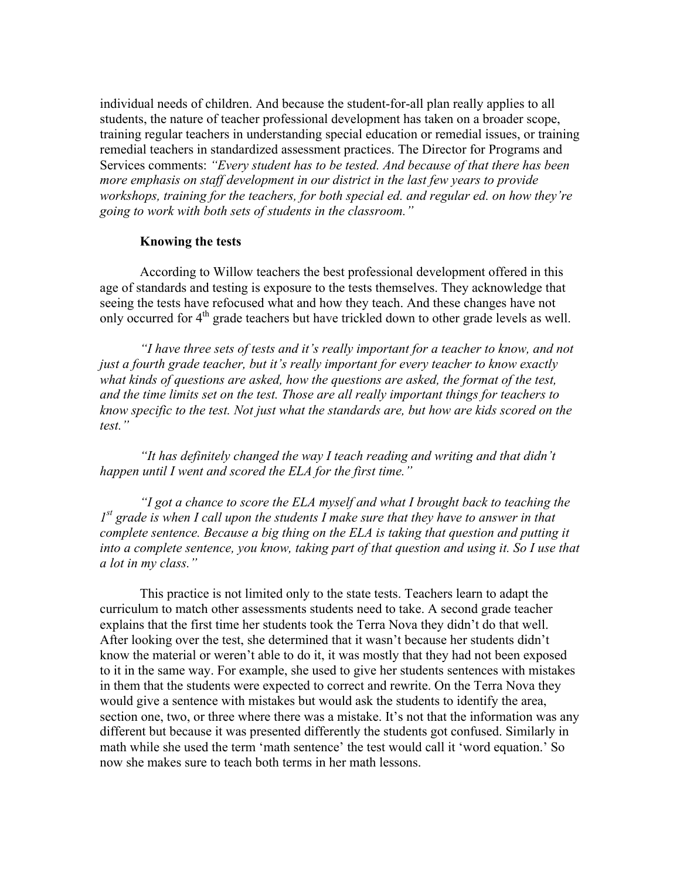individual needs of children. And because the student-for-all plan really applies to all students, the nature of teacher professional development has taken on a broader scope, training regular teachers in understanding special education or remedial issues, or training remedial teachers in standardized assessment practices. The Director for Programs and Services comments: *"Every student has to be tested. And because of that there has been more emphasis on staff development in our district in the last few years to provide workshops, training for the teachers, for both special ed. and regular ed. on how they're going to work with both sets of students in the classroom."*

**Knowing the tests**

According to Willow teachers the best professional development offered in this age of standards and testing is exposure to the tests themselves. They acknowledge that seeing the tests have refocused what and how they teach. And these changes have not only occurred for 4th grade teachers but have trickled down to other grade levels as well.

*"I have three sets of tests and it's really important for a teacher to know, and not just a fourth grade teacher, but it's really important for every teacher to know exactly what kinds of questions are asked, how the questions are asked, the format of the test, and the time limits set on the test. Those are all really important things for teachers to know specific to the test. Not just what the standards are, but how are kids scored on the test."*

*"It has definitely changed the way I teach reading and writing and that didn't happen until I went and scored the ELA for the first time."*

*"I got a chance to score the ELA myself and what I brought back to teaching the 1st grade is when I call upon the students I make sure that they have to answer in that complete sentence. Because a big thing on the ELA is taking that question and putting it into a complete sentence, you know, taking part of that question and using it. So I use that a lot in my class."*

This practice is not limited only to the state tests. Teachers learn to adapt the curriculum to match other assessments students need to take. A second grade teacher explains that the first time her students took the Terra Nova they didn't do that well. After looking over the test, she determined that it wasn't because her students didn't know the material or weren't able to do it, it was mostly that they had not been exposed to it in the same way. For example, she used to give her students sentences with mistakes in them that the students were expected to correct and rewrite. On the Terra Nova they would give a sentence with mistakes but would ask the students to identify the area, section one, two, or three where there was a mistake. It's not that the information was any different but because it was presented differently the students got confused. Similarly in math while she used the term 'math sentence' the test would call it 'word equation.' So now she makes sure to teach both terms in her math lessons.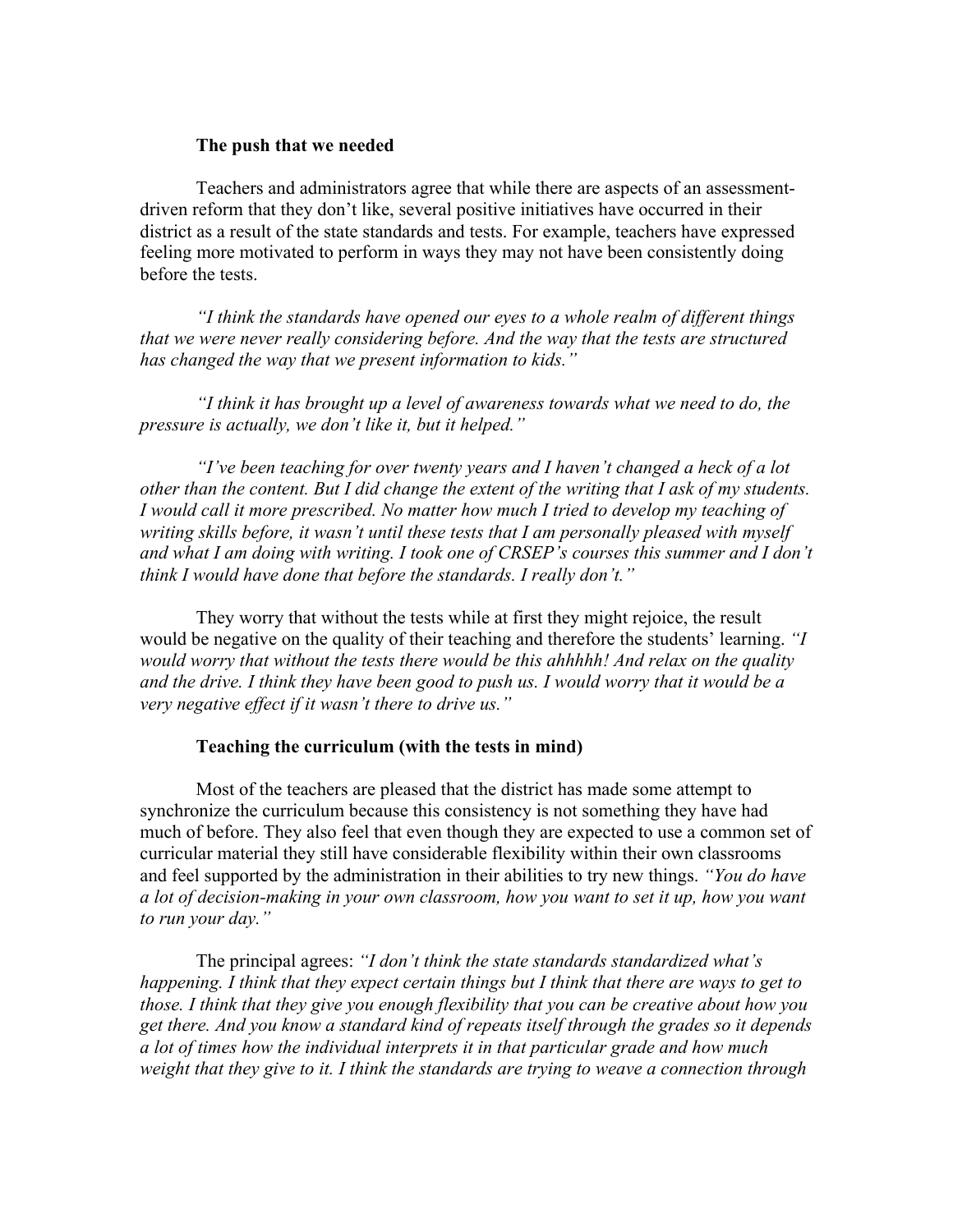### The push that we needed

Teachers and administrators agree that while there are aspects of an assessment-driven reform that they don't like, several positive initiatives have occurred in their district as a result of the state standards and tests. For example, teachers have expressed feeling more motivated to perform in ways they may not have been consistently doing before the tests.

*"I think the standards have opened our eyes to a whole realm of different things that we were never really considering before. And the way that the tests are structured has changed the way that we present information to kids."*

*"I think it has brought up a level of awareness towards what we need to do, the pressure is actually, we don't like it, but it helped."*

*"I've been teaching for over twenty years and I haven't changed a heck of a lot other than the content. But I did change the extent of the writing that I ask of my students. I would call it more prescribed. No matter how much I tried to develop my teaching of writing skills before, it wasn't until these tests that I am personally pleased with myself and what I am doing with writing. I took one of CRSEP's courses this summer and I don't think I would have done that before the standards. I really don't."*

They worry that without the tests while at first they might rejoice, the result would be negative on the quality of their teaching and therefore the students' learning. *"I would worry that without the tests there would be this ahhhhh! And relax on the quality and the drive. I think they have been good to push us. I would worry that it would be a very negative effect if it wasn't there to drive us."*

### Teaching the curriculum (with the tests in mind)

Most of the teachers are pleased that the district has made some attempt to synchronize the curriculum because this consistency is not something they have had much of before. They also feel that even though they are expected to use a common set of curricular material they still have considerable flexibility within their own classrooms and feel supported by the administration in their abilities to try new things. *"You do have a lot of decision-making in your own classroom, how you want to set it up, how you want to run your day."*

The principal agrees: *"I don't think the state standards standardized what's happening. I think that they expect certain things but I think that there are ways to get to those. I think that they give you enough flexibility that you can be creative about how you get there. And you know a standard kind of repeats itself through the grades so it depends a lot of times how the individual interprets it in that particular grade and how much weight that they give to it. I think the standards are trying to weave a connection through*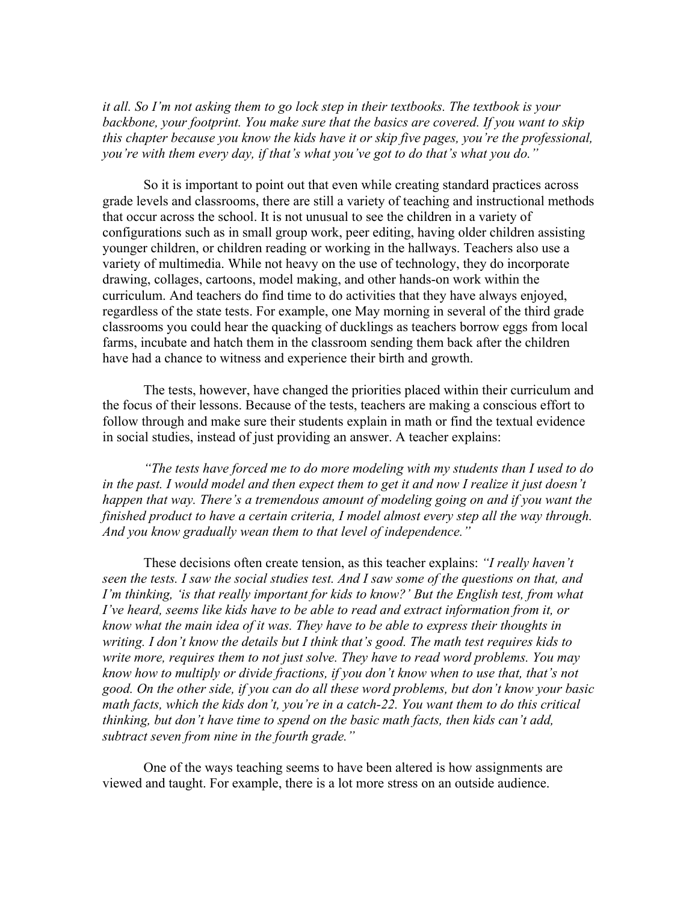*it all. So I'm not asking them to go lock step in their textbooks. The textbook is your backbone, your footprint. You make sure that the basics are covered. If you want to skip this chapter because you know the kids have it or skip five pages, you're the professional, you're with them every day, if that's what you've got to do that's what you do."*

So it is important to point out that even while creating standard practices across grade levels and classrooms, there are still a variety of teaching and instructional methods that occur across the school. It is not unusual to see the children in a variety of configurations such as in small group work, peer editing, having older children assisting younger children, or children reading or working in the hallways. Teachers also use a variety of multimedia. While not heavy on the use of technology, they do incorporate drawing, collages, cartoons, model making, and other hands-on work within the curriculum. And teachers do find time to do activities that they have always enjoyed, regardless of the state tests. For example, one May morning in several of the third grade classrooms you could hear the quacking of ducklings as teachers borrow eggs from local farms, incubate and hatch them in the classroom sending them back after the children have had a chance to witness and experience their birth and growth.

The tests, however, have changed the priorities placed within their curriculum and the focus of their lessons. Because of the tests, teachers are making a conscious effort to follow through and make sure their students explain in math or find the textual evidence in social studies, instead of just providing an answer. A teacher explains:

*"The tests have forced me to do more modeling with my students than I used to do in the past. I would model and then expect them to get it and now I realize it just doesn't happen that way. There's a tremendous amount of modeling going on and if you want the finished product to have a certain criteria, I model almost every step all the way through. And you know gradually wean them to that level of independence."*

These decisions often create tension, as this teacher explains: *"I really haven't seen the tests. I saw the social studies test. And I saw some of the questions on that, and I'm thinking, 'is that really important for kids to know?' But the English test, from what I've heard, seems like kids have to be able to read and extract information from it, or know what the main idea of it was. They have to be able to express their thoughts in writing. I don't know the details but I think that's good. The math test requires kids to write more, requires them to not just solve. They have to read word problems. You may know how to multiply or divide fractions, if you don't know when to use that, that's not good. On the other side, if you can do all these word problems, but don't know your basic math facts, which the kids don't, you're in a catch-22. You want them to do this critical thinking, but don't have time to spend on the basic math facts, then kids can't add, subtract seven from nine in the fourth grade."*

One of the ways teaching seems to have been altered is how assignments are viewed and taught. For example, there is a lot more stress on an outside audience.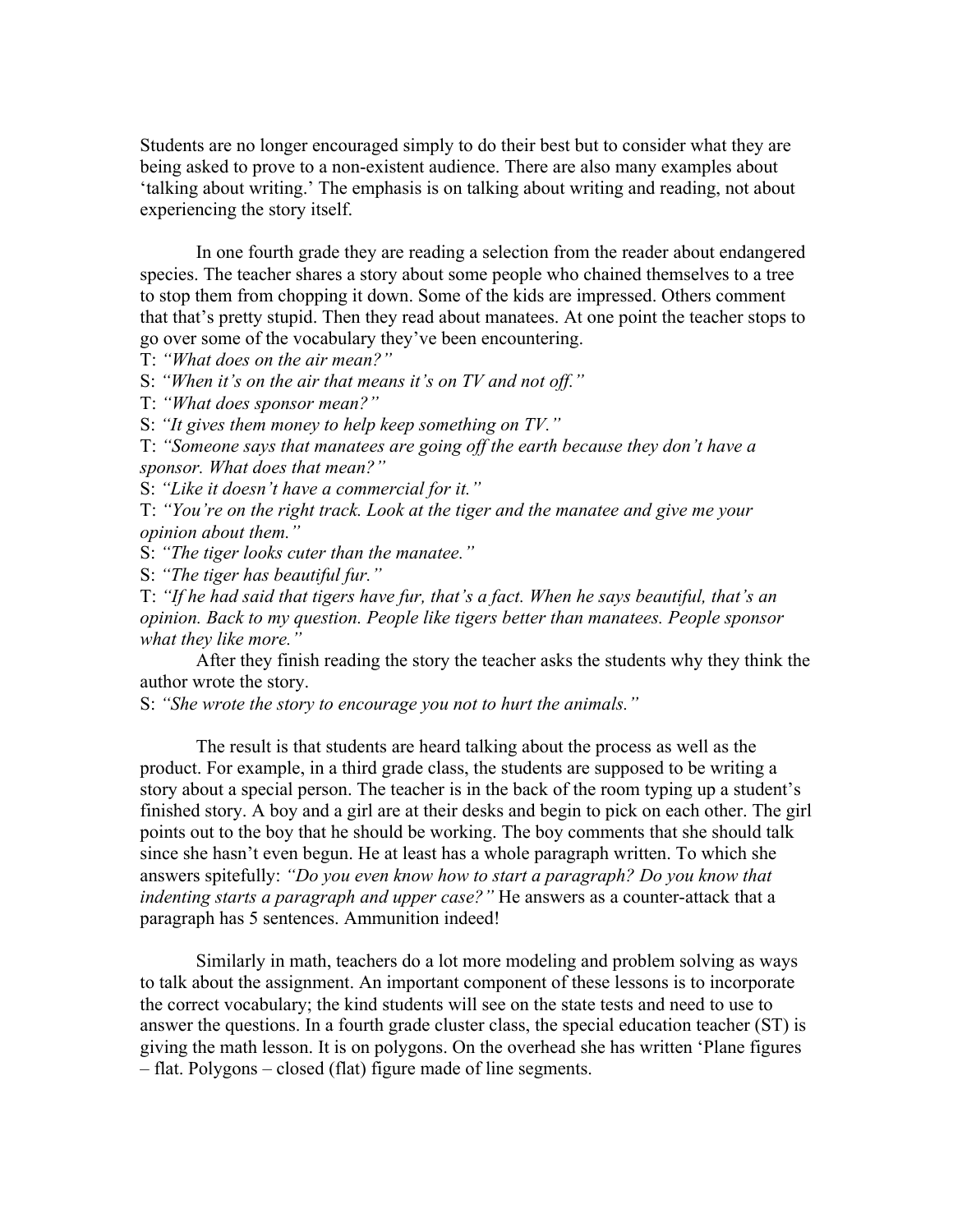Students are no longer encouraged simply to do their best but to consider what they are being asked to prove to a non-existent audience. There are also many examples about 'talking about writing.' The emphasis is on talking about writing and reading, not about experiencing the story itself.

In one fourth grade they are reading a selection from the reader about endangered species. The teacher shares a story about some people who chained themselves to a tree to stop them from chopping it down. Some of the kids are impressed. Others comment that that's pretty stupid. Then they read about manatees. At one point the teacher stops to go over some of the vocabulary they've been encountering.

T: *"What does on the air mean?"*
S: *"When it's on the air that means it's on TV and not off."*
T: *"What does sponsor mean?"*
S: *"It gives them money to help keep something on TV."*
T: *"Someone says that manatees are going off the earth because they don't have a sponsor. What does that mean?"*
S: *"Like it doesn't have a commercial for it."*
T: *"You're on the right track. Look at the tiger and the manatee and give me your opinion about them."*
S: *"The tiger looks cuter than the manatee."*
S: *"The tiger has beautiful fur."*
T: *"If he had said that tigers have fur, that's a fact. When he says beautiful, that's an opinion. Back to my question. People like tigers better than manatees. People sponsor what they like more."*

After they finish reading the story the teacher asks the students why they think the author wrote the story.
S: *"She wrote the story to encourage you not to hurt the animals."*

The result is that students are heard talking about the process as well as the product. For example, in a third grade class, the students are supposed to be writing a story about a special person. The teacher is in the back of the room typing up a student's finished story. A boy and a girl are at their desks and begin to pick on each other. The girl points out to the boy that he should be working. The boy comments that she should talk since she hasn't even begun. He at least has a whole paragraph written. To which she answers spitefully: *"Do you even know how to start a paragraph? Do you know that indenting starts a paragraph and upper case?"* He answers as a counter-attack that a paragraph has 5 sentences. Ammunition indeed!

Similarly in math, teachers do a lot more modeling and problem solving as ways to talk about the assignment. An important component of these lessons is to incorporate the correct vocabulary; the kind students will see on the state tests and need to use to answer the questions. In a fourth grade cluster class, the special education teacher (ST) is giving the math lesson. It is on polygons. On the overhead she has written 'Plane figures – flat. Polygons – closed (flat) figure made of line segments.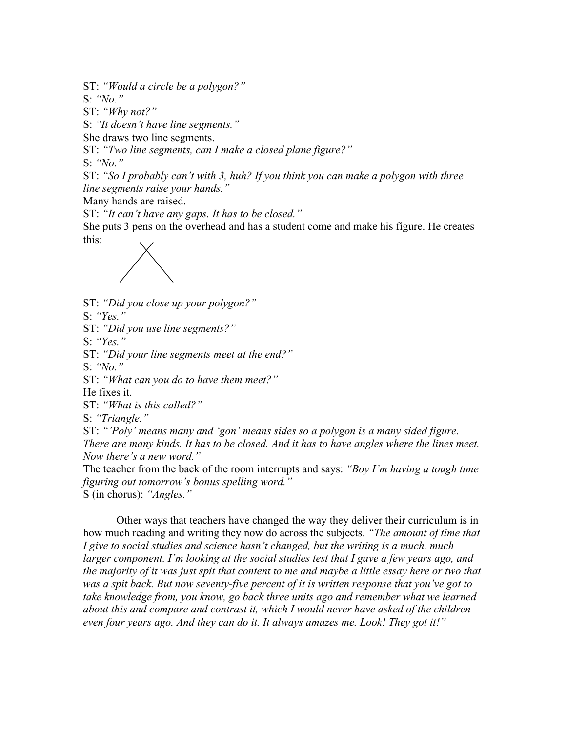ST: *"Would a circle be a polygon?"*
S: *"No."*
ST: *"Why not?"*
S: *"It doesn't have line segments."*
She draws two line segments.
ST: *"Two line segments, can I make a closed plane figure?"*
S: *"No."*
ST: *"So I probably can't with 3, huh? If you think you can make a polygon with three line segments raise your hands."*
Many hands are raised.
ST: *"It can't have any gaps. It has to be closed."*
She puts 3 pens on the overhead and has a student come and make his figure. He creates this:

ST: *"Did you close up your polygon?"*
S: *"Yes."*
ST: *"Did you use line segments?"*
S: *"Yes."*
ST: *"Did your line segments meet at the end?"*
S: *"No."*
ST: *"What can you do to have them meet?"*
He fixes it.
ST: *"What is this called?"*
S: *"Triangle."*
ST: *"'Poly' means many and 'gon' means sides so a polygon is a many sided figure. There are many kinds. It has to be closed. And it has to have angles where the lines meet. Now there's a new word."*
The teacher from the back of the room interrupts and says: *"Boy I'm having a tough time figuring out tomorrow's bonus spelling word."*
S (in chorus): *"Angles."*

Other ways that teachers have changed the way they deliver their curriculum is in how much reading and writing they now do across the subjects. *"The amount of time that I give to social studies and science hasn't changed, but the writing is a much, much larger component. I'm looking at the social studies test that I gave a few years ago, and the majority of it was just spit that content to me and maybe a little essay here or two that was a spit back. But now seventy-five percent of it is written response that you've got to take knowledge from, you know, go back three units ago and remember what we learned about this and compare and contrast it, which I would never have asked of the children even four years ago. And they can do it. It always amazes me. Look! They got it!"*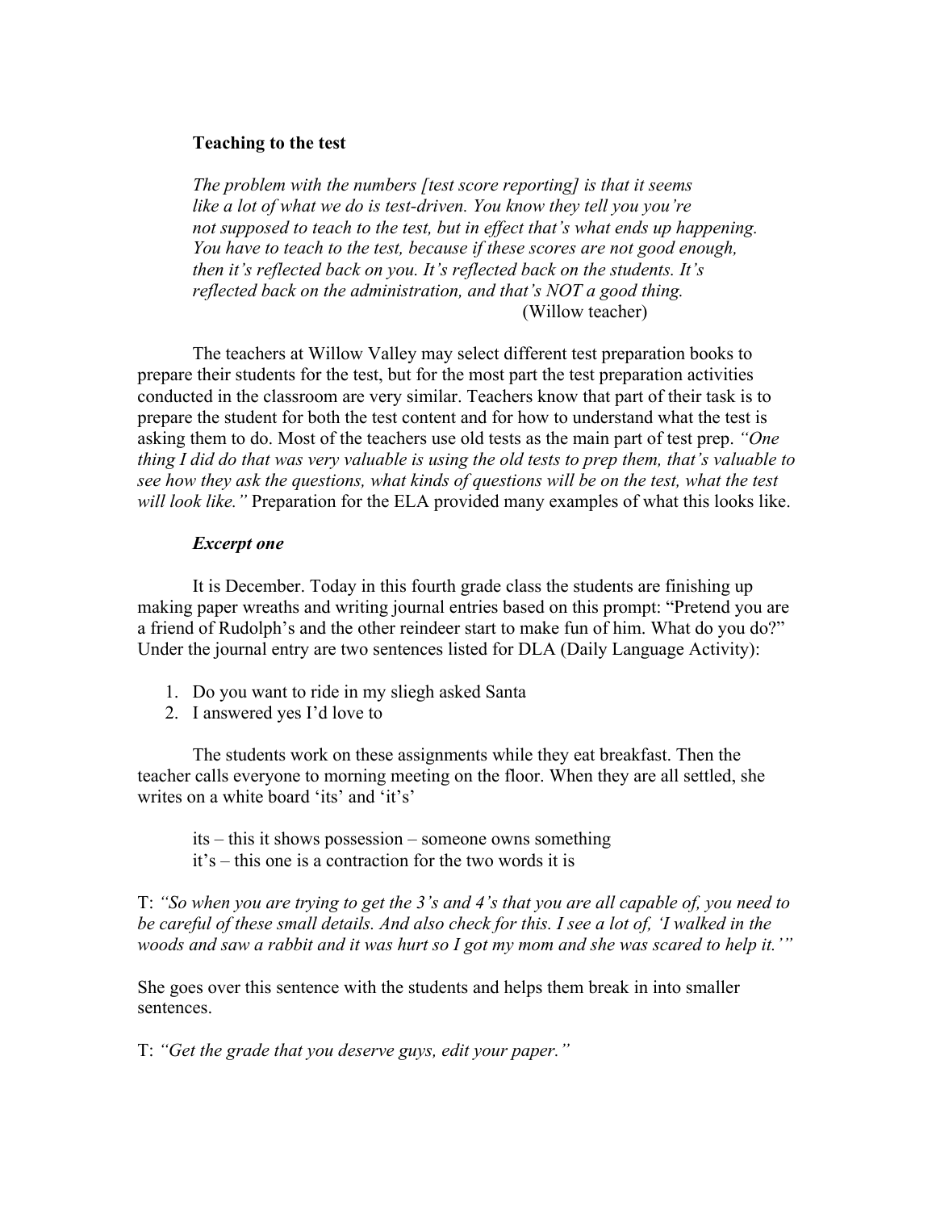**Teaching to the test**

> *The problem with the numbers [test score reporting] is that it seems like a lot of what we do is test-driven. You know they tell you you're not supposed to teach to the test, but in effect that's what ends up happening. You have to teach to the test, because if these scores are not good enough, then it's reflected back on you. It's reflected back on the students. It's reflected back on the administration, and that's NOT a good thing.*
>
> (Willow teacher)

The teachers at Willow Valley may select different test preparation books to prepare their students for the test, but for the most part the test preparation activities conducted in the classroom are very similar. Teachers know that part of their task is to prepare the student for both the test content and for how to understand what the test is asking them to do. Most of the teachers use old tests as the main part of test prep. *"One thing I did do that was very valuable is using the old tests to prep them, that's valuable to see how they ask the questions, what kinds of questions will be on the test, what the test will look like."* Preparation for the ELA provided many examples of what this looks like.

***Excerpt one***

It is December. Today in this fourth grade class the students are finishing up making paper wreaths and writing journal entries based on this prompt: "Pretend you are a friend of Rudolph's and the other reindeer start to make fun of him. What do you do?" Under the journal entry are two sentences listed for DLA (Daily Language Activity):

1. Do you want to ride in my sliegh asked Santa
2. I answered yes I'd love to

The students work on these assignments while they eat breakfast. Then the teacher calls everyone to morning meeting on the floor. When they are all settled, she writes on a white board 'its' and 'it's'

> its – this it shows possession – someone owns something
> it's – this one is a contraction for the two words it is

T: *"So when you are trying to get the 3's and 4's that you are all capable of, you need to be careful of these small details. And also check for this. I see a lot of, 'I walked in the woods and saw a rabbit and it was hurt so I got my mom and she was scared to help it.'"*

She goes over this sentence with the students and helps them break in into smaller sentences.

T: *"Get the grade that you deserve guys, edit your paper."*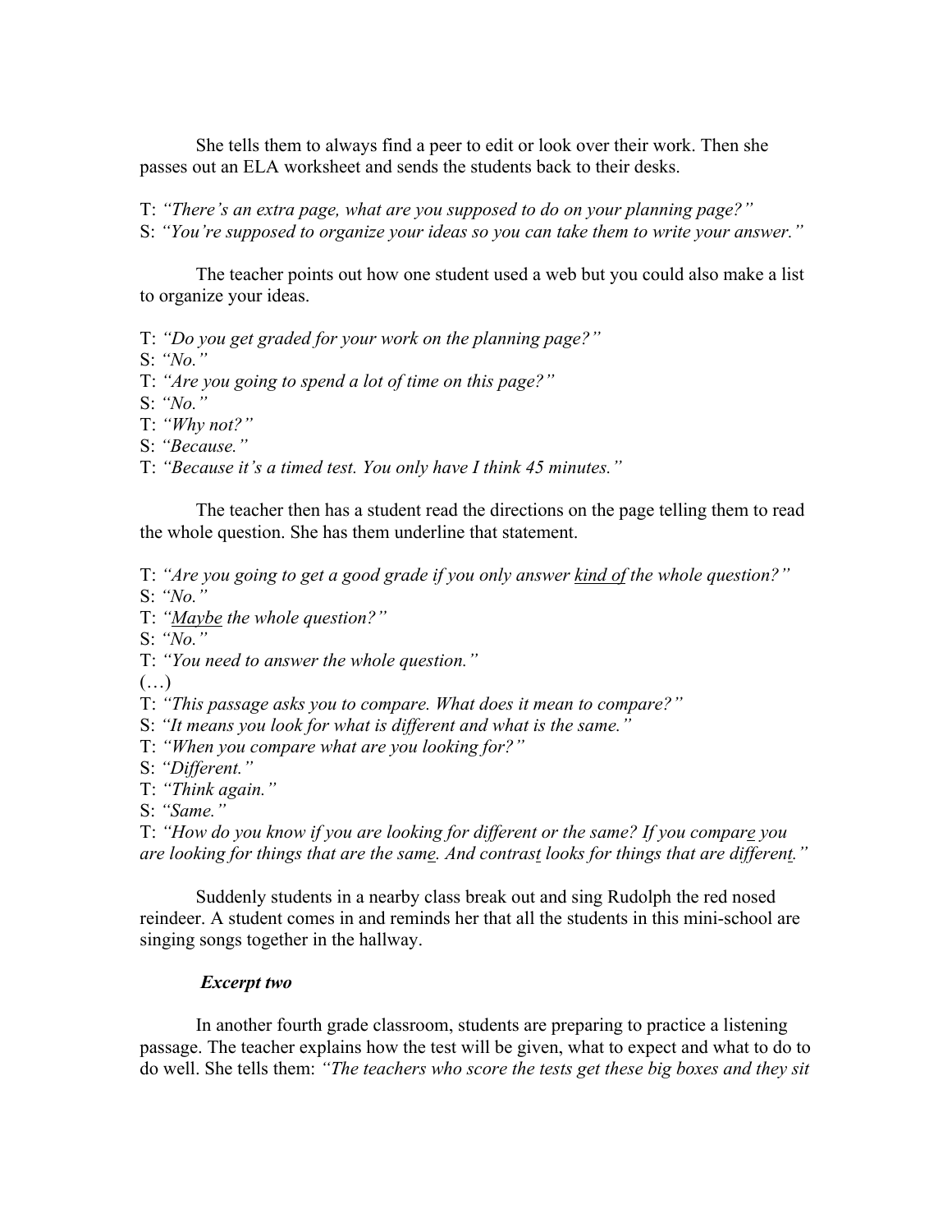She tells them to always find a peer to edit or look over their work. Then she passes out an ELA worksheet and sends the students back to their desks.

T: *"There's an extra page, what are you supposed to do on your planning page?"*
S: *"You're supposed to organize your ideas so you can take them to write your answer."*

The teacher points out how one student used a web but you could also make a list to organize your ideas.

T: *"Do you get graded for your work on the planning page?"*
S: *"No."*
T: *"Are you going to spend a lot of time on this page?"*
S: *"No."*
T: *"Why not?"*
S: *"Because."*
T: *"Because it's a timed test. You only have I think 45 minutes."*

The teacher then has a student read the directions on the page telling them to read the whole question. She has them underline that statement.

T: *"Are you going to get a good grade if you only answer <u>kind of</u> the whole question?"*
S: *"No."*
T: *"<u>Maybe</u> the whole question?"*
S: *"No."*
T: *"You need to answer the whole question."*
(…)
T: *"This passage asks you to compare. What does it mean to compare?"*
S: *"It means you look for what is different and what is the same."*
T: *"When you compare what are you looking for?"*
S: *"Different."*
T: *"Think again."*
S: *"Same."*
T: *"How do you know if you are looking for different or the same? If you compar<u>e</u> you are looking for things that are the sam<u>e</u>. And contras<u>t</u> looks for things that are differen<u>t</u>."*

Suddenly students in a nearby class break out and sing Rudolph the red nosed reindeer. A student comes in and reminds her that all the students in this mini-school are singing songs together in the hallway.

***Excerpt two***

In another fourth grade classroom, students are preparing to practice a listening passage. The teacher explains how the test will be given, what to expect and what to do to do well. She tells them: *"The teachers who score the tests get these big boxes and they sit*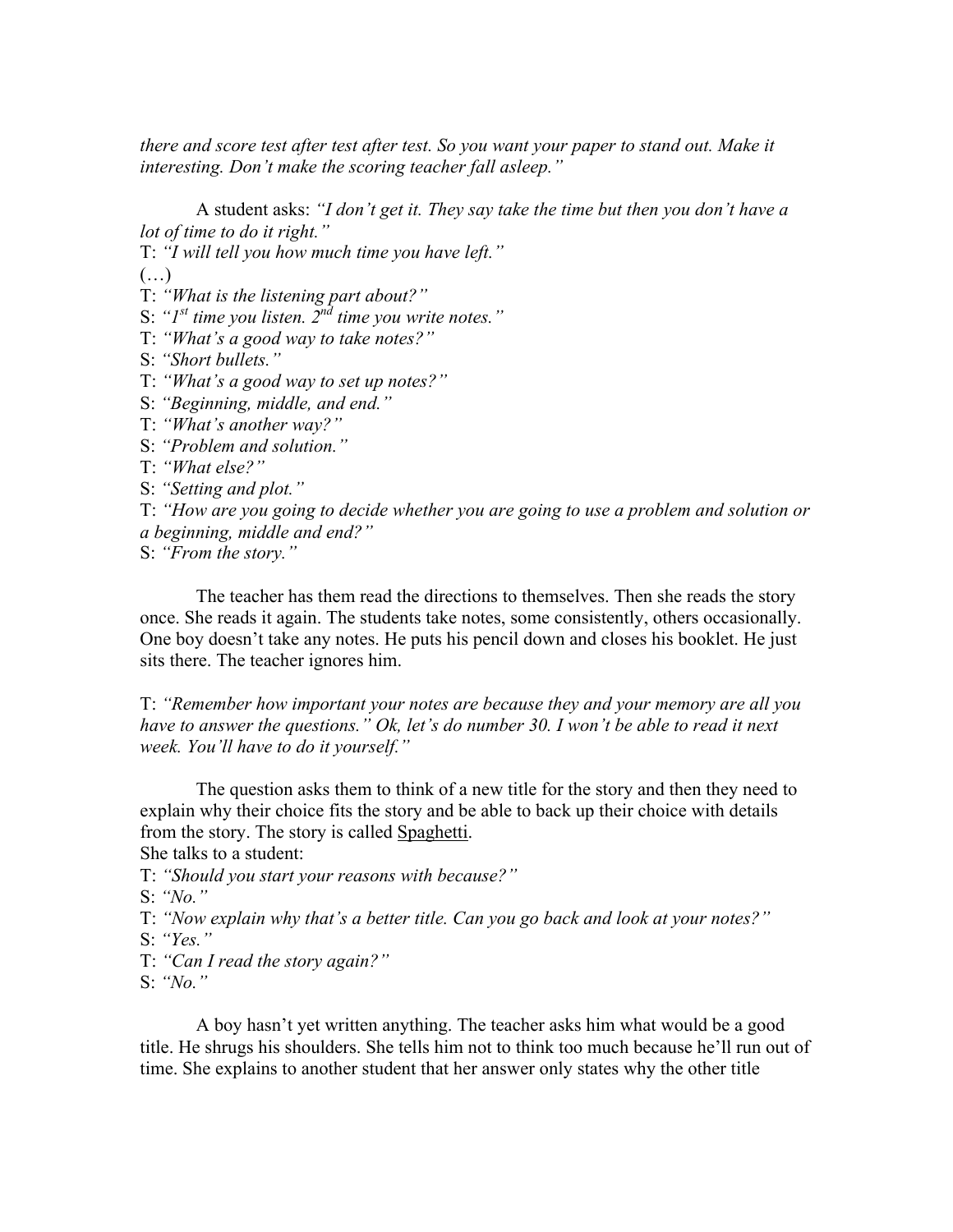*there and score test after test after test. So you want your paper to stand out. Make it interesting. Don't make the scoring teacher fall asleep."*

A student asks: *"I don't get it. They say take the time but then you don't have a lot of time to do it right."*
T: *"I will tell you how much time you have left."*
(…)
T: *"What is the listening part about?"*
S: *"1st time you listen. 2nd time you write notes."*
T: *"What's a good way to take notes?"*
S: *"Short bullets."*
T: *"What's a good way to set up notes?"*
S: *"Beginning, middle, and end."*
T: *"What's another way?"*
S: *"Problem and solution."*
T: *"What else?"*
S: *"Setting and plot."*
T: *"How are you going to decide whether you are going to use a problem and solution or a beginning, middle and end?"*
S: *"From the story."*

The teacher has them read the directions to themselves. Then she reads the story once. She reads it again. The students take notes, some consistently, others occasionally. One boy doesn't take any notes. He puts his pencil down and closes his booklet. He just sits there. The teacher ignores him.

T: *"Remember how important your notes are because they and your memory are all you have to answer the questions." Ok, let's do number 30. I won't be able to read it next week. You'll have to do it yourself."*

The question asks them to think of a new title for the story and then they need to explain why their choice fits the story and be able to back up their choice with details from the story. The story is called Spaghetti.
She talks to a student:
T: *"Should you start your reasons with because?"*
S: *"No."*
T: *"Now explain why that's a better title. Can you go back and look at your notes?"*
S: *"Yes."*
T: *"Can I read the story again?"*
S: *"No."*

A boy hasn't yet written anything. The teacher asks him what would be a good title. He shrugs his shoulders. She tells him not to think too much because he'll run out of time. She explains to another student that her answer only states why the other title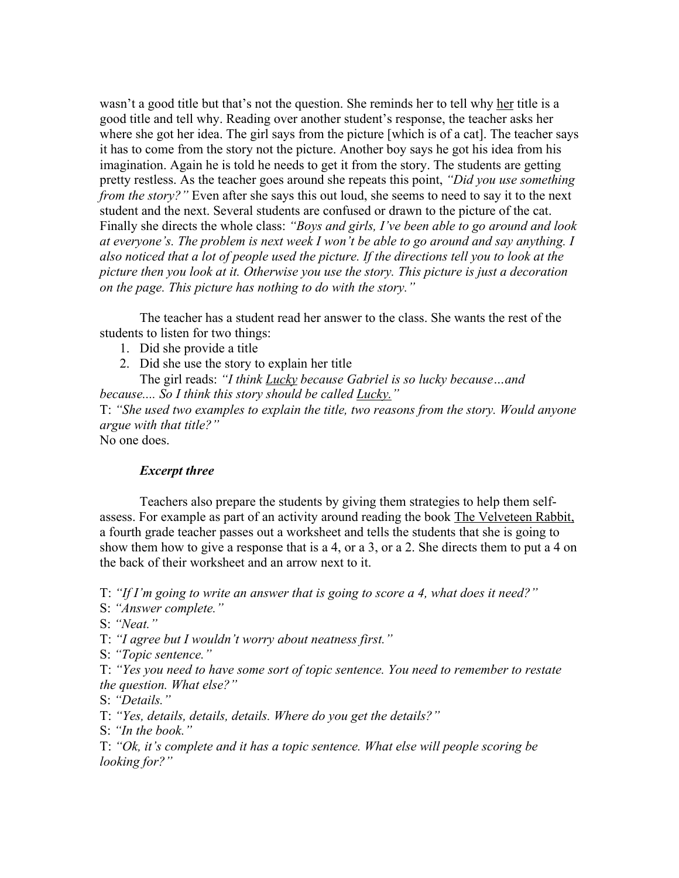wasn't a good title but that's not the question. She reminds her to tell why <u>her</u> title is a good title and tell why. Reading over another student's response, the teacher asks her where she got her idea. The girl says from the picture [which is of a cat]. The teacher says it has to come from the story not the picture. Another boy says he got his idea from his imagination. Again he is told he needs to get it from the story. The students are getting pretty restless. As the teacher goes around she repeats this point, *"Did you use something from the story?"* Even after she says this out loud, she seems to need to say it to the next student and the next. Several students are confused or drawn to the picture of the cat. Finally she directs the whole class: *"Boys and girls, I've been able to go around and look at everyone's. The problem is next week I won't be able to go around and say anything. I also noticed that a lot of people used the picture. If the directions tell you to look at the picture then you look at it. Otherwise you use the story. This picture is just a decoration on the page. This picture has nothing to do with the story."*

The teacher has a student read her answer to the class. She wants the rest of the students to listen for two things:

1. Did she provide a title
2. Did she use the story to explain her title

The girl reads: *"I think <u>Lucky</u> because Gabriel is so lucky because…and because.... So I think this story should be called <u>Lucky</u>."*

T: *"She used two examples to explain the title, two reasons from the story. Would anyone argue with that title?"*

No one does.

***Excerpt three***

Teachers also prepare the students by giving them strategies to help them self-assess. For example as part of an activity around reading the book <u>The Velveteen Rabbit,</u> a fourth grade teacher passes out a worksheet and tells the students that she is going to show them how to give a response that is a 4, or a 3, or a 2. She directs them to put a 4 on the back of their worksheet and an arrow next to it.

T: *"If I'm going to write an answer that is going to score a 4, what does it need?"*

S: *"Answer complete."*

S: *"Neat."*

T: *"I agree but I wouldn't worry about neatness first."*

S: *"Topic sentence."*

T: *"Yes you need to have some sort of topic sentence. You need to remember to restate the question. What else?"*

S: *"Details."*

T: *"Yes, details, details, details. Where do you get the details?"*

S: *"In the book."*

T: *"Ok, it's complete and it has a topic sentence. What else will people scoring be looking for?"*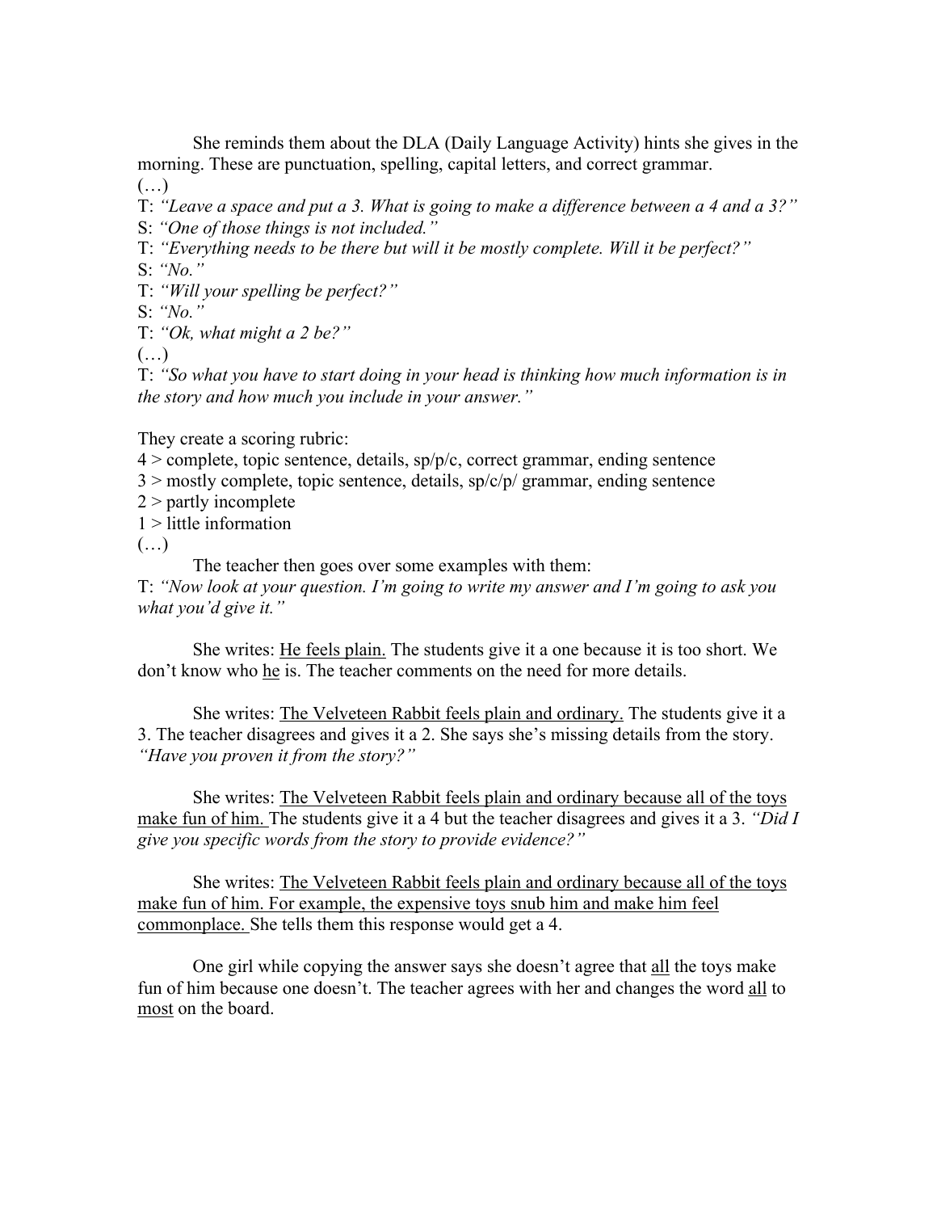She reminds them about the DLA (Daily Language Activity) hints she gives in the morning. These are punctuation, spelling, capital letters, and correct grammar.

(…)

T: *"Leave a space and put a 3. What is going to make a difference between a 4 and a 3?"*

S: *"One of those things is not included."*

T: *"Everything needs to be there but will it be mostly complete. Will it be perfect?"*

S: *"No."*

T: *"Will your spelling be perfect?"*

S: *"No."*

T: *"Ok, what might a 2 be?"*

(…)

T: *"So what you have to start doing in your head is thinking how much information is in the story and how much you include in your answer."*

They create a scoring rubric:

4 > complete, topic sentence, details, sp/p/c, correct grammar, ending sentence

3 > mostly complete, topic sentence, details, sp/c/p/ grammar, ending sentence

2 > partly incomplete

1 > little information

(…)

The teacher then goes over some examples with them:

T: *"Now look at your question. I'm going to write my answer and I'm going to ask you what you'd give it."*

She writes: <u>He feels plain.</u> The students give it a one because it is too short. We don't know who <u>he</u> is. The teacher comments on the need for more details.

She writes: <u>The Velveteen Rabbit feels plain and ordinary.</u> The students give it a 3. The teacher disagrees and gives it a 2. She says she's missing details from the story. *"Have you proven it from the story?"*

She writes: <u>The Velveteen Rabbit feels plain and ordinary because all of the toys make fun of him.</u> The students give it a 4 but the teacher disagrees and gives it a 3. *"Did I give you specific words from the story to provide evidence?"*

She writes: <u>The Velveteen Rabbit feels plain and ordinary because all of the toys make fun of him. For example, the expensive toys snub him and make him feel commonplace.</u> She tells them this response would get a 4.

One girl while copying the answer says she doesn't agree that <u>all</u> the toys make fun of him because one doesn't. The teacher agrees with her and changes the word <u>all</u> to <u>most</u> on the board.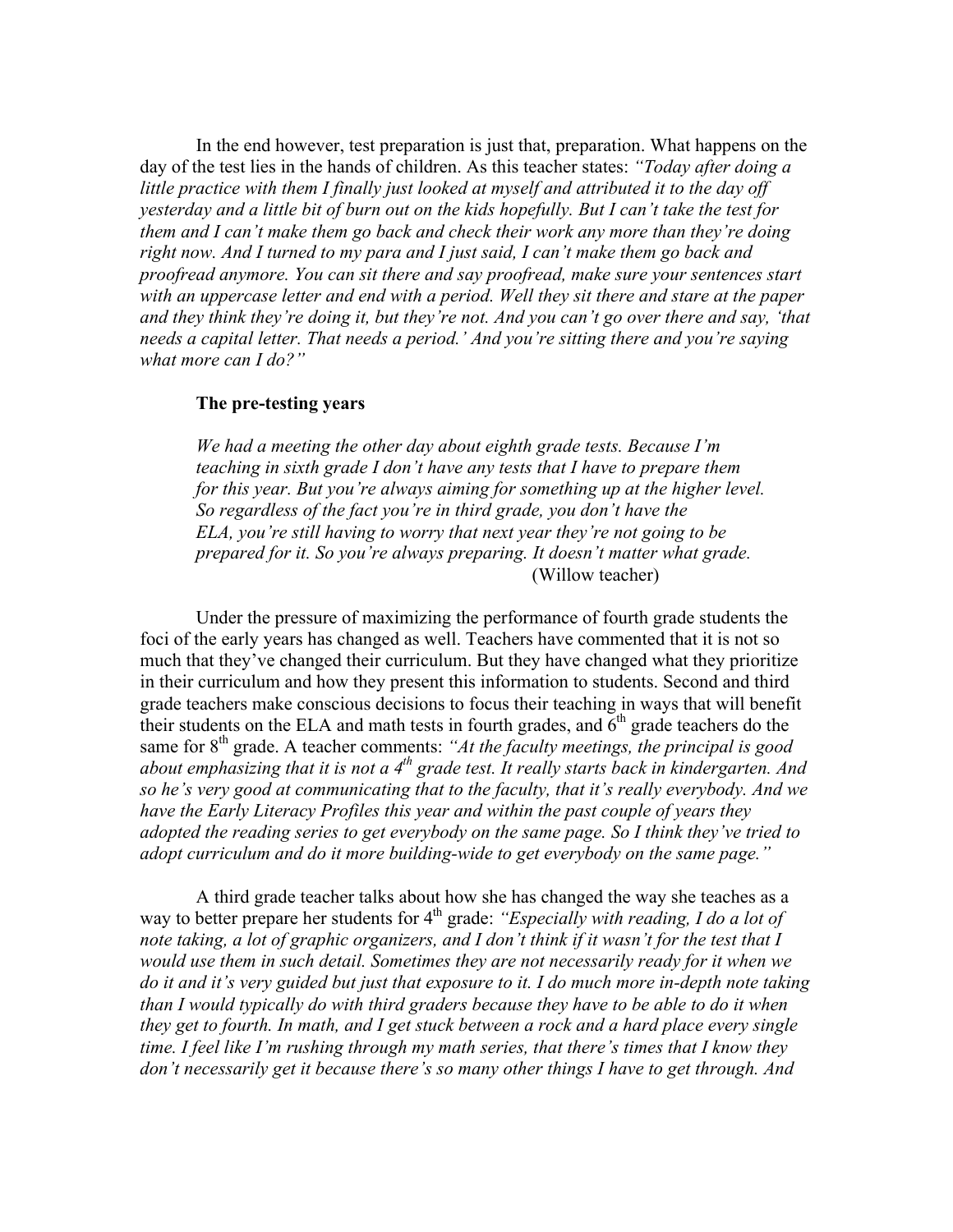In the end however, test preparation is just that, preparation. What happens on the day of the test lies in the hands of children. As this teacher states: *"Today after doing a little practice with them I finally just looked at myself and attributed it to the day off yesterday and a little bit of burn out on the kids hopefully. But I can't take the test for them and I can't make them go back and check their work any more than they're doing right now. And I turned to my para and I just said, I can't make them go back and proofread anymore. You can sit there and say proofread, make sure your sentences start with an uppercase letter and end with a period. Well they sit there and stare at the paper and they think they're doing it, but they're not. And you can't go over there and say, 'that needs a capital letter. That needs a period.' And you're sitting there and you're saying what more can I do?"*

**The pre-testing years**

> *We had a meeting the other day about eighth grade tests. Because I'm teaching in sixth grade I don't have any tests that I have to prepare them for this year. But you're always aiming for something up at the higher level. So regardless of the fact you're in third grade, you don't have the ELA, you're still having to worry that next year they're not going to be prepared for it. So you're always preparing. It doesn't matter what grade.*
> (Willow teacher)

Under the pressure of maximizing the performance of fourth grade students the foci of the early years has changed as well. Teachers have commented that it is not so much that they've changed their curriculum. But they have changed what they prioritize in their curriculum and how they present this information to students. Second and third grade teachers make conscious decisions to focus their teaching in ways that will benefit their students on the ELA and math tests in fourth grades, and 6th grade teachers do the same for 8th grade. A teacher comments: *"At the faculty meetings, the principal is good about emphasizing that it is not a 4th grade test. It really starts back in kindergarten. And so he's very good at communicating that to the faculty, that it's really everybody. And we have the Early Literacy Profiles this year and within the past couple of years they adopted the reading series to get everybody on the same page. So I think they've tried to adopt curriculum and do it more building-wide to get everybody on the same page."*

A third grade teacher talks about how she has changed the way she teaches as a way to better prepare her students for 4th grade: *"Especially with reading, I do a lot of note taking, a lot of graphic organizers, and I don't think if it wasn't for the test that I would use them in such detail. Sometimes they are not necessarily ready for it when we do it and it's very guided but just that exposure to it. I do much more in-depth note taking than I would typically do with third graders because they have to be able to do it when they get to fourth. In math, and I get stuck between a rock and a hard place every single time. I feel like I'm rushing through my math series, that there's times that I know they don't necessarily get it because there's so many other things I have to get through. And*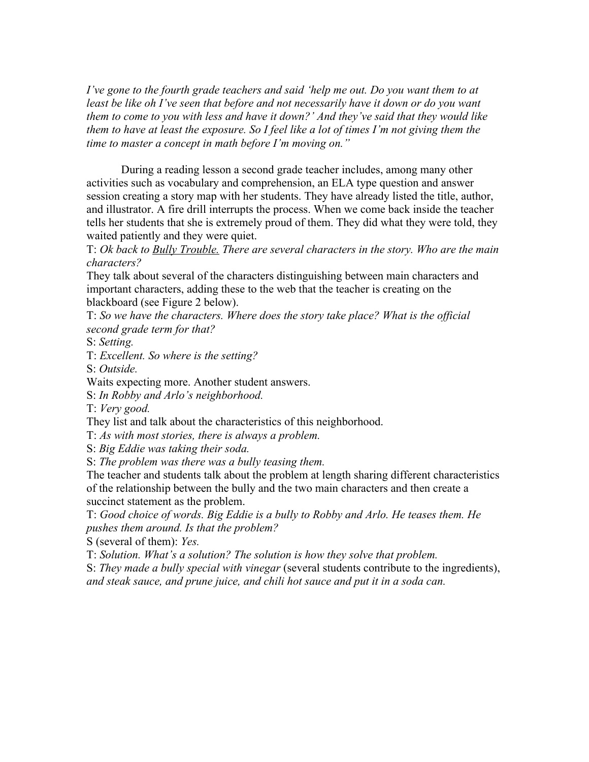*I've gone to the fourth grade teachers and said 'help me out. Do you want them to at least be like oh I've seen that before and not necessarily have it down or do you want them to come to you with less and have it down?' And they've said that they would like them to have at least the exposure. So I feel like a lot of times I'm not giving them the time to master a concept in math before I'm moving on."*

During a reading lesson a second grade teacher includes, among many other activities such as vocabulary and comprehension, an ELA type question and answer session creating a story map with her students. They have already listed the title, author, and illustrator. A fire drill interrupts the process. When we come back inside the teacher tells her students that she is extremely proud of them. They did what they were told, they waited patiently and they were quiet.

T: *Ok back to <u>Bully Trouble.</u> There are several characters in the story. Who are the main characters?*

They talk about several of the characters distinguishing between main characters and important characters, adding these to the web that the teacher is creating on the blackboard (see Figure 2 below).

T: *So we have the characters. Where does the story take place? What is the official second grade term for that?*

S: *Setting.*

T: *Excellent. So where is the setting?*

S: *Outside.*

Waits expecting more. Another student answers.

S: *In Robby and Arlo's neighborhood.*

T: *Very good.*

They list and talk about the characteristics of this neighborhood.

T: *As with most stories, there is always a problem.*

S: *Big Eddie was taking their soda.*

S: *The problem was there was a bully teasing them.*

The teacher and students talk about the problem at length sharing different characteristics of the relationship between the bully and the two main characters and then create a succinct statement as the problem.

T: *Good choice of words. Big Eddie is a bully to Robby and Arlo. He teases them. He pushes them around. Is that the problem?*

S (several of them): *Yes.*

T: *Solution. What's a solution? The solution is how they solve that problem.*

S: *They made a bully special with vinegar* (several students contribute to the ingredients), *and steak sauce, and prune juice, and chili hot sauce and put it in a soda can.*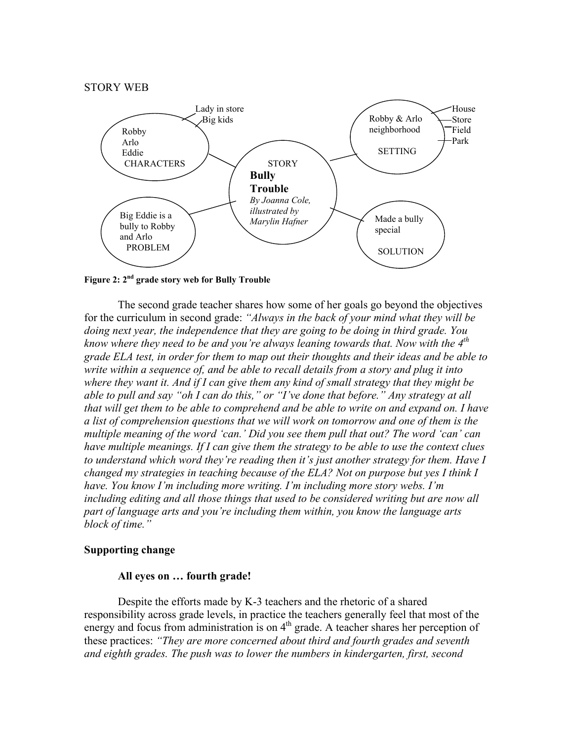STORY WEB

- STORY: **Bully Trouble** *By Joanna Cole, illustrated by Marylin Hafner*
  - CHARACTERS: Robby, Arlo, Eddie, Lady in store, Big kids
  - SETTING: Robby & Arlo neighborhood — House, Store, Field, Park
  - PROBLEM: Big Eddie is a bully to Robby and Arlo
  - SOLUTION: Made a bully special

**Figure 2: 2nd grade story web for Bully Trouble**

The second grade teacher shares how some of her goals go beyond the objectives for the curriculum in second grade: *"Always in the back of your mind what they will be doing next year, the independence that they are going to be doing in third grade. You know where they need to be and you're always leaning towards that. Now with the 4th grade ELA test, in order for them to map out their thoughts and their ideas and be able to write within a sequence of, and be able to recall details from a story and plug it into where they want it. And if I can give them any kind of small strategy that they might be able to pull and say "oh I can do this," or "I've done that before." Any strategy at all that will get them to be able to comprehend and be able to write on and expand on. I have a list of comprehension questions that we will work on tomorrow and one of them is the multiple meaning of the word 'can.' Did you see them pull that out? The word 'can' can have multiple meanings. If I can give them the strategy to be able to use the context clues to understand which word they're reading then it's just another strategy for them. Have I changed my strategies in teaching because of the ELA? Not on purpose but yes I think I have. You know I'm including more writing. I'm including more story webs. I'm including editing and all those things that used to be considered writing but are now all part of language arts and you're including them within, you know the language arts block of time."*

## Supporting change

### All eyes on … fourth grade!

Despite the efforts made by K-3 teachers and the rhetoric of a shared responsibility across grade levels, in practice the teachers generally feel that most of the energy and focus from administration is on 4th grade. A teacher shares her perception of these practices: *"They are more concerned about third and fourth grades and seventh and eighth grades. The push was to lower the numbers in kindergarten, first, second*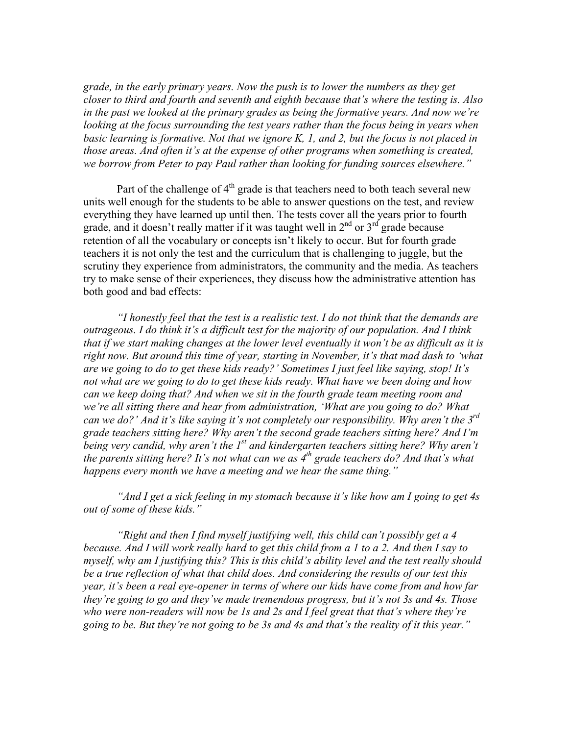*grade, in the early primary years. Now the push is to lower the numbers as they get closer to third and fourth and seventh and eighth because that's where the testing is. Also in the past we looked at the primary grades as being the formative years. And now we're looking at the focus surrounding the test years rather than the focus being in years when basic learning is formative. Not that we ignore K, 1, and 2, but the focus is not placed in those areas. And often it's at the expense of other programs when something is created, we borrow from Peter to pay Paul rather than looking for funding sources elsewhere."*

Part of the challenge of 4th grade is that teachers need to both teach several new units well enough for the students to be able to answer questions on the test, <u>and</u> review everything they have learned up until then. The tests cover all the years prior to fourth grade, and it doesn't really matter if it was taught well in 2nd or 3rd grade because retention of all the vocabulary or concepts isn't likely to occur. But for fourth grade teachers it is not only the test and the curriculum that is challenging to juggle, but the scrutiny they experience from administrators, the community and the media. As teachers try to make sense of their experiences, they discuss how the administrative attention has both good and bad effects:

*"I honestly feel that the test is a realistic test. I do not think that the demands are outrageous. I do think it's a difficult test for the majority of our population. And I think that if we start making changes at the lower level eventually it won't be as difficult as it is right now. But around this time of year, starting in November, it's that mad dash to 'what are we going to do to get these kids ready?' Sometimes I just feel like saying, stop! It's not what are we going to do to get these kids ready. What have we been doing and how can we keep doing that? And when we sit in the fourth grade team meeting room and we're all sitting there and hear from administration, 'What are you going to do? What can we do?' And it's like saying it's not completely our responsibility. Why aren't the 3rd grade teachers sitting here? Why aren't the second grade teachers sitting here? And I'm being very candid, why aren't the 1st and kindergarten teachers sitting here? Why aren't the parents sitting here? It's not what can we as 4th grade teachers do? And that's what happens every month we have a meeting and we hear the same thing."*

*"And I get a sick feeling in my stomach because it's like how am I going to get 4s out of some of these kids."*

*"Right and then I find myself justifying well, this child can't possibly get a 4 because. And I will work really hard to get this child from a 1 to a 2. And then I say to myself, why am I justifying this? This is this child's ability level and the test really should be a true reflection of what that child does. And considering the results of our test this year, it's been a real eye-opener in terms of where our kids have come from and how far they're going to go and they've made tremendous progress, but it's not 3s and 4s. Those who were non-readers will now be 1s and 2s and I feel great that that's where they're going to be. But they're not going to be 3s and 4s and that's the reality of it this year."*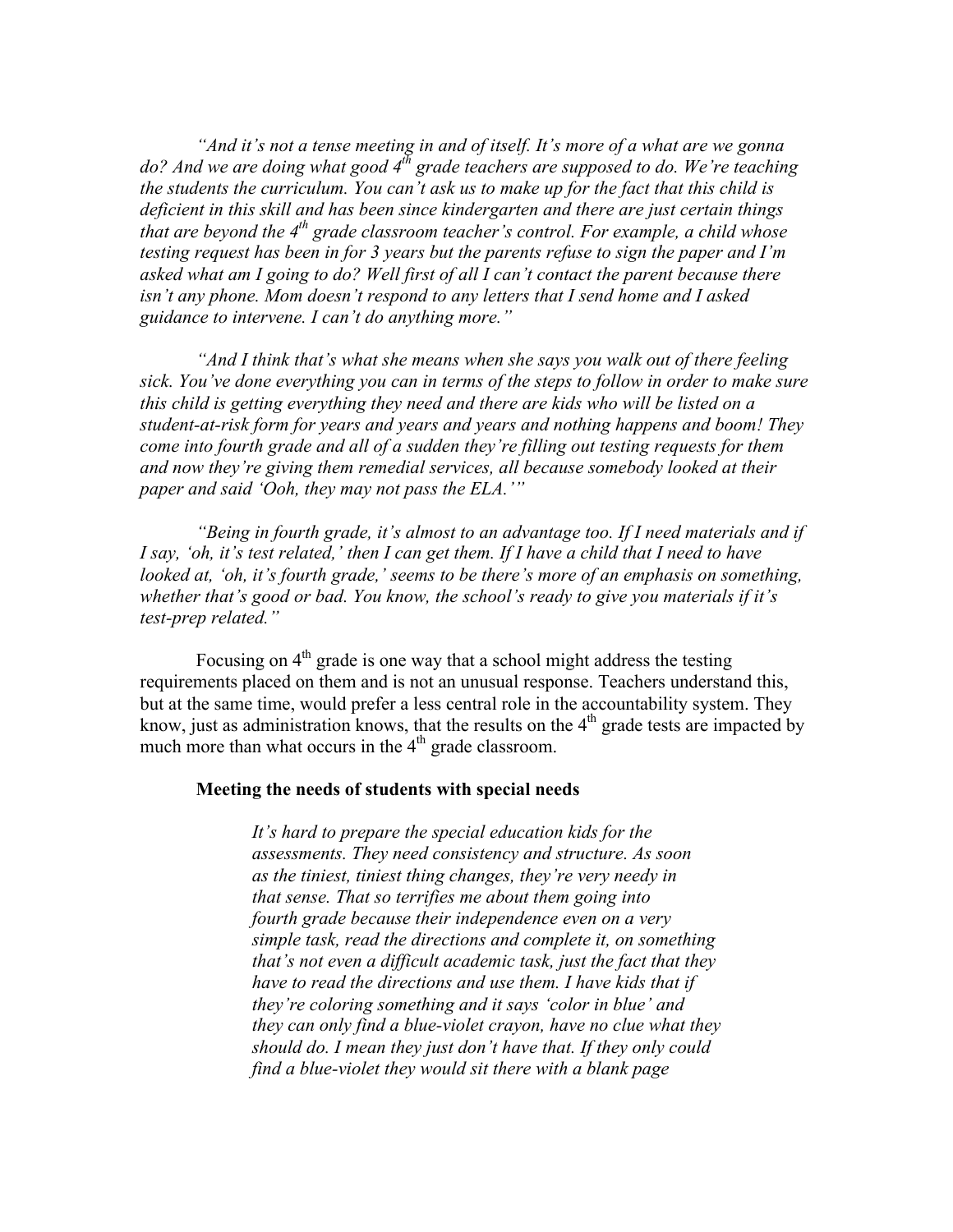*"And it's not a tense meeting in and of itself. It's more of a what are we gonna do? And we are doing what good 4th grade teachers are supposed to do. We're teaching the students the curriculum. You can't ask us to make up for the fact that this child is deficient in this skill and has been since kindergarten and there are just certain things that are beyond the 4th grade classroom teacher's control. For example, a child whose testing request has been in for 3 years but the parents refuse to sign the paper and I'm asked what am I going to do? Well first of all I can't contact the parent because there isn't any phone. Mom doesn't respond to any letters that I send home and I asked guidance to intervene. I can't do anything more."*

*"And I think that's what she means when she says you walk out of there feeling sick. You've done everything you can in terms of the steps to follow in order to make sure this child is getting everything they need and there are kids who will be listed on a student-at-risk form for years and years and years and nothing happens and boom! They come into fourth grade and all of a sudden they're filling out testing requests for them and now they're giving them remedial services, all because somebody looked at their paper and said 'Ooh, they may not pass the ELA.'"*

*"Being in fourth grade, it's almost to an advantage too. If I need materials and if I say, 'oh, it's test related,' then I can get them. If I have a child that I need to have looked at, 'oh, it's fourth grade,' seems to be there's more of an emphasis on something, whether that's good or bad. You know, the school's ready to give you materials if it's test-prep related."*

Focusing on 4th grade is one way that a school might address the testing requirements placed on them and is not an unusual response. Teachers understand this, but at the same time, would prefer a less central role in the accountability system. They know, just as administration knows, that the results on the 4th grade tests are impacted by much more than what occurs in the 4th grade classroom.

**Meeting the needs of students with special needs**

> *It's hard to prepare the special education kids for the assessments. They need consistency and structure. As soon as the tiniest, tiniest thing changes, they're very needy in that sense. That so terrifies me about them going into fourth grade because their independence even on a very simple task, read the directions and complete it, on something that's not even a difficult academic task, just the fact that they have to read the directions and use them. I have kids that if they're coloring something and it says 'color in blue' and they can only find a blue-violet crayon, have no clue what they should do. I mean they just don't have that. If they only could find a blue-violet they would sit there with a blank page*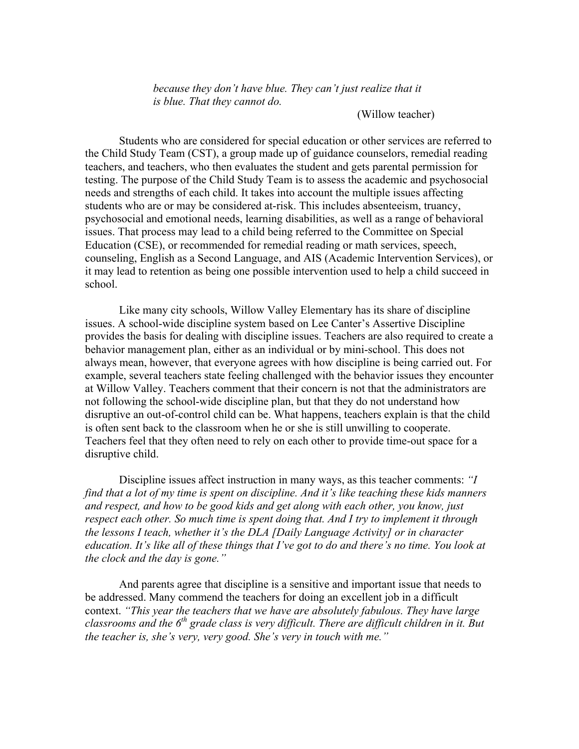> *because they don't have blue. They can't just realize that it is blue. That they cannot do.*
>
> (Willow teacher)

Students who are considered for special education or other services are referred to the Child Study Team (CST), a group made up of guidance counselors, remedial reading teachers, and teachers, who then evaluates the student and gets parental permission for testing. The purpose of the Child Study Team is to assess the academic and psychosocial needs and strengths of each child. It takes into account the multiple issues affecting students who are or may be considered at-risk. This includes absenteeism, truancy, psychosocial and emotional needs, learning disabilities, as well as a range of behavioral issues. That process may lead to a child being referred to the Committee on Special Education (CSE), or recommended for remedial reading or math services, speech, counseling, English as a Second Language, and AIS (Academic Intervention Services), or it may lead to retention as being one possible intervention used to help a child succeed in school.

Like many city schools, Willow Valley Elementary has its share of discipline issues. A school-wide discipline system based on Lee Canter's Assertive Discipline provides the basis for dealing with discipline issues. Teachers are also required to create a behavior management plan, either as an individual or by mini-school. This does not always mean, however, that everyone agrees with how discipline is being carried out. For example, several teachers state feeling challenged with the behavior issues they encounter at Willow Valley. Teachers comment that their concern is not that the administrators are not following the school-wide discipline plan, but that they do not understand how disruptive an out-of-control child can be. What happens, teachers explain is that the child is often sent back to the classroom when he or she is still unwilling to cooperate. Teachers feel that they often need to rely on each other to provide time-out space for a disruptive child.

Discipline issues affect instruction in many ways, as this teacher comments: *"I find that a lot of my time is spent on discipline. And it's like teaching these kids manners and respect, and how to be good kids and get along with each other, you know, just respect each other. So much time is spent doing that. And I try to implement it through the lessons I teach, whether it's the DLA [Daily Language Activity] or in character education. It's like all of these things that I've got to do and there's no time. You look at the clock and the day is gone."*

And parents agree that discipline is a sensitive and important issue that needs to be addressed. Many commend the teachers for doing an excellent job in a difficult context. *"This year the teachers that we have are absolutely fabulous. They have large classrooms and the 6th grade class is very difficult. There are difficult children in it. But the teacher is, she's very, very good. She's very in touch with me."*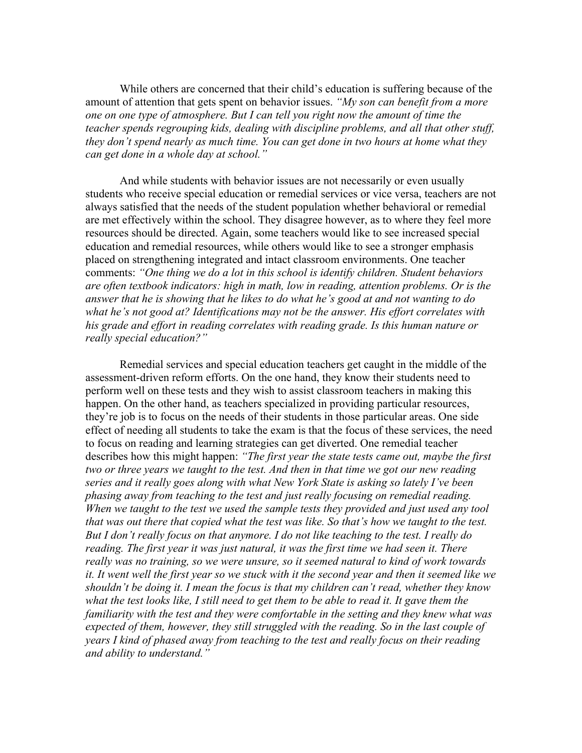While others are concerned that their child's education is suffering because of the amount of attention that gets spent on behavior issues. *"My son can benefit from a more one on one type of atmosphere. But I can tell you right now the amount of time the teacher spends regrouping kids, dealing with discipline problems, and all that other stuff, they don't spend nearly as much time. You can get done in two hours at home what they can get done in a whole day at school."*

And while students with behavior issues are not necessarily or even usually students who receive special education or remedial services or vice versa, teachers are not always satisfied that the needs of the student population whether behavioral or remedial are met effectively within the school. They disagree however, as to where they feel more resources should be directed. Again, some teachers would like to see increased special education and remedial resources, while others would like to see a stronger emphasis placed on strengthening integrated and intact classroom environments. One teacher comments: *"One thing we do a lot in this school is identify children. Student behaviors are often textbook indicators: high in math, low in reading, attention problems. Or is the answer that he is showing that he likes to do what he's good at and not wanting to do what he's not good at? Identifications may not be the answer. His effort correlates with his grade and effort in reading correlates with reading grade. Is this human nature or really special education?"*

Remedial services and special education teachers get caught in the middle of the assessment-driven reform efforts. On the one hand, they know their students need to perform well on these tests and they wish to assist classroom teachers in making this happen. On the other hand, as teachers specialized in providing particular resources, they're job is to focus on the needs of their students in those particular areas. One side effect of needing all students to take the exam is that the focus of these services, the need to focus on reading and learning strategies can get diverted. One remedial teacher describes how this might happen: *"The first year the state tests came out, maybe the first two or three years we taught to the test. And then in that time we got our new reading series and it really goes along with what New York State is asking so lately I've been phasing away from teaching to the test and just really focusing on remedial reading. When we taught to the test we used the sample tests they provided and just used any tool that was out there that copied what the test was like. So that's how we taught to the test. But I don't really focus on that anymore. I do not like teaching to the test. I really do reading. The first year it was just natural, it was the first time we had seen it. There really was no training, so we were unsure, so it seemed natural to kind of work towards it. It went well the first year so we stuck with it the second year and then it seemed like we shouldn't be doing it. I mean the focus is that my children can't read, whether they know what the test looks like, I still need to get them to be able to read it. It gave them the familiarity with the test and they were comfortable in the setting and they knew what was expected of them, however, they still struggled with the reading. So in the last couple of years I kind of phased away from teaching to the test and really focus on their reading and ability to understand."*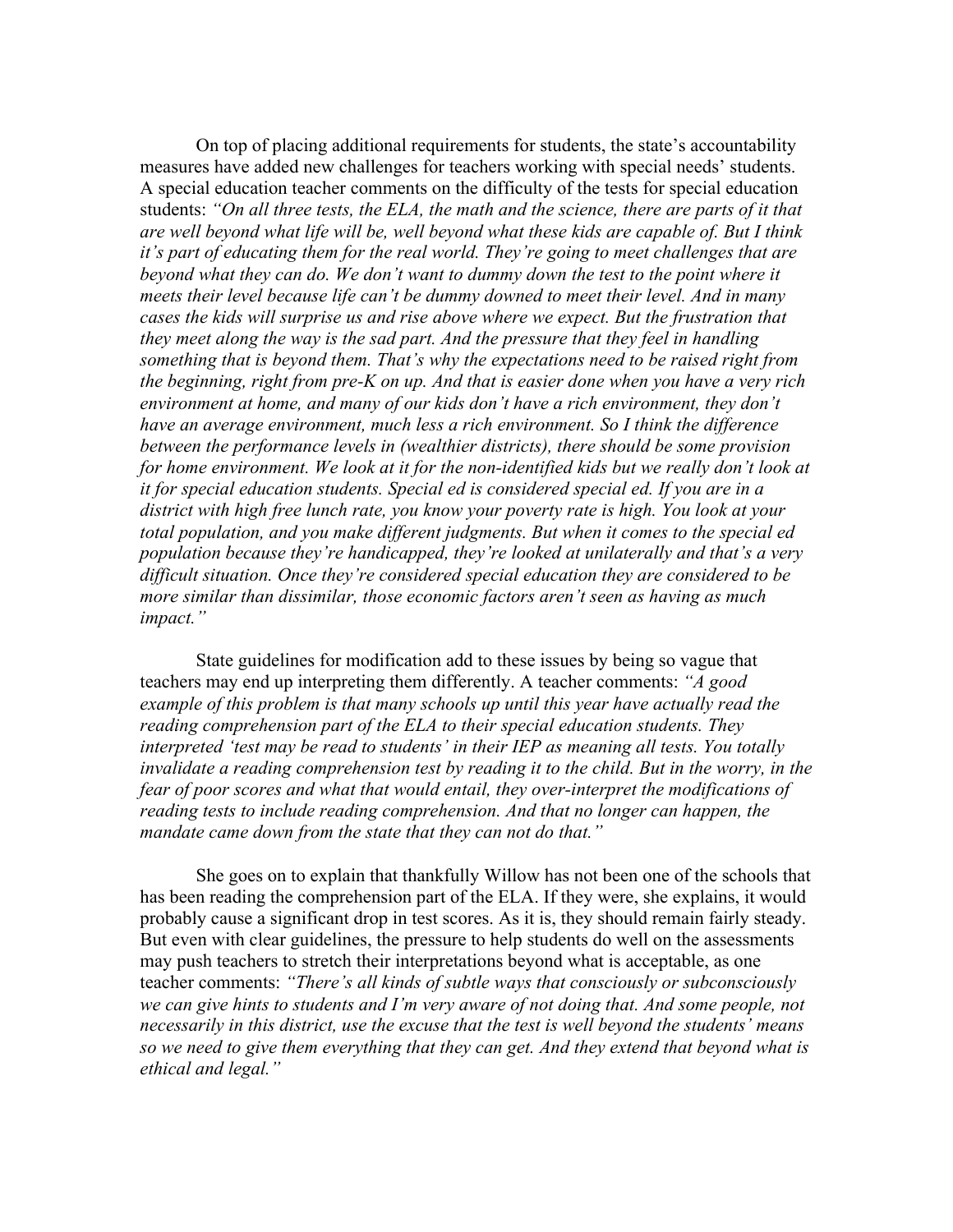On top of placing additional requirements for students, the state's accountability measures have added new challenges for teachers working with special needs' students. A special education teacher comments on the difficulty of the tests for special education students: *"On all three tests, the ELA, the math and the science, there are parts of it that are well beyond what life will be, well beyond what these kids are capable of. But I think it's part of educating them for the real world. They're going to meet challenges that are beyond what they can do. We don't want to dummy down the test to the point where it meets their level because life can't be dummy downed to meet their level. And in many cases the kids will surprise us and rise above where we expect. But the frustration that they meet along the way is the sad part. And the pressure that they feel in handling something that is beyond them. That's why the expectations need to be raised right from the beginning, right from pre-K on up. And that is easier done when you have a very rich environment at home, and many of our kids don't have a rich environment, they don't have an average environment, much less a rich environment. So I think the difference between the performance levels in (wealthier districts), there should be some provision for home environment. We look at it for the non-identified kids but we really don't look at it for special education students. Special ed is considered special ed. If you are in a district with high free lunch rate, you know your poverty rate is high. You look at your total population, and you make different judgments. But when it comes to the special ed population because they're handicapped, they're looked at unilaterally and that's a very difficult situation. Once they're considered special education they are considered to be more similar than dissimilar, those economic factors aren't seen as having as much impact."*

State guidelines for modification add to these issues by being so vague that teachers may end up interpreting them differently. A teacher comments: *"A good example of this problem is that many schools up until this year have actually read the reading comprehension part of the ELA to their special education students. They interpreted 'test may be read to students' in their IEP as meaning all tests. You totally invalidate a reading comprehension test by reading it to the child. But in the worry, in the fear of poor scores and what that would entail, they over-interpret the modifications of reading tests to include reading comprehension. And that no longer can happen, the mandate came down from the state that they can not do that."*

She goes on to explain that thankfully Willow has not been one of the schools that has been reading the comprehension part of the ELA. If they were, she explains, it would probably cause a significant drop in test scores. As it is, they should remain fairly steady. But even with clear guidelines, the pressure to help students do well on the assessments may push teachers to stretch their interpretations beyond what is acceptable, as one teacher comments: *"There's all kinds of subtle ways that consciously or subconsciously we can give hints to students and I'm very aware of not doing that. And some people, not necessarily in this district, use the excuse that the test is well beyond the students' means so we need to give them everything that they can get. And they extend that beyond what is ethical and legal."*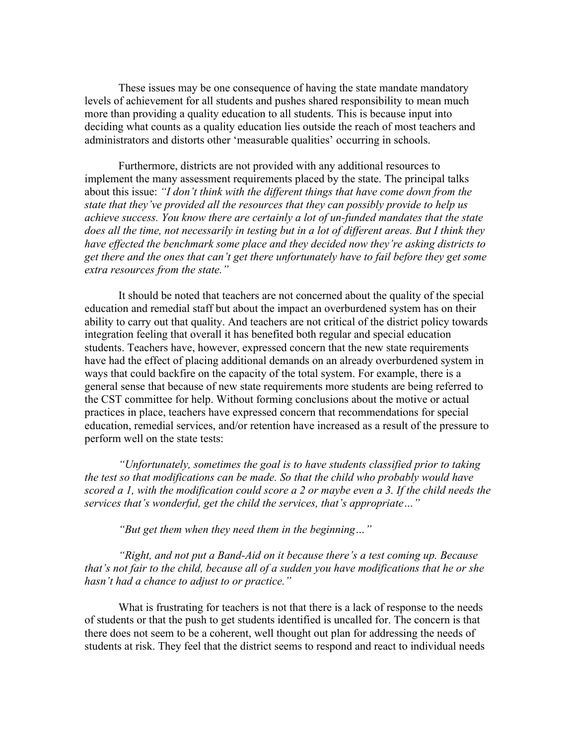These issues may be one consequence of having the state mandate mandatory levels of achievement for all students and pushes shared responsibility to mean much more than providing a quality education to all students. This is because input into deciding what counts as a quality education lies outside the reach of most teachers and administrators and distorts other 'measurable qualities' occurring in schools.

Furthermore, districts are not provided with any additional resources to implement the many assessment requirements placed by the state. The principal talks about this issue: *"I don't think with the different things that have come down from the state that they've provided all the resources that they can possibly provide to help us achieve success. You know there are certainly a lot of un-funded mandates that the state does all the time, not necessarily in testing but in a lot of different areas. But I think they have effected the benchmark some place and they decided now they're asking districts to get there and the ones that can't get there unfortunately have to fail before they get some extra resources from the state."*

It should be noted that teachers are not concerned about the quality of the special education and remedial staff but about the impact an overburdened system has on their ability to carry out that quality. And teachers are not critical of the district policy towards integration feeling that overall it has benefited both regular and special education students. Teachers have, however, expressed concern that the new state requirements have had the effect of placing additional demands on an already overburdened system in ways that could backfire on the capacity of the total system. For example, there is a general sense that because of new state requirements more students are being referred to the CST committee for help. Without forming conclusions about the motive or actual practices in place, teachers have expressed concern that recommendations for special education, remedial services, and/or retention have increased as a result of the pressure to perform well on the state tests:

*"Unfortunately, sometimes the goal is to have students classified prior to taking the test so that modifications can be made. So that the child who probably would have scored a 1, with the modification could score a 2 or maybe even a 3. If the child needs the services that's wonderful, get the child the services, that's appropriate…"*

*"But get them when they need them in the beginning…"*

*"Right, and not put a Band-Aid on it because there's a test coming up. Because that's not fair to the child, because all of a sudden you have modifications that he or she hasn't had a chance to adjust to or practice."*

What is frustrating for teachers is not that there is a lack of response to the needs of students or that the push to get students identified is uncalled for. The concern is that there does not seem to be a coherent, well thought out plan for addressing the needs of students at risk. They feel that the district seems to respond and react to individual needs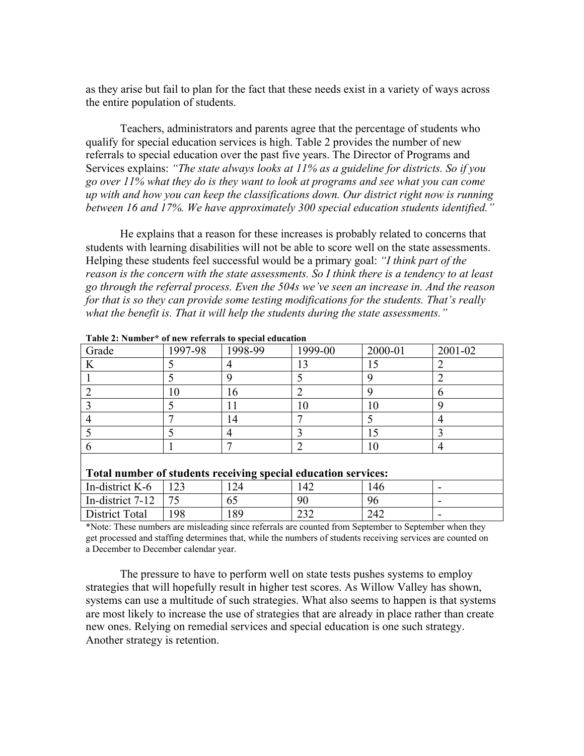as they arise but fail to plan for the fact that these needs exist in a variety of ways across the entire population of students.

Teachers, administrators and parents agree that the percentage of students who qualify for special education services is high. Table 2 provides the number of new referrals to special education over the past five years. The Director of Programs and Services explains: *"The state always looks at 11% as a guideline for districts. So if you go over 11% what they do is they want to look at programs and see what you can come up with and how you can keep the classifications down. Our district right now is running between 16 and 17%. We have approximately 300 special education students identified."*

He explains that a reason for these increases is probably related to concerns that students with learning disabilities will not be able to score well on the state assessments. Helping these students feel successful would be a primary goal: *"I think part of the reason is the concern with the state assessments. So I think there is a tendency to at least go through the referral process. Even the 504s we've seen an increase in. And the reason for that is so they can provide some testing modifications for the students. That's really what the benefit is. That it will help the students during the state assessments."*

**Table 2: Number* of new referrals to special education**

| Grade | 1997-98 | 1998-99 | 1999-00 | 2000-01 | 2001-02 |
|---|---|---|---|---|---|
| K | 5 | 4 | 13 | 15 | 2 |
| 1 | 5 | 9 | 5 | 9 | 2 |
| 2 | 10 | 16 | 2 | 9 | 6 |
| 3 | 5 | 11 | 10 | 10 | 9 |
| 4 | 7 | 14 | 7 | 5 | 4 |
| 5 | 5 | 4 | 3 | 15 | 3 |
| 6 | 1 | 7 | 2 | 10 | 4 |
| **Total number of students receiving special education services:** | | | | | |
| In-district K-6 | 123 | 124 | 142 | 146 | - |
| In-district 7-12 | 75 | 65 | 90 | 96 | - |
| District Total | 198 | 189 | 232 | 242 | - |

*Note: These numbers are misleading since referrals are counted from September to September when they get processed and staffing determines that, while the numbers of students receiving services are counted on a December to December calendar year.

The pressure to have to perform well on state tests pushes systems to employ strategies that will hopefully result in higher test scores. As Willow Valley has shown, systems can use a multitude of such strategies. What also seems to happen is that systems are most likely to increase the use of strategies that are already in place rather than create new ones. Relying on remedial services and special education is one such strategy. Another strategy is retention.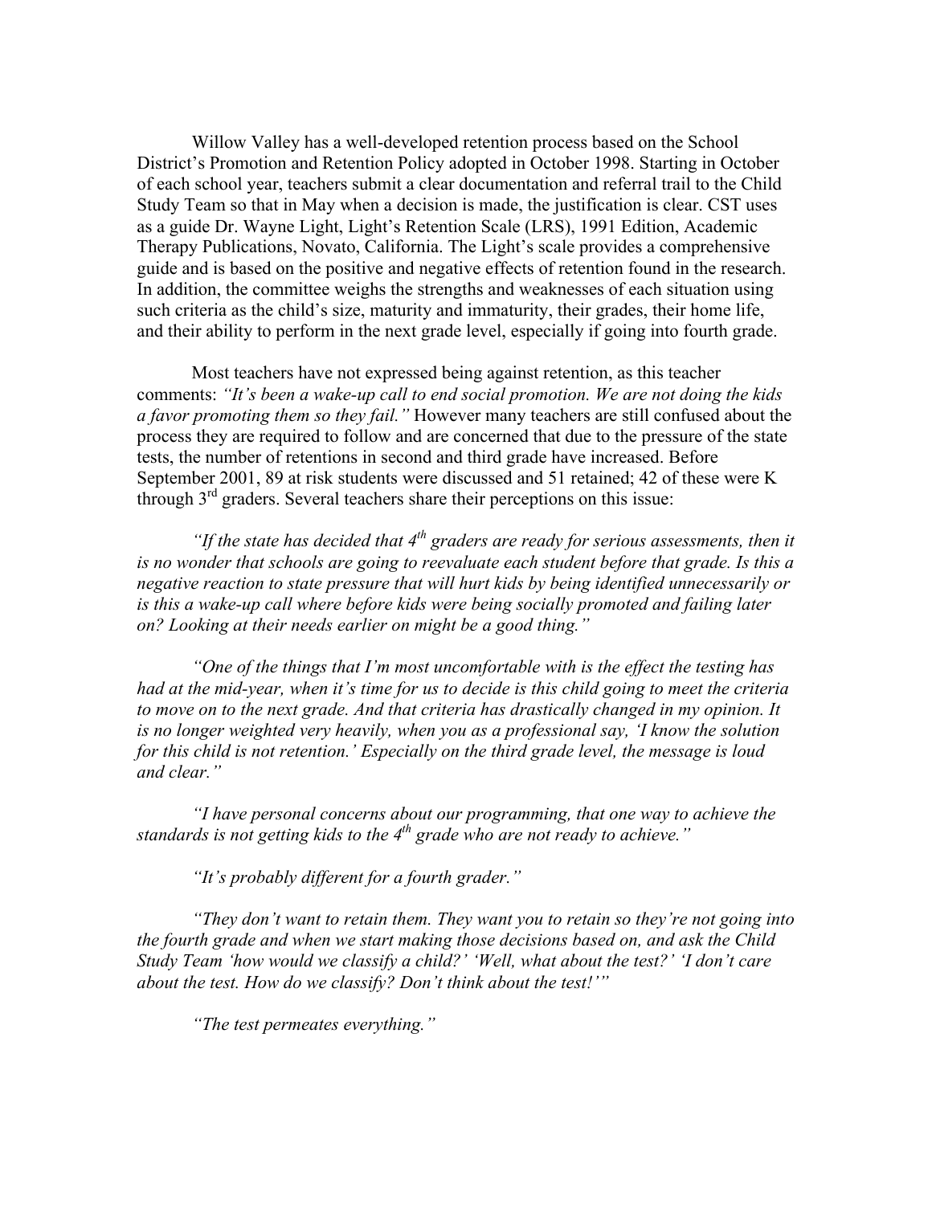Willow Valley has a well-developed retention process based on the School District's Promotion and Retention Policy adopted in October 1998. Starting in October of each school year, teachers submit a clear documentation and referral trail to the Child Study Team so that in May when a decision is made, the justification is clear. CST uses as a guide Dr. Wayne Light, Light's Retention Scale (LRS), 1991 Edition, Academic Therapy Publications, Novato, California. The Light's scale provides a comprehensive guide and is based on the positive and negative effects of retention found in the research. In addition, the committee weighs the strengths and weaknesses of each situation using such criteria as the child's size, maturity and immaturity, their grades, their home life, and their ability to perform in the next grade level, especially if going into fourth grade.

Most teachers have not expressed being against retention, as this teacher comments: *"It's been a wake-up call to end social promotion. We are not doing the kids a favor promoting them so they fail."* However many teachers are still confused about the process they are required to follow and are concerned that due to the pressure of the state tests, the number of retentions in second and third grade have increased. Before September 2001, 89 at risk students were discussed and 51 retained; 42 of these were K through 3rd graders. Several teachers share their perceptions on this issue:

*"If the state has decided that 4th graders are ready for serious assessments, then it is no wonder that schools are going to reevaluate each student before that grade. Is this a negative reaction to state pressure that will hurt kids by being identified unnecessarily or is this a wake-up call where before kids were being socially promoted and failing later on? Looking at their needs earlier on might be a good thing."*

*"One of the things that I'm most uncomfortable with is the effect the testing has had at the mid-year, when it's time for us to decide is this child going to meet the criteria to move on to the next grade. And that criteria has drastically changed in my opinion. It is no longer weighted very heavily, when you as a professional say, 'I know the solution for this child is not retention.' Especially on the third grade level, the message is loud and clear."*

*"I have personal concerns about our programming, that one way to achieve the standards is not getting kids to the 4th grade who are not ready to achieve."*

*"It's probably different for a fourth grader."*

*"They don't want to retain them. They want you to retain so they're not going into the fourth grade and when we start making those decisions based on, and ask the Child Study Team 'how would we classify a child?' 'Well, what about the test?' 'I don't care about the test. How do we classify? Don't think about the test!'"*

*"The test permeates everything."*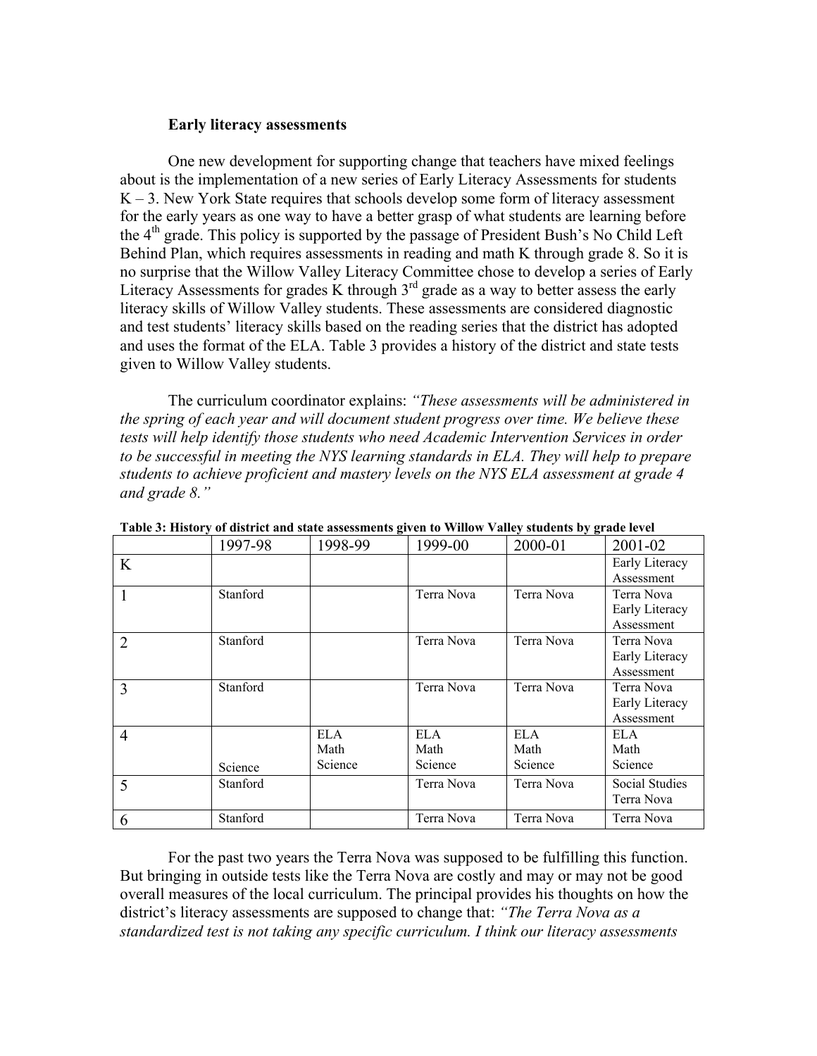### Early literacy assessments

One new development for supporting change that teachers have mixed feelings about is the implementation of a new series of Early Literacy Assessments for students K – 3. New York State requires that schools develop some form of literacy assessment for the early years as one way to have a better grasp of what students are learning before the 4th grade. This policy is supported by the passage of President Bush's No Child Left Behind Plan, which requires assessments in reading and math K through grade 8. So it is no surprise that the Willow Valley Literacy Committee chose to develop a series of Early Literacy Assessments for grades K through 3rd grade as a way to better assess the early literacy skills of Willow Valley students. These assessments are considered diagnostic and test students' literacy skills based on the reading series that the district has adopted and uses the format of the ELA. Table 3 provides a history of the district and state tests given to Willow Valley students.

The curriculum coordinator explains: *"These assessments will be administered in the spring of each year and will document student progress over time. We believe these tests will help identify those students who need Academic Intervention Services in order to be successful in meeting the NYS learning standards in ELA. They will help to prepare students to achieve proficient and mastery levels on the NYS ELA assessment at grade 4 and grade 8."*

**Table 3: History of district and state assessments given to Willow Valley students by grade level**

| | 1997-98 | 1998-99 | 1999-00 | 2000-01 | 2001-02 |
|---|---|---|---|---|---|
| K | | | | | Early Literacy Assessment |
| 1 | Stanford | | Terra Nova | Terra Nova | Terra Nova<br>Early Literacy Assessment |
| 2 | Stanford | | Terra Nova | Terra Nova | Terra Nova<br>Early Literacy Assessment |
| 3 | Stanford | | Terra Nova | Terra Nova | Terra Nova<br>Early Literacy Assessment |
| 4 | Science | ELA<br>Math<br>Science | ELA<br>Math<br>Science | ELA<br>Math<br>Science | ELA<br>Math<br>Science |
| 5 | Stanford | | Terra Nova | Terra Nova | Social Studies<br>Terra Nova |
| 6 | Stanford | | Terra Nova | Terra Nova | Terra Nova |

For the past two years the Terra Nova was supposed to be fulfilling this function. But bringing in outside tests like the Terra Nova are costly and may or may not be good overall measures of the local curriculum. The principal provides his thoughts on how the district's literacy assessments are supposed to change that: *"The Terra Nova as a standardized test is not taking any specific curriculum. I think our literacy assessments*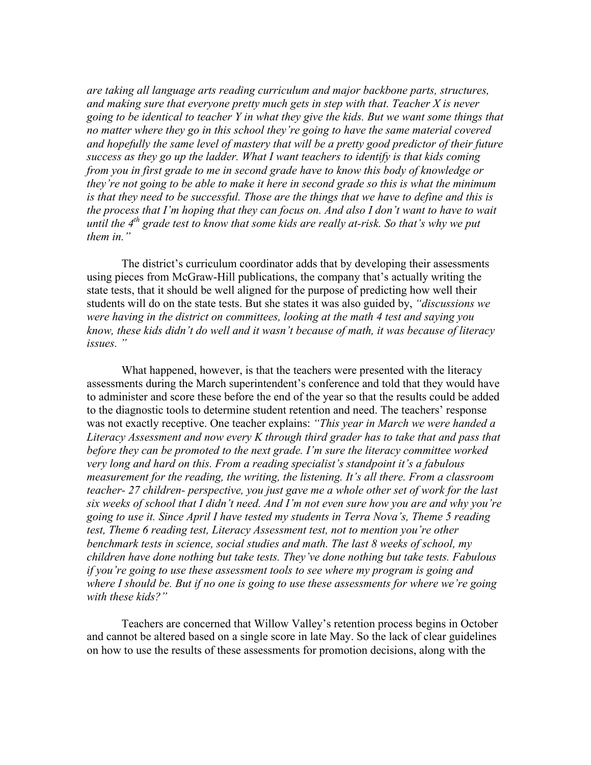*are taking all language arts reading curriculum and major backbone parts, structures, and making sure that everyone pretty much gets in step with that. Teacher X is never going to be identical to teacher Y in what they give the kids. But we want some things that no matter where they go in this school they're going to have the same material covered and hopefully the same level of mastery that will be a pretty good predictor of their future success as they go up the ladder. What I want teachers to identify is that kids coming from you in first grade to me in second grade have to know this body of knowledge or they're not going to be able to make it here in second grade so this is what the minimum is that they need to be successful. Those are the things that we have to define and this is the process that I'm hoping that they can focus on. And also I don't want to have to wait until the 4th grade test to know that some kids are really at-risk. So that's why we put them in."*

The district's curriculum coordinator adds that by developing their assessments using pieces from McGraw-Hill publications, the company that's actually writing the state tests, that it should be well aligned for the purpose of predicting how well their students will do on the state tests. But she states it was also guided by, *"discussions we were having in the district on committees, looking at the math 4 test and saying you know, these kids didn't do well and it wasn't because of math, it was because of literacy issues. "*

What happened, however, is that the teachers were presented with the literacy assessments during the March superintendent's conference and told that they would have to administer and score these before the end of the year so that the results could be added to the diagnostic tools to determine student retention and need. The teachers' response was not exactly receptive. One teacher explains: *"This year in March we were handed a Literacy Assessment and now every K through third grader has to take that and pass that before they can be promoted to the next grade. I'm sure the literacy committee worked very long and hard on this. From a reading specialist's standpoint it's a fabulous measurement for the reading, the writing, the listening. It's all there. From a classroom teacher- 27 children- perspective, you just gave me a whole other set of work for the last six weeks of school that I didn't need. And I'm not even sure how you are and why you're going to use it. Since April I have tested my students in Terra Nova's, Theme 5 reading test, Theme 6 reading test, Literacy Assessment test, not to mention you're other benchmark tests in science, social studies and math. The last 8 weeks of school, my children have done nothing but take tests. They've done nothing but take tests. Fabulous if you're going to use these assessment tools to see where my program is going and where I should be. But if no one is going to use these assessments for where we're going with these kids?"*

Teachers are concerned that Willow Valley's retention process begins in October and cannot be altered based on a single score in late May. So the lack of clear guidelines on how to use the results of these assessments for promotion decisions, along with the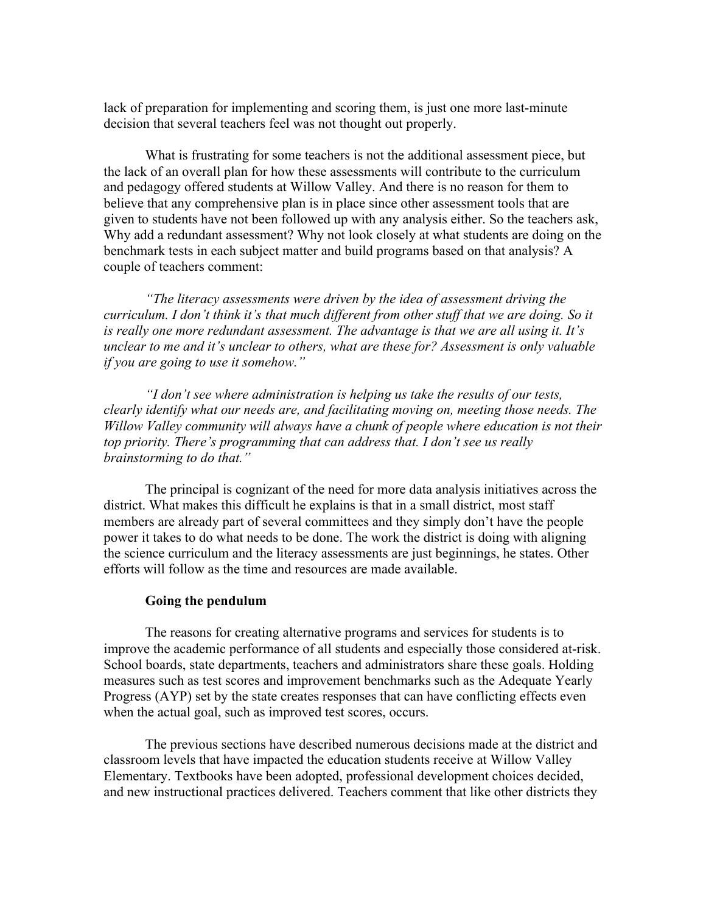lack of preparation for implementing and scoring them, is just one more last-minute decision that several teachers feel was not thought out properly.

What is frustrating for some teachers is not the additional assessment piece, but the lack of an overall plan for how these assessments will contribute to the curriculum and pedagogy offered students at Willow Valley. And there is no reason for them to believe that any comprehensive plan is in place since other assessment tools that are given to students have not been followed up with any analysis either. So the teachers ask, Why add a redundant assessment? Why not look closely at what students are doing on the benchmark tests in each subject matter and build programs based on that analysis? A couple of teachers comment:

*"The literacy assessments were driven by the idea of assessment driving the curriculum. I don't think it's that much different from other stuff that we are doing. So it is really one more redundant assessment. The advantage is that we are all using it. It's unclear to me and it's unclear to others, what are these for? Assessment is only valuable if you are going to use it somehow."*

*"I don't see where administration is helping us take the results of our tests, clearly identify what our needs are, and facilitating moving on, meeting those needs. The Willow Valley community will always have a chunk of people where education is not their top priority. There's programming that can address that. I don't see us really brainstorming to do that."*

The principal is cognizant of the need for more data analysis initiatives across the district. What makes this difficult he explains is that in a small district, most staff members are already part of several committees and they simply don't have the people power it takes to do what needs to be done. The work the district is doing with aligning the science curriculum and the literacy assessments are just beginnings, he states. Other efforts will follow as the time and resources are made available.

**Going the pendulum**

The reasons for creating alternative programs and services for students is to improve the academic performance of all students and especially those considered at-risk. School boards, state departments, teachers and administrators share these goals. Holding measures such as test scores and improvement benchmarks such as the Adequate Yearly Progress (AYP) set by the state creates responses that can have conflicting effects even when the actual goal, such as improved test scores, occurs.

The previous sections have described numerous decisions made at the district and classroom levels that have impacted the education students receive at Willow Valley Elementary. Textbooks have been adopted, professional development choices decided, and new instructional practices delivered. Teachers comment that like other districts they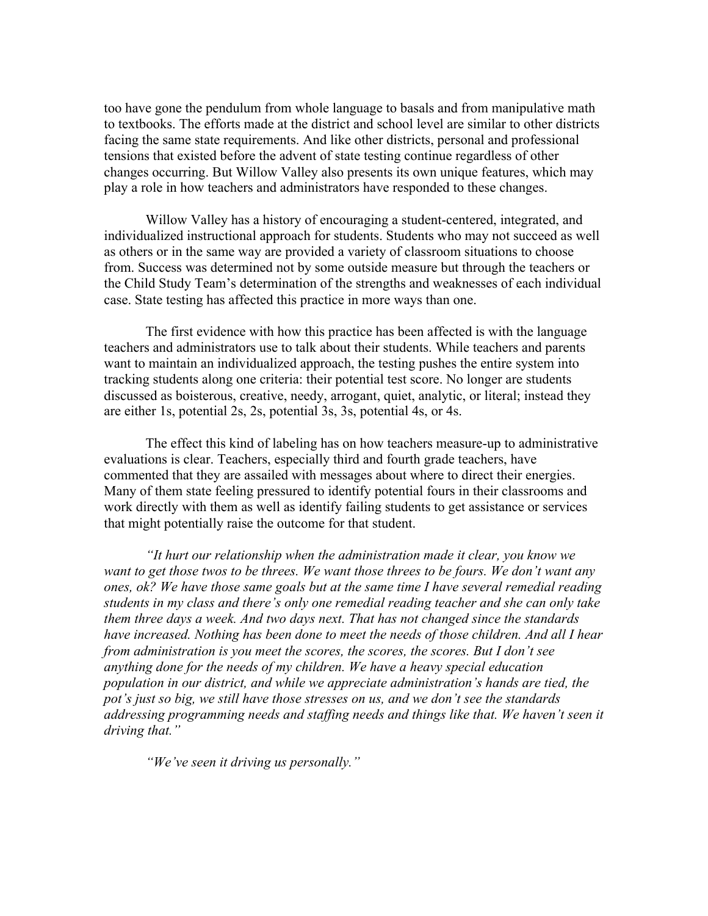too have gone the pendulum from whole language to basals and from manipulative math to textbooks. The efforts made at the district and school level are similar to other districts facing the same state requirements. And like other districts, personal and professional tensions that existed before the advent of state testing continue regardless of other changes occurring. But Willow Valley also presents its own unique features, which may play a role in how teachers and administrators have responded to these changes.

Willow Valley has a history of encouraging a student-centered, integrated, and individualized instructional approach for students. Students who may not succeed as well as others or in the same way are provided a variety of classroom situations to choose from. Success was determined not by some outside measure but through the teachers or the Child Study Team's determination of the strengths and weaknesses of each individual case. State testing has affected this practice in more ways than one.

The first evidence with how this practice has been affected is with the language teachers and administrators use to talk about their students. While teachers and parents want to maintain an individualized approach, the testing pushes the entire system into tracking students along one criteria: their potential test score. No longer are students discussed as boisterous, creative, needy, arrogant, quiet, analytic, or literal; instead they are either 1s, potential 2s, 2s, potential 3s, 3s, potential 4s, or 4s.

The effect this kind of labeling has on how teachers measure-up to administrative evaluations is clear. Teachers, especially third and fourth grade teachers, have commented that they are assailed with messages about where to direct their energies. Many of them state feeling pressured to identify potential fours in their classrooms and work directly with them as well as identify failing students to get assistance or services that might potentially raise the outcome for that student.

*"It hurt our relationship when the administration made it clear, you know we want to get those twos to be threes. We want those threes to be fours. We don't want any ones, ok? We have those same goals but at the same time I have several remedial reading students in my class and there's only one remedial reading teacher and she can only take them three days a week. And two days next. That has not changed since the standards have increased. Nothing has been done to meet the needs of those children. And all I hear from administration is you meet the scores, the scores, the scores. But I don't see anything done for the needs of my children. We have a heavy special education population in our district, and while we appreciate administration's hands are tied, the pot's just so big, we still have those stresses on us, and we don't see the standards addressing programming needs and staffing needs and things like that. We haven't seen it driving that."*

*"We've seen it driving us personally."*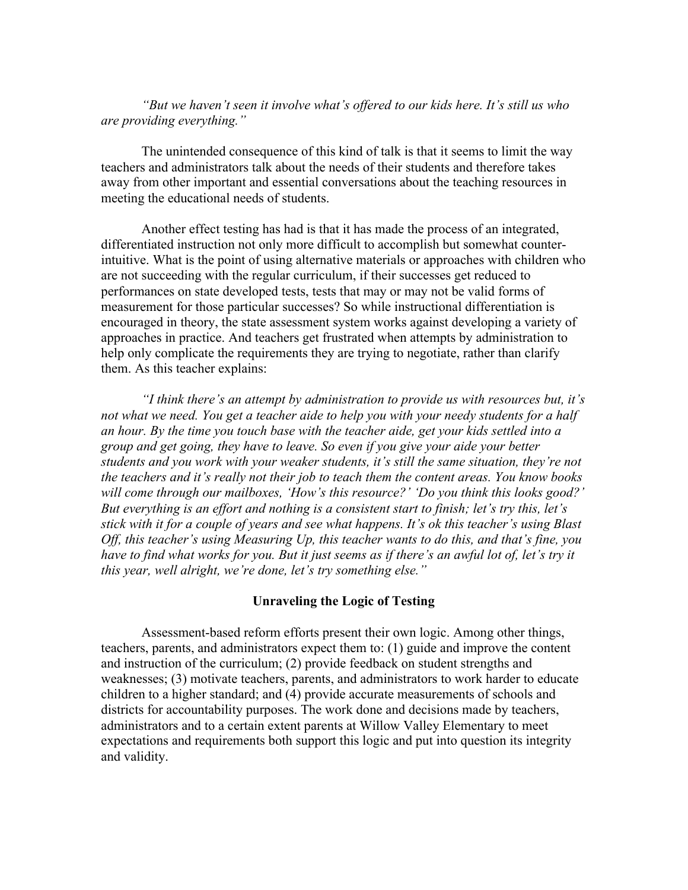*"But we haven't seen it involve what's offered to our kids here. It's still us who are providing everything."*

The unintended consequence of this kind of talk is that it seems to limit the way teachers and administrators talk about the needs of their students and therefore takes away from other important and essential conversations about the teaching resources in meeting the educational needs of students.

Another effect testing has had is that it has made the process of an integrated, differentiated instruction not only more difficult to accomplish but somewhat counter-intuitive. What is the point of using alternative materials or approaches with children who are not succeeding with the regular curriculum, if their successes get reduced to performances on state developed tests, tests that may or may not be valid forms of measurement for those particular successes? So while instructional differentiation is encouraged in theory, the state assessment system works against developing a variety of approaches in practice. And teachers get frustrated when attempts by administration to help only complicate the requirements they are trying to negotiate, rather than clarify them. As this teacher explains:

*"I think there's an attempt by administration to provide us with resources but, it's not what we need. You get a teacher aide to help you with your needy students for a half an hour. By the time you touch base with the teacher aide, get your kids settled into a group and get going, they have to leave. So even if you give your aide your better students and you work with your weaker students, it's still the same situation, they're not the teachers and it's really not their job to teach them the content areas. You know books will come through our mailboxes, 'How's this resource?' 'Do you think this looks good?' But everything is an effort and nothing is a consistent start to finish; let's try this, let's stick with it for a couple of years and see what happens. It's ok this teacher's using Blast Off, this teacher's using Measuring Up, this teacher wants to do this, and that's fine, you have to find what works for you. But it just seems as if there's an awful lot of, let's try it this year, well alright, we're done, let's try something else."*

## Unraveling the Logic of Testing

Assessment-based reform efforts present their own logic. Among other things, teachers, parents, and administrators expect them to: (1) guide and improve the content and instruction of the curriculum; (2) provide feedback on student strengths and weaknesses; (3) motivate teachers, parents, and administrators to work harder to educate children to a higher standard; and (4) provide accurate measurements of schools and districts for accountability purposes. The work done and decisions made by teachers, administrators and to a certain extent parents at Willow Valley Elementary to meet expectations and requirements both support this logic and put into question its integrity and validity.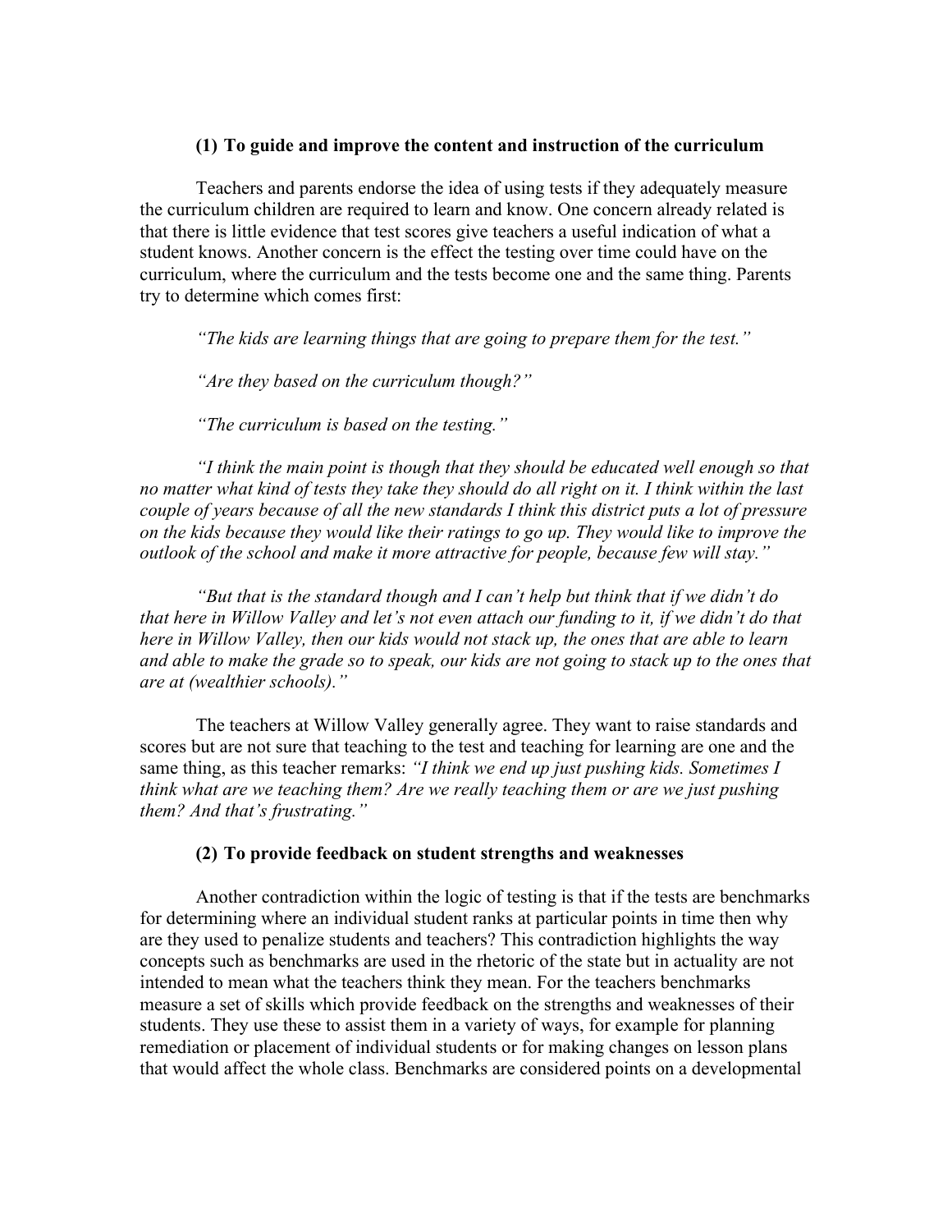### (1) To guide and improve the content and instruction of the curriculum

Teachers and parents endorse the idea of using tests if they adequately measure the curriculum children are required to learn and know. One concern already related is that there is little evidence that test scores give teachers a useful indication of what a student knows. Another concern is the effect the testing over time could have on the curriculum, where the curriculum and the tests become one and the same thing. Parents try to determine which comes first:

*"The kids are learning things that are going to prepare them for the test."*

*"Are they based on the curriculum though?"*

*"The curriculum is based on the testing."*

*"I think the main point is though that they should be educated well enough so that no matter what kind of tests they take they should do all right on it. I think within the last couple of years because of all the new standards I think this district puts a lot of pressure on the kids because they would like their ratings to go up. They would like to improve the outlook of the school and make it more attractive for people, because few will stay."*

*"But that is the standard though and I can't help but think that if we didn't do that here in Willow Valley and let's not even attach our funding to it, if we didn't do that here in Willow Valley, then our kids would not stack up, the ones that are able to learn and able to make the grade so to speak, our kids are not going to stack up to the ones that are at (wealthier schools)."*

The teachers at Willow Valley generally agree. They want to raise standards and scores but are not sure that teaching to the test and teaching for learning are one and the same thing, as this teacher remarks: *"I think we end up just pushing kids. Sometimes I think what are we teaching them? Are we really teaching them or are we just pushing them? And that's frustrating."*

### (2) To provide feedback on student strengths and weaknesses

Another contradiction within the logic of testing is that if the tests are benchmarks for determining where an individual student ranks at particular points in time then why are they used to penalize students and teachers? This contradiction highlights the way concepts such as benchmarks are used in the rhetoric of the state but in actuality are not intended to mean what the teachers think they mean. For the teachers benchmarks measure a set of skills which provide feedback on the strengths and weaknesses of their students. They use these to assist them in a variety of ways, for example for planning remediation or placement of individual students or for making changes on lesson plans that would affect the whole class. Benchmarks are considered points on a developmental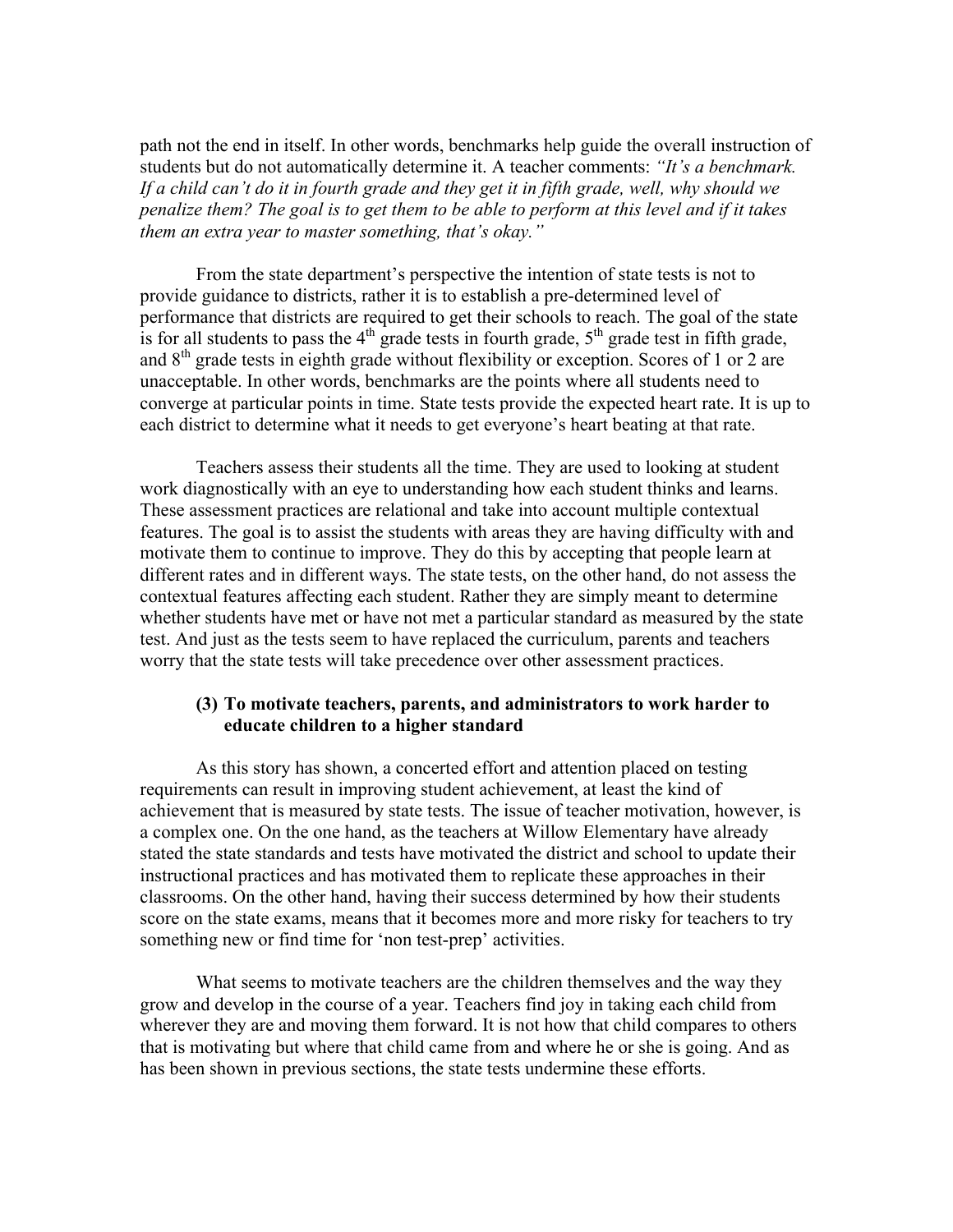path not the end in itself. In other words, benchmarks help guide the overall instruction of students but do not automatically determine it. A teacher comments: *"It's a benchmark. If a child can't do it in fourth grade and they get it in fifth grade, well, why should we penalize them? The goal is to get them to be able to perform at this level and if it takes them an extra year to master something, that's okay."*

From the state department's perspective the intention of state tests is not to provide guidance to districts, rather it is to establish a pre-determined level of performance that districts are required to get their schools to reach. The goal of the state is for all students to pass the 4th grade tests in fourth grade, 5th grade test in fifth grade, and 8th grade tests in eighth grade without flexibility or exception. Scores of 1 or 2 are unacceptable. In other words, benchmarks are the points where all students need to converge at particular points in time. State tests provide the expected heart rate. It is up to each district to determine what it needs to get everyone's heart beating at that rate.

Teachers assess their students all the time. They are used to looking at student work diagnostically with an eye to understanding how each student thinks and learns. These assessment practices are relational and take into account multiple contextual features. The goal is to assist the students with areas they are having difficulty with and motivate them to continue to improve. They do this by accepting that people learn at different rates and in different ways. The state tests, on the other hand, do not assess the contextual features affecting each student. Rather they are simply meant to determine whether students have met or have not met a particular standard as measured by the state test. And just as the tests seem to have replaced the curriculum, parents and teachers worry that the state tests will take precedence over other assessment practices.

**(3) To motivate teachers, parents, and administrators to work harder to educate children to a higher standard**

As this story has shown, a concerted effort and attention placed on testing requirements can result in improving student achievement, at least the kind of achievement that is measured by state tests. The issue of teacher motivation, however, is a complex one. On the one hand, as the teachers at Willow Elementary have already stated the state standards and tests have motivated the district and school to update their instructional practices and has motivated them to replicate these approaches in their classrooms. On the other hand, having their success determined by how their students score on the state exams, means that it becomes more and more risky for teachers to try something new or find time for 'non test-prep' activities.

What seems to motivate teachers are the children themselves and the way they grow and develop in the course of a year. Teachers find joy in taking each child from wherever they are and moving them forward. It is not how that child compares to others that is motivating but where that child came from and where he or she is going. And as has been shown in previous sections, the state tests undermine these efforts.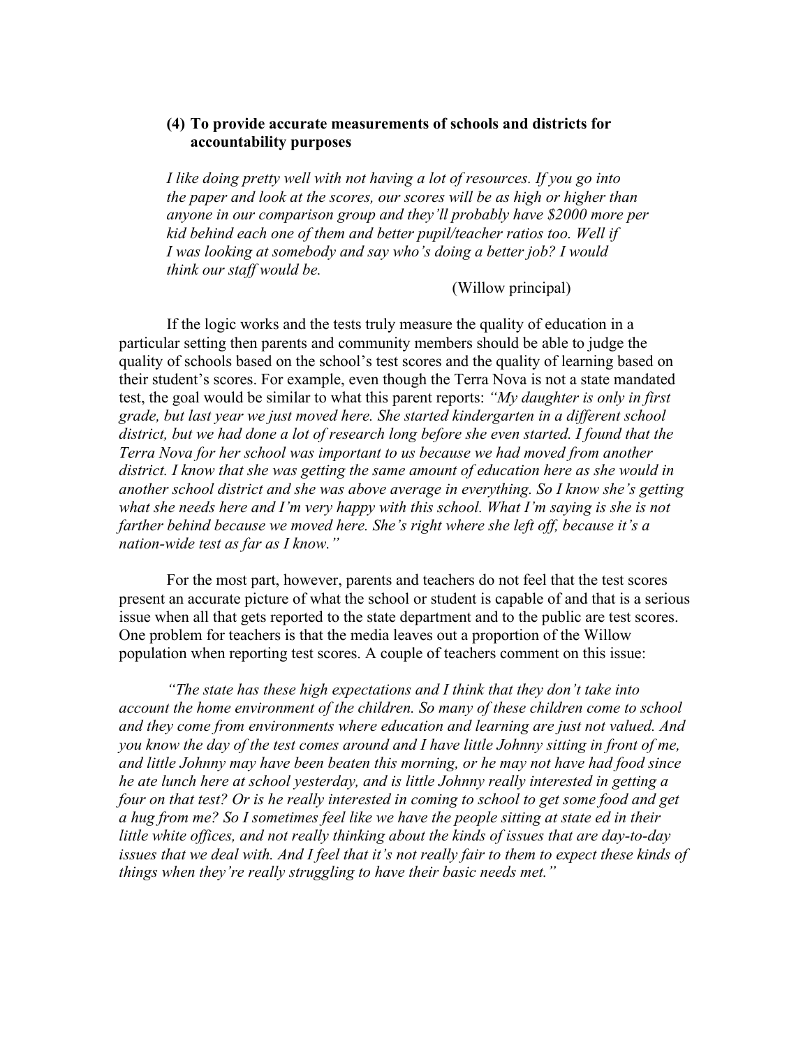**(4) To provide accurate measurements of schools and districts for accountability purposes**

> *I like doing pretty well with not having a lot of resources. If you go into the paper and look at the scores, our scores will be as high or higher than anyone in our comparison group and they'll probably have $2000 more per kid behind each one of them and better pupil/teacher ratios too. Well if I was looking at somebody and say who's doing a better job? I would think our staff would be.*
>
> (Willow principal)

If the logic works and the tests truly measure the quality of education in a particular setting then parents and community members should be able to judge the quality of schools based on the school's test scores and the quality of learning based on their student's scores. For example, even though the Terra Nova is not a state mandated test, the goal would be similar to what this parent reports: *"My daughter is only in first grade, but last year we just moved here. She started kindergarten in a different school district, but we had done a lot of research long before she even started. I found that the Terra Nova for her school was important to us because we had moved from another district. I know that she was getting the same amount of education here as she would in another school district and she was above average in everything. So I know she's getting what she needs here and I'm very happy with this school. What I'm saying is she is not farther behind because we moved here. She's right where she left off, because it's a nation-wide test as far as I know."*

For the most part, however, parents and teachers do not feel that the test scores present an accurate picture of what the school or student is capable of and that is a serious issue when all that gets reported to the state department and to the public are test scores. One problem for teachers is that the media leaves out a proportion of the Willow population when reporting test scores. A couple of teachers comment on this issue:

*"The state has these high expectations and I think that they don't take into account the home environment of the children. So many of these children come to school and they come from environments where education and learning are just not valued. And you know the day of the test comes around and I have little Johnny sitting in front of me, and little Johnny may have been beaten this morning, or he may not have had food since he ate lunch here at school yesterday, and is little Johnny really interested in getting a four on that test? Or is he really interested in coming to school to get some food and get a hug from me? So I sometimes feel like we have the people sitting at state ed in their little white offices, and not really thinking about the kinds of issues that are day-to-day issues that we deal with. And I feel that it's not really fair to them to expect these kinds of things when they're really struggling to have their basic needs met."*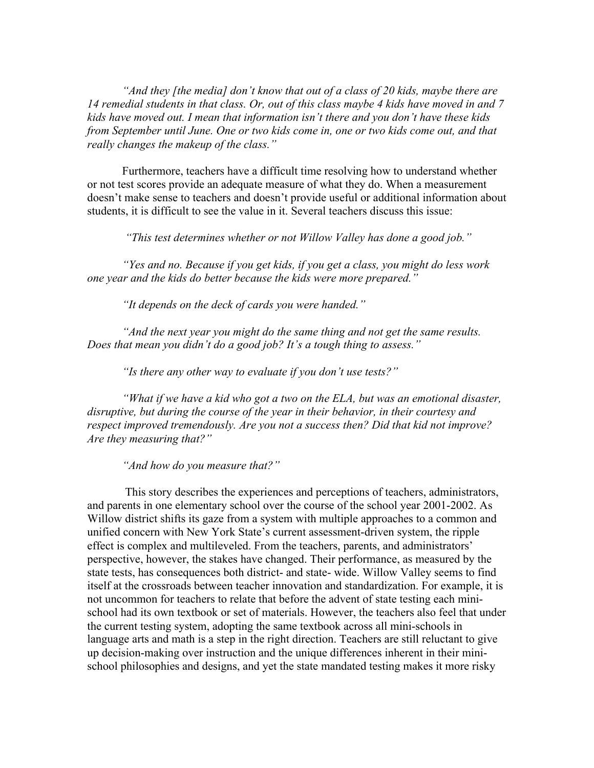*"And they [the media] don't know that out of a class of 20 kids, maybe there are 14 remedial students in that class. Or, out of this class maybe 4 kids have moved in and 7 kids have moved out. I mean that information isn't there and you don't have these kids from September until June. One or two kids come in, one or two kids come out, and that really changes the makeup of the class."*

Furthermore, teachers have a difficult time resolving how to understand whether or not test scores provide an adequate measure of what they do. When a measurement doesn't make sense to teachers and doesn't provide useful or additional information about students, it is difficult to see the value in it. Several teachers discuss this issue:

*"This test determines whether or not Willow Valley has done a good job."*

*"Yes and no. Because if you get kids, if you get a class, you might do less work one year and the kids do better because the kids were more prepared."*

*"It depends on the deck of cards you were handed."*

*"And the next year you might do the same thing and not get the same results. Does that mean you didn't do a good job? It's a tough thing to assess."*

*"Is there any other way to evaluate if you don't use tests?"*

*"What if we have a kid who got a two on the ELA, but was an emotional disaster, disruptive, but during the course of the year in their behavior, in their courtesy and respect improved tremendously. Are you not a success then? Did that kid not improve? Are they measuring that?"*

*"And how do you measure that?"*

This story describes the experiences and perceptions of teachers, administrators, and parents in one elementary school over the course of the school year 2001-2002. As Willow district shifts its gaze from a system with multiple approaches to a common and unified concern with New York State's current assessment-driven system, the ripple effect is complex and multileveled. From the teachers, parents, and administrators' perspective, however, the stakes have changed. Their performance, as measured by the state tests, has consequences both district- and state- wide. Willow Valley seems to find itself at the crossroads between teacher innovation and standardization. For example, it is not uncommon for teachers to relate that before the advent of state testing each mini-school had its own textbook or set of materials. However, the teachers also feel that under the current testing system, adopting the same textbook across all mini-schools in language arts and math is a step in the right direction. Teachers are still reluctant to give up decision-making over instruction and the unique differences inherent in their mini-school philosophies and designs, and yet the state mandated testing makes it more risky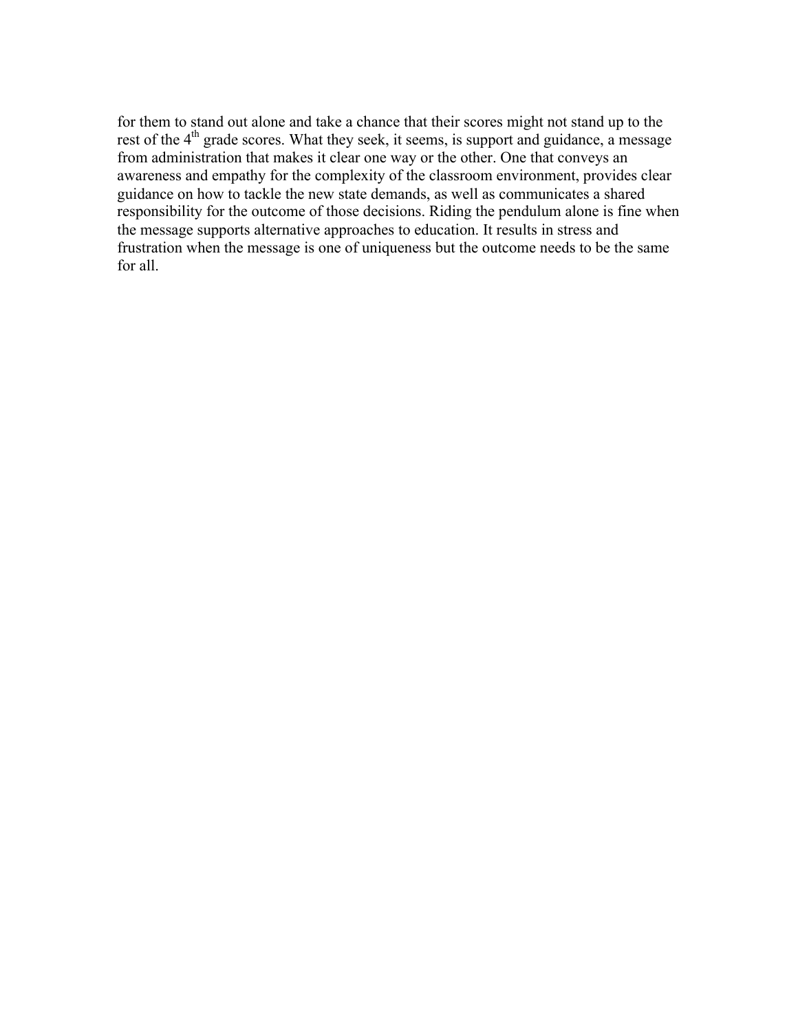for them to stand out alone and take a chance that their scores might not stand up to the rest of the 4th grade scores. What they seek, it seems, is support and guidance, a message from administration that makes it clear one way or the other. One that conveys an awareness and empathy for the complexity of the classroom environment, provides clear guidance on how to tackle the new state demands, as well as communicates a shared responsibility for the outcome of those decisions. Riding the pendulum alone is fine when the message supports alternative approaches to education. It results in stress and frustration when the message is one of uniqueness but the outcome needs to be the same for all.